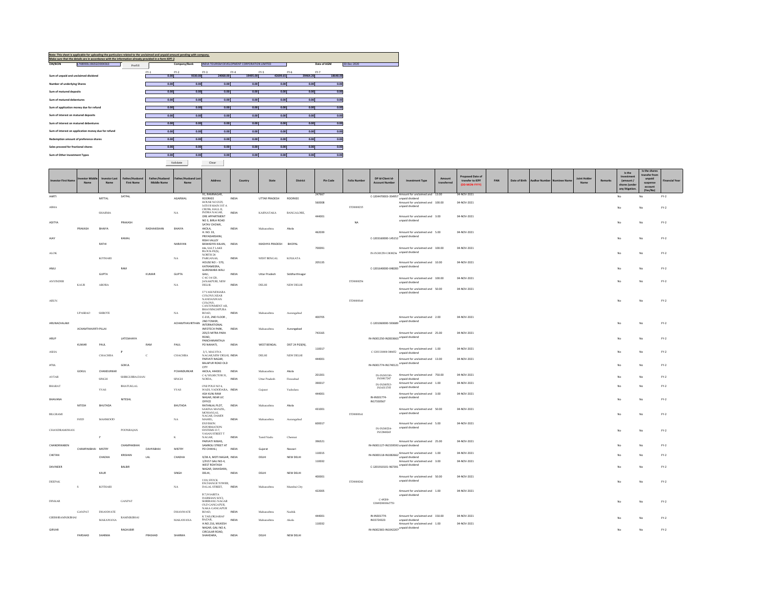Note: This sheet is applicable for uploading the particulars related to the unclaimed and unpaid amount pending with company.
Make sure that the details are in accordance with the information already provided in e-form IEPF-2

| CIN/BCIN | L74899DL1965GOI004363 | Prefill | Company/Bank | INDIA TOURISM DEVELOPMENT CORPORATION LIMITED | Date of AGM | 30-Dec-2020 |
|---|---|---|---|---|---|---|

| | FY-1 | FY-2 | FY-3 | FY-4 | FY-5 | FY-6 | FY-7 |
|---|---|---|---|---|---|---|---|
| Sum of unpaid and unclaimed dividend | 0.00 | 9330.00 | 24068.00 | 19495.00 | 42699.65 | 39464.20 | 18648.00 |
| Number of underlying Shares | 0.00 | 0.00 | 0.00 | 0.00 | 0.00 | 0.00 | 0.00 |
| Sum of matured deposits | 0.00 | 0.00 | 0.00 | 0.00 | 0.00 | 0.00 | 0.00 |
| Sum of matured debentures | 0.00 | 0.00 | 0.00 | 0.00 | 0.00 | 0.00 | 0.00 |
| Sum of application money due for refund | 0.00 | 0.00 | 0.00 | 0.00 | 0.00 | 0.00 | 0.00 |
| Sum of interest on matured deposits | 0.00 | 0.00 | 0.00 | 0.00 | 0.00 | 0.00 | 0.00 |
| Sum of interest on matured debentures | 0.00 | 0.00 | 0.00 | 0.00 | 0.00 | 0.00 | 0.00 |
| Sum of interest on application money due for refund | 0.00 | 0.00 | 0.00 | 0.00 | 0.00 | 0.00 | 0.00 |
| Redemption amount of preference shares | 0.00 | 0.00 | 0.00 | 0.00 | 0.00 | 0.00 | 0.00 |
| Sales proceed for fractional shares | 0.00 | 0.00 | 0.00 | 0.00 | 0.00 | 0.00 | 0.00 |
| Sum of Other Investment Types | 0.00 | 0.00 | 0.00 | 0.00 | 0.00 | 0.00 | 0.00 |

Validate | Clear

| Investor First Name | Investor Middle Name | Investor Last Name | Father/Husband First Name | Father/Husband Middle Name | Father/Husband Last Name | Address | Country | State | District | Pin Code | Folio Number | DP Id-Client Id-Account Number | Investment Type | Amount transferred | Proposed Date of transfer to IEPF (DD-MON-YYYY) | PAN | Date of Birth | Aadhar Number | Nominee Name | Joint Holder Name | Remarks | Is the Investment (amount / shares )under any litigation. | Is the shares transfer from unpaid suspense account (Yes/No) | Financial Year |
|---|---|---|---|---|---|---|---|---|---|---|---|---|---|---|---|---|---|---|---|---|---|---|---|---|
| AARTI | | MITTAL | SATPAL | | AGARWAL | 91, RAMNAGAR, ROORKEE | INDIA | UTTAR PRADESH | ROORKEE | 247667 | | C-1204470003-354957 | Amount for unclaimed and unpaid dividend | 13.00 | 04-NOV-2021 | | | | | | | No | No | FY-2 |
| ABHA | | SHARMA | | | NA | HOUSE NO 2125, 16TH B MAIN 1ST A CROSS, HALL II, INDRA NAGAR, | INDIA | KARNATAKA | BANGALORE, | 560008 | ITD0000215 | | Amount for unclaimed and unpaid dividend | 100.00 | 04-NOV-2021 | | | | | | | No | No | FY-2 |
| ADITYA | PRAKASH | BHAIYA | PRAKASH | RADHAKISHAN | BHAIYA | ORE APPARTMENT NO 3, BIRLA ROAD SATAV CHOWK, AKOLA, | INDIA | Maharashtra | Akola | 444001 | NA | | Amount for unclaimed and unpaid dividend | 3.00 | 04-NOV-2021 | | | | | | | No | No | FY-2 |
| AJAY | | RATHI | KAMAL | | NARAYAN | H. NO. 33, PRIYADARSHINI, RISHI VALLEY BAWADIYA KALAN, | INDIA | MADHYA PRADESH | BHOPAL | 462039 | | C-1203160000-145152 | Amount for unclaimed and unpaid dividend | 5.00 | 04-NOV-2021 | | | | | | | No | No | FY-2 |
| ALOK | | KOTHARI | | | NA | 646, SALT LAKE BLOCK-FE(S), NORTH 24 PARGANAS, | INDIA | WEST BENGAL | KOLKATA | 700091 | | IN-IN301250-13838236 | Amount for unclaimed and unpaid dividend | 100.00 | 04-NOV-2021 | | | | | | | No | No | FY-2 |
| ANJU | | GUPTA | RAM | KUMAR | GUPTA | HOUSE NO :- 570, KATRAMEERA, GURDWARA WALI GALI, | INDIA | Uttar Pradesh | Siddharthnagar | 205135 | | C-1201640000-048283 | Amount for unclaimed and unpaid dividend | 10.00 | 04-NOV-2021 | | | | | | | No | No | FY-2 |
| ANVINDER | KAUR | ARORA | | | NA | C-4C-14-120, JANAKPURI, NEW DELHI | INDIA | DELHI | NEW DELHI | | ITD0000254 | | Amount for unclaimed and unpaid dividend | 100.00 | 04-NOV-2021 | | | | | | | No | No | FY-2 |
| ARUN | UPASRAO | SHIROTE | | | NA | 17 VASUNDHARA COLONY,NEAR NANDANWAN COLONY, CANTONMENT AR, BHAVSINGHPURA ROAD, | INDIA | Maharashtra | Aurangabad | | ITD0000160 | | Amount for unclaimed and unpaid dividend | 50.00 | 04-NOV-2021 | | | | | | | No | No | FY-2 |
| ARUNACHALAM | ACHAMTHAVIRTI PILLAI | | | | ACHAMTHAVIRTHAN | C-215, 2ND FLOOR , 2ND TOWER, INTERNATIONAL INFOTECH PARK, | INDIA | Maharashtra | Aurangabad | 400705 | | C-1201060000-593689 | Amount for unclaimed and unpaid dividend | 2.00 | 04-NOV-2021 | | | | | | | No | No | FY-2 |
| ARUP | KUMAR | PAUL | LATESAHAYA | RAM | PAUL | 205/3 MITRA PARA ROAD, PANCHANANTALA PO NAIHATI, | INDIA | WEST BENGAL | DIST 24 PGS(N), | 743165 | | IN-IN301250-IN2833663 | Amount for unclaimed and unpaid dividend | 25.00 | 04-NOV-2021 | | | | | | | No | No | FY-2 |
| ASHA | | CHACHRA | P | C | CHACHRA | 3/1, MALVIYA NAGAR,NEW DELHI, | INDIA | DELHI | NEW DELHI | 110017 | | C-1201130000-389452 | Amount for unclaimed and unpaid dividend | 1.00 | 04-NOV-2021 | | | | | | | No | No | FY-2 |
| ATUL | GOKUL | CHANDURKAR | GOKUL | | PCHANDURKAR | PARVATI NAGAR, BALAPUR ROAD OLD CITY AKOLA, 444001 | INDIA | Maharashtra | Akola | 444001 | | IN-IN301774-IN1740121 | Amount for unclaimed and unpaid dividend | 13.00 | 04-NOV-2021 | | | | | | | No | No | FY-2 |
| AVTAR | | SINGH | SHRIGURBACHAN | | SINGH | C 4/105,SECTOR 31, NOIDA, | INDIA | Uttar Pradesh | Firozabad | 201301 | | IN-IN301330-IN18417247 | Amount for unclaimed and unpaid dividend | 750.00 | 04-NOV-2021 | | | | | | | No | No | FY-2 |
| BHARAT | | VYAS | BHATUKLAL | | VYAS | ONI POLE NO 4, WADI, VADODARA, | INDIA | Gujarat | Vadodara | 390017 | | IN-IN300513-IN14311705 | Amount for unclaimed and unpaid dividend | 1.00 | 04-NOV-2021 | | | | | | | No | No | FY-2 |
| BHAVANA | NITESH | BHUTADA | NITESHL | | BHUTADA | ASH KUNJ RAM NAGAR, NEAR LIC OFFICE RATANLAL PLOT, | INDIA | Maharashtra | Akola | 444001 | | IN-IN301774-IN17330567 | Amount for unclaimed and unpaid dividend | 3.00 | 04-NOV-2021 | | | | | | | No | No | FY-2 |
| BILGRAMI | SYED | MAHMOOD | | | NA | SAKINA MANZIL, MOHANLAL NAGAR, DAMDI MAHEL, | INDIA | Maharashtra | Aurangabad | 431001 | ITD0000161 | | Amount for unclaimed and unpaid dividend | 50.00 | 04-NOV-2021 | | | | | | | No | No | FY-2 |
| CHANDRAMOHAN | | P | POONRAJAN | | K | ENVISION INFORMATION SYSTEMS 13 7, VASAN STREET T NAGAR, | INDIA | Tamil Nadu | Chennai | 600017 | | IN-IN301324-IN12848265 | Amount for unclaimed and unpaid dividend | 5.00 | 04-NOV-2021 | | | | | | | No | No | FY-2 |
| CHANDRIKABEN | CHAMPAKBHAI | MISTRY | CHAMPAKBHAI | DAHYABHAI | MISTRY | PARVATI NIWAS, SAMROLI STREET AT PO CHIKHLI, | INDIA | Gujarat | Navsari | 396521 | | IN-IN301127-IN15559591 | Amount for unclaimed and unpaid dividend | 25.00 | 04-NOV-2021 | | | | | | | No | No | FY-2 |
| CHETAN | | CHADHA | KRISHAN | LAL | CHADHA | 9/38 A, MOTI NAGAR, | INDIA | DELHI | NEW DELHI | 110015 | | IN-IN300118-IN1082662 | Amount for unclaimed and unpaid dividend | 1.00 | 04-NOV-2021 | | | | | | | No | No | FY-2 |
| DAVINDER | | KAUR | BALBIR | | SINGH | 1/9157 GALI NO-4, WEST ROHTASH NAGAR, SHAHDARA, DELHI, | INDIA | DELHI | NEW DELHI | 110032 | | C-1201910101-967391 | Amount for unclaimed and unpaid dividend | 3.00 | 04-NOV-2021 | | | | | | | No | No | FY-2 |
| DEEPAK | S | KOTHARI | | | NA | 1118, STOCK EXCHANGE TOWER, DALAL STREET, | INDIA | Maharashtra | Mumbai City | 400001 | ITD0000242 | | Amount for unclaimed and unpaid dividend | 50.00 | 04-NOV-2021 | | | | | | | No | No | FY-2 |
| DINKAR | GANPAT | DHANWATE | GANPAT | | DHANWATE | B 7/4 SARITA DARSHAN SOCI, SHRIRANG NAGAR OLD GANGAPUR, NAKA GANGAPUR ROAD, | INDIA | Maharashtra | Nashik | 422005 | | C-48208-12048200000067753 | Amount for unclaimed and unpaid dividend | 1.00 | 04-NOV-2021 | | | | | | | No | No | FY-2 |
| GIRISHRAMNIKBHAI | | MAKAWANA | RAMNIKBHAI | | MAKAWANA | K TAILOR,SARAF BAZAR, | INDIA | Maharashtra | Akola | 444001 | | IN-IN301774-IN15724323 | Amount for unclaimed and unpaid dividend | 150.00 | 04-NOV-2021 | | | | | | | No | No | FY-2 |
| GIRVAR | PARSHAD | SHARMA | RAGHUBIR | PRASHAD | SHARMA | H NO 216, MUKESH NAGAR, GALI NO 4, CIRCULAR ROAD, SHAHDARA, | INDIA | DELHI | NEW DELHI | 110032 | | IN-IN302365-IN1042207 | Amount for unclaimed and unpaid dividend | 1.00 | 04-NOV-2021 | | | | | | | No | No | FY-2 |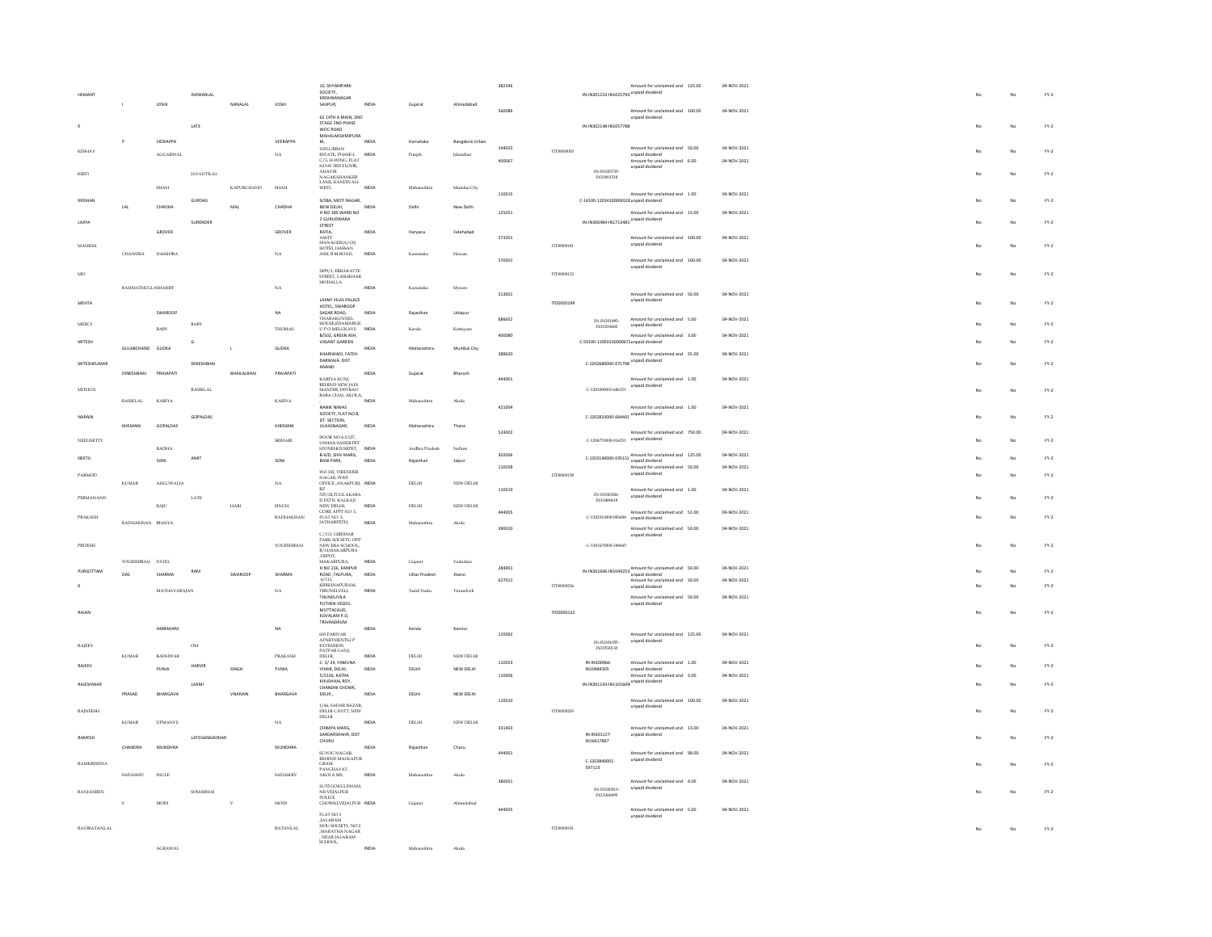| | | | | | | | | | | | | | | | | | |
|---|---|---|---|---|---|---|---|---|---|---|---|---|---|---|---|---|---|
| HEMANT | I | JOSHI | ISHWARLAL | NANALAL | JOSHI | 10, SHYAMPARK SOCIETY, KRISHNANAGAR SAIJPUR, | INDIA | Gujarat | Ahmedabad | 382346 | | IN-IN301233-IN1025793 | Amount for unclaimed and unpaid dividend | 125.00 | 04-NOV-2021 | No | No | FY-2 |
| K | P | SIDDAPPA | LATE | | VEERAPPA | 62 14TH A MAIN, 2ND STAGE 2ND PHASE WOC ROAD MAHALAKSHMIPURA M, | INDIA | Karnataka | Bangalore Urban | 560086 | | IN-IN302148-IN1057788 | Amount for unclaimed and unpaid dividend | 100.00 | 04-NOV-2021 | No | No | FY-2 |
| KESHAV | | AGGARWAL | | | NA | 1035,URBAN ESTATE, PHASE-I, | INDIA | Punjab | Jalandhar | 144022 | ITD0000003 | | Amount for unclaimed and unpaid dividend | 50.00 | 04-NOV-2021 | No | No | FY-2 |
| KIRTI | | SHAH | JAYANTILAL | KAPURCHAND | SHAH | C/3, H-WING, FLAT NO-81 3RD FLOOR, AHAVIR NAGAR,SHANKER LANE, KANDIVALI-WEST, | INDIA | Maharashtra | Mumbai City | 400067 | | IN-IN303735-IN10001518 | Amount for unclaimed and unpaid dividend | 6.00 | 04-NOV-2021 | No | No | FY-2 |
| KRISHAN | LAL | CHADHA | GURDAS | MAL | CHADHA | 9/38A, MOTI NAGAR, NEW DELHI, | INDIA | Delhi | New Delhi | 110015 | | C-14100-1201410000030 | Amount for unclaimed and unpaid dividend | 1.00 | 04-NOV-2021 | No | No | FY-2 |
| LAXYA | | GROVER | SURENDER | | GROVER | H NO 185 WARD NO 2 GURUDWARA STREET RATIA, | INDIA | Haryana | Fatehabad | 125051 | | IN-IN300484-IN1713481 | Amount for unclaimed and unpaid dividend | 15.00 | 04-NOV-2021 | No | No | FY-2 |
| MAHESH | CHANDRA | DASHORA | | | NA | ASSTT MANAGER(A/CS) HOTEL HASSAN ASH, B M ROAD, | INDIA | Karnataka | Hassan | 573201 | ITD0000181 | | Amount for unclaimed and unpaid dividend | 100.00 | 04-NOV-2021 | No | No | FY-2 |
| MD | | RAHMATHULLASHARIFF | | | NA | 2459/1, ERRAKATTE STREET, LASHKHAR MOHALLA | INDIA | Karnataka | Mysore | 570001 | ITD0000123 | | Amount for unclaimed and unpaid dividend | 100.00 | 04-NOV-2021 | No | No | FY-2 |
| MEHTA | | SWAROOP | | | NA | LAXMI VILAS PALACE HOTEL, SWAROOP SAGAR ROAD, | INDIA | Rajasthan | Udaipur | 313001 | ITD0000199 | | Amount for unclaimed and unpaid dividend | 50.00 | 04-NOV-2021 | No | No | FY-2 |
| MERCY | | BABY | BABY | | THOMAS | THARAKUNNEL HOUSE,EDAMARUK U P O MELUKAVU | INDIA | Kerala | Kottayam | 686652 | | IN-IN301895-IN10318682 | Amount for unclaimed and unpaid dividend | 5.00 | 04-NOV-2021 | No | No | FY-2 |
| MITESH | GULABCHAND | GUDKA | G | L | GUDKA | B/502, GREEN ASH, VASANT GARDEN | INDIA | Maharashtra | Mumbai City | 400080 | | C-59100-1205910000067 | Amount for unclaimed and unpaid dividend | 3.00 | 04-NOV-2021 | No | No | FY-2 |
| MITESHKUMAR | DINESHBHAI | PRAJAPATI | DINESHBHAI | BHAILALBHAI | PRAJAPATI | KHARIWADI, FATEH DARWAJA, DIST ANAND | INDIA | Gujarat | Bharuch | 388620 | | C-1202680000-071798 | Amount for unclaimed and unpaid dividend | 25.00 | 04-NOV-2021 | No | No | FY-2 |
| MITHUN | RASIKLAL | KARIYA | RASIKLAL | | KARIYA | KARIYA KUNJ, BEHIND NEW JAIN MANDIR, DEVRAO BABA CHAL AKOLA, . | INDIA | Maharashtra | Akola | 444001 | | C-1201090001-686151 | Amount for unclaimed and unpaid dividend | 1.00 | 04-NOV-2021 | No | No | FY-2 |
| NARAIN | KHEMANI | GOPALDAS | GOPALDAS | | KHEMANI | NANIK NIWAS SOCIETY, FLAT NO;8, DT. SECTION, ULHASNAGAR, | INDIA | Maharashtra | Thane | 421004 | | C-1202810000-064401 | Amount for unclaimed and unpaid dividend | 1.00 | 04-NOV-2021 | No | No | FY-2 |
| NEELISETTY | | RADHA | | | SRIHARI | DOOR NO 4-2-127, USMAN SAHEB PET STONEHOUSEPET, | INDIA | Andhra Pradesh | Nellore | 524002 | | C-1204770000-016231 | Amount for unclaimed and unpaid dividend | 750.00 | 04-NOV-2021 | No | No | FY-2 |
| NEETU | | SONI | AMIT | | SONI | B-4/D, SHIV MARG, BANI PARK, | INDIA | Rajasthan | Jaipur | 302006 | | C-1203140000-035151 | Amount for unclaimed and unpaid dividend | 125.00 | 04-NOV-2021 | No | No | FY-2 |
| PARMOD | KUMAR | AHLUWALIA | | | NA | WZ-182, VIRENDER NAGAR, POST OFFICE, ANAKPURI, | INDIA | DELHI | NEW DELHI | 110058 | ITD0000158 | | Amount for unclaimed and unpaid dividend | 50.00 | 04-NOV-2021 | No | No | FY-2 |
| PERMANAND | | RAJU | LATE | HARI | SINGH | RZ 535/24,TUGLAKABA D EXTN. KALKAJI NEW DELHI, | INDIA | DELHI | NEW DELHI | 110019 | | IN-IN300206-IN10489618 | Amount for unclaimed and unpaid dividend | 1.00 | 04-NOV-2021 | No | No | FY-2 |
| PRAKASH | RADHAKISAN | BHAIYA | | | RADHAKISAN | GORE APPT NO 3, FLAT NO. 3, JATHARPETH, | INDIA | Maharashtra | Akola | 444005 | | C-1302310000-085694 | Amount for unclaimed and unpaid dividend | 51.00 | 04-NOV-2021 | No | No | FY-2 |
| PRITESH | YOGESHBHAI | PATEL | | | YOGESHBHAI | C/113, GIRDHAR PARK SOCIETY, OPP. NEW ERA SCHOOL, B/H,MAKARPURA ,DEPOT, MAKARPURA, | INDIA | Gujarat | Vadodara | 390010 | | C-1301670000-349445 | Amount for unclaimed and unpaid dividend | 50.00 | 04-NOV-2021 | No | No | FY-2 |
| PURSOTTAM | DAS | SHARMA | RAM | SWAROOP | SHARMA | H NO 216, KANPUR ROAD ,TALPURA, | INDIA | Uttar Pradesh | Jhansi | 284001 | | IN-IN301696-IN1049253 | Amount for unclaimed and unpaid dividend | 50.00 | 04-NOV-2021 | No | No | FY-2 |
| R | | MATHAVARAJAN | | | NA | 4/111, KRISHNAPURAM, TIRUNELVELI, | INDIA | Tamil Nadu | Tirunelveli | 627011 | ITD0000226 | | Amount for unclaimed and unpaid dividend | 50.00 | 04-NOV-2021 | No | No | FY-2 |
| RAJAN | | AMBAHAM | | | NA | THUNDUVILA PUTHEN VEEDU, MUTTACAUD, KOVALAM P.O, TRIVANDRUM | INDIA | Kerala | Kannur | | ITD0000132 | | Amount for unclaimed and unpaid dividend | 50.00 | 04-NOV-2021 | No | No | FY-2 |
| RAJEEV | KUMAR | BADHWAR | OM | | PRAKASH | 619 PARIVAR APARTMENTS I P EXTENSION PATPAR GANJ, DELHI, | INDIA | DELHI | NEW DELHI | 110092 | | IN-IN301055-IN10530130 | Amount for unclaimed and unpaid dividend | 125.00 | 04-NOV-2021 | No | No | FY-2 |
| RAJEEV | | PUNIA | HARVIR | SINGH | PUNIA | C- 2/ 24, YAMUNA VIHAR, DELHI, | INDIA | DELHI | NEW DELHI | 110053 | | IN-IN300966-IN10484305 | Amount for unclaimed and unpaid dividend | 1.00 | 04-NOV-2021 | No | No | FY-2 |
| RAJESHWAR | PRASAD | BHARGAVA | LAXMI | VNARAIN | BHARGAVA | 5/2226, KATRA KHUSHHAL ROY, CHANDNI CHOWK, DELHI , | INDIA | DELHI | NEW DELHI | 110006 | | IN-IN301143-IN1101609 | Amount for unclaimed and unpaid dividend | 3.00 | 04-NOV-2021 | No | No | FY-2 |
| RAJNEESH | KUMAR | UPMANYU | | | NA | 1/46, SADAR BAZAR, DELHI CANTT, NEW DELHI | INDIA | DELHI | NEW DELHI | 110010 | ITD0000203 | | Amount for unclaimed and unpaid dividend | 100.00 | 04-NOV-2021 | No | No | FY-2 |
| RAMESH | CHANDRA | MUNDHRA | LATEGANGADHAR | | MUNDHRA | CHMPA MARG, SARDARSHAHR, DIST CHURU | INDIA | Rajasthan | Churu | 331403 | | IN-IN301127-IN16617867 | Amount for unclaimed and unpaid dividend | 13.00 | 04-NOV-2021 | No | No | FY-2 |
| RAMKRISHNA | SADASHIV | INGLE | | | SADASHIV | SUYOG NAGAR, BEHIND MALKAPUR GRAM PANCHAYAT, AKOLA MS, | INDIA | Maharashtra | Akola | 444001 | | C-1203840001-597113 | Amount for unclaimed and unpaid dividend | 98.00 | 04-NOV-2021 | No | No | FY-2 |
| RANJANBEN | S | MODI | SOMABHAI | V | MODI | H/55 GOKULDHAM, NR VEJALPUR POLICE CHOWKI,VEJALPUR | INDIA | Gujarat | Ahmedabad | 380051 | | IN-IN300513-IN13368495 | Amount for unclaimed and unpaid dividend | 4.00 | 04-NOV-2021 | No | No | FY-2 |
| RAVIRATANLAL | | AGRAWAL | | | RATANLAL | FLAT NO.3 ,JALARAM HOU.SOCIETY, NO.2 ,MARATHA NAGAR , NEAR JALARAM SCHOOL, | INDIA | Maharashtra | Akola | 444005 | ITD0000331 | | Amount for unclaimed and unpaid dividend | 5.00 | 04-NOV-2021 | No | No | FY-2 |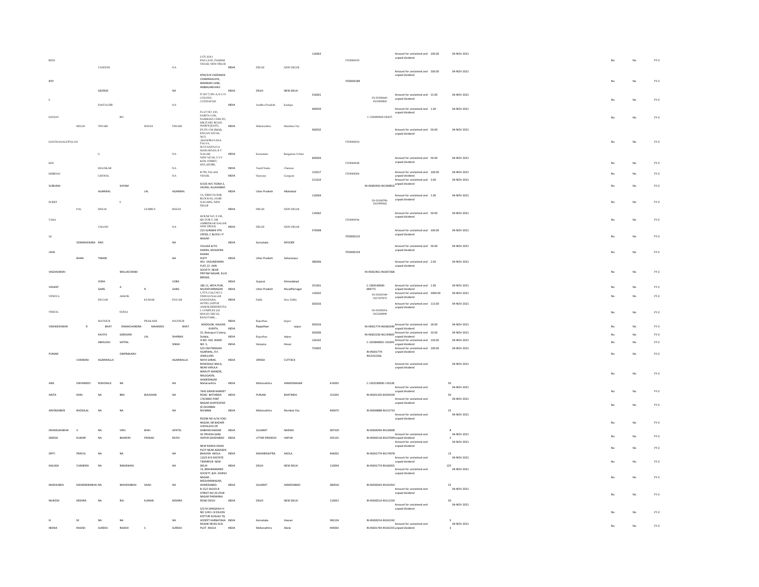| | | | | | | | | | | | | | | | | | | |
|---|---|---|---|---|---|---|---|---|---|---|---|---|---|---|---|---|---|---|
| RENI | | TANDON | | | NA | J-175, B B I ENCLAVE, PASHIM VIHAR, NEW DELHI | INDIA | DELHI | NEW DELHI | 110063 | ITD0000193 | | Amount for unclaimed and unpaid dividend | 100.00 | 04-NOV-2021 | No | No | FY-2 |
| ROY | | GEORGE | | | NA | KPXI/310 VADDAKKE CHAMAKALAYIL, MANNADI LANE, AMBALAMUKKU | INDIA | DELHI | NEW DELHI | | ITD0000189 | | Amount for unclaimed and unpaid dividend | 100.00 | 04-NOV-2021 | No | No | FY-2 |
| S | | DASTAGIRI | | | NA | D NO 7/451-A,N G O COLONY, CUDDAPAH | INDIA | Andhra Pradesh | Kadapa | 516001 | | IN-IN248469-IN10892803 | Amount for unclaimed and unpaid dividend | 15.00 | 04-NOV-2021 | No | No | FY-2 |
| SANJAY | SINGH | TIWARI | RN | SINGH | TIWARI | FLAT NO. 410, SARITA LOK, DARSHAN CHSLTD, MILITARY ROAD, MAROL(EAST), | INDIA | Maharashtra | Mumbai City | 400059 | | C-12028900001-320475 | Amount for unclaimed and unpaid dividend | 1.00 | 04-NOV-2021 | No | No | FY-2 |
| SANTHANAGOPALAN | | G | | | NA | EX DY GM (E&M), ENGAN NIVAS, 38/5, ,MANORAYANA PALYA, SULTANPALYA MAIN ROAD, R T NAGAR, | INDIA | Karnataka | Bangalore Urban | 560032 | ITD0000214 | | Amount for unclaimed and unpaid dividend | 50.00 | 04-NOV-2021 | No | No | FY-2 |
| SHV | | SHANKAR | | | NA | NEW NO.68, V S V KOIL STREET, MYLAPORE, | INDIA | Tamil Nadu | Chennai | 600004 | ITD0000198 | | Amount for unclaimed and unpaid dividend | 50.00 | 04-NOV-2021 | No | No | FY-2 |
| SHIBDAS | | GHOSAL | | | NA | B-79, PALAM VIHAR, | INDIA | Haryana | Gurgaon | 122017 | ITD0000200 | | Amount for unclaimed and unpaid dividend | 100.00 | 04-NOV-2021 | No | No | FY-2 |
| SUBHASH | | AGARWAL | SHYAM | LAL | AGARWAL | 9/103 AVC YOJNA 3, JHUNSI, ALLAHABAD | INDIA | Uttar Pradesh | Allahabad | 211019 | | IN-IN300450-IN1399853 | Amount for unclaimed and unpaid dividend | 3.00 | 04-NOV-2021 | No | No | FY-2 |
| SURJIT | PAL | SINGH | S | GURBUX | SINGH | 7A, FIRST FLOOR, BLOCK-EL, HARI NAGARN, NEW DELHI | INDIA | DELHI | NEW DELHI | 110064 | | IN-IN240708-IN10599562 | Amount for unclaimed and unpaid dividend | 1.00 | 04-NOV-2021 | No | No | FY-2 |
| TARA | | CHAND | | | NA | HOUSE NO. F-138, SECTOR V, DR AMBEDKAR NAGAR NEW DELHI, | INDIA | DELHI | NEW DELHI | 110062 | ITD0000196 | | Amount for unclaimed and unpaid dividend | 50.00 | 04-NOV-2021 | No | No | FY-2 |
| UJ | SOMASHEKARA | RAO | | | NA | 223 SURABHI 9TH CROSS, C BLOCK J P NAGAR | INDIA | Karnataka | MYSORE | 570008 | ITD0000125 | | Amount for unclaimed and unpaid dividend | 100.00 | 04-NOV-2021 | No | No | FY-2 |
| UDAI | BHAN | TIWARI | | | NA | VILLAGE & PO DADRA, MUSAFIRA KHANA DISTT | INDIA | Uttar Pradesh | Saharanpur | | ITD0000159 | | Amount for unclaimed and unpaid dividend | 50.00 | 04-NOV-2021 | No | No | FY-2 |
| VAGHAJIBHAI | | VORA | MALUKCHAND | | VORA | 401- VASUNDHARA FLAT,12- JAIN SOCIETY, NEAR PRITAM NAGAR, ELLIS BRIDGE, | INDIA | Gujarat | Ahmedabad | 380006 | | IN-IN302461-IN1007368 | Amount for unclaimed and unpaid dividend | 2.00 | 04-NOV-2021 | No | No | FY-2 |
| VASANT | | GARG | A | R | GARG | 186 11, ARYA PURI, MUZAFFARNAGAR | INDIA | Uttar Pradesh | Muzaffarnagar | 251001 | | C-1304140000-689772 | Amount for unclaimed and unpaid dividend | 1.00 | 04-NOV-2021 | No | No | FY-2 |
| VIDHYA | | DUGAR | ASHOK | KUMAR | DUGAR | 1/57A GALI NO 3, VISWAS NAGAR SAHADARA, | INDIA | Delhi | New Delhi | 110032 | | IN-IN301549-IN17475072 | Amount for unclaimed and unpaid dividend | 2000.00 | 04-NOV-2021 | No | No | FY-2 |
| VISHAL | | MATHUR | SURAJ | PRAKASH | MATHUR | HOTEL JAIPUR ASHOK,RESIDENTIAL COMPLEX JAI SINGH CIRCLE, BANI PARK, , | INDIA | Rajasthan | Jaipur | 302016 | | IN-IN301024-IN12438990 | Amount for unclaimed and unpaid dividend | 113.00 | 04-NOV-2021 | No | No | FY-2 |
| VISHWESHWAR | R | BHAT | RAMACHANDRA | MAHADEV | BHAT | MADGUNI, HALKAR, KUMTA, | INDIA | Rajasthan | Jaipur | 302016 | | IN-IN301774-IN10603492 | Amount for unclaimed and unpaid dividend | 18.00 | 04-NOV-2021 | No | No | FY-2 |
| | | KAVITA | GIRDHARI | LAL | SHARMA | 31, Ratnapuri Colony, Sodala, | INDIA | Rajasthan | Jaipur | 302006 | | IN-IN302236-IN1194005 | Amount for unclaimed and unpaid dividend | 10.00 | 04-NOV-2021 | No | No | FY-2 |
| | | ABHILASH | SATPAL | | SINGH | H NO. 439, WARD NO. 5, | INDIA | Haryana | Hissar | 126102 | | C-1203840001-531693 | Amount for unclaimed and unpaid dividend | 150.00 | 04-NOV-2021 | No | No | FY-2 |
| PUNAM | CHANDRA | AGARWALLA | OMPRAKADH | | AGARWALLA | S/O OM PRAKASH AGARWAL, R K JEWELLERS NAYA SARAK, | INDIA | ORISSA | CUTTACK | 753002 | | IN-IN301774-IN13252266 | Amount for unclaimed and unpaid dividend | 100.00 | 04-NOV-2021 | No | No | FY-2 |
| ANIL | DNYANDEO | ROHOKALE | NA | | NA | ROHOKALE MALA, NEAR VARULA MARUTI MANDIR, NALEGAON, AHMEDNAGAR Maharashtra | INDIA | Maharashtra | AHMEDNAGAR | 414001 | | C-1302190000-135528 | Amount for unclaimed and unpaid dividend | 50 | 04-NOV-2021 | No | No | FY-2 |
| ANITA | RANI | NA | BRIJ | BHUSHAN | NA | 7645 GRAIN MARKET ROAD BATHINDA | INDIA | PUNJAB | BHATINDA | 151001 | | IN-IN301330-IN204339 | Amount for unclaimed and unpaid dividend | 50 | 04-NOV-2021 | No | No | FY-2 |
| ARVINDABEN | BHOGILAL | NA | NA | | NA | 176/4892 PANT NAGAR GHATKOPAR (E) MUMBAI MUMBAI | INDIA | Maharashtra | Mumbai City | 400075 | | IN-IN300888-IN131733 | Amount for unclaimed and unpaid dividend | 25 | 04-NOV-2021 | No | No | FY-2 |
| DHANSUKHBHAI | V | NA | VRIJ | BHAI | GPATEL | ROOM NO A/16 YOGI NAGAR, NR BADHIR VIDYALAYA OP DABHAN NADIAD | INDIA | GUJARAT | NADIAD | 387320 | | IN-IN300394-IN126838 | Amount for unclaimed and unpaid dividend | 8 | 04-NOV-2021 | No | No | FY-2 |
| DINESH | KUMAR | NA | BHARON | PRASAD | RATHI | 30 TRIVENI GANJ HAPUR GHAZIABAD | INDIA | UTTAR PRADESH | HAPUR | 245101 | | IN-IN300118-IN107049 | Amount for unclaimed and unpaid dividend | 5 | 04-NOV-2021 | No | No | FY-2 |
| DIPTI | PRAFUL | NA | NA | | NA | NEW RADHA KISAN PLOT NEAR AGRASEN BHAVAN AKOLA | INDIA | MAHARASHTRA | AKOLA | 444001 | | IN-IN301774-IN174978 | Amount for unclaimed and unpaid dividend | 13 | 04-NOV-2021 | No | No | FY-2 |
| KAILASH | CHANDRA | NA | RAMJIWAN | | NA | 110/3 B D EASTATE TIMARPUR NEW DELHI | INDIA | DELHI | NEW DELHI | 110054 | | IN-IN301774-IN166955 | Amount for unclaimed and unpaid dividend | 125 | 04-NOV-2021 | No | No | FY-2 |
| MADHUBEN | MAHENDRABHAI | NA | MAHESHBHAI | SHAH | NA | 15, BRAHMANAND SOCIETY, B/H. ASHISH NAGAR , MEGHANINAGAR, AHMEDABAD. | INDIA | GUJARAT | AHMEDABAD | 380016 | | IN-IN300343-IN101054 | Amount for unclaimed and unpaid dividend | 25 | 04-NOV-2021 | No | No | FY-2 |
| MUKESH | MISHRA | NA | RAJ | KUMAR | MISHRA | B-15/1 BLOCK B STREET NO 20 JITAR NAGAR PARWANA ROAD DELHI | INDIA | DELHI | NEW DELHI | 110051 | | IN-IN300214-IN121334 | Amount for unclaimed and unpaid dividend | 50 | 04-NOV-2021 | No | No | FY-2 |
| N | M | NA | NA | | NA | S/O M SANGAIAH H NO 1243 L B EXLION KOTTUR KUDLIGI TQ HOSPET KARNATAKA | INDIA | Karnataka | Hassan | 583134 | | IN-IN300214-IN162242 | Amount for unclaimed and unpaid dividend | 5 | 04-NOV-2021 | No | No | FY-2 |
| NEENA | RAJESH | SUREKA | RAJESH | S | SUREKA | RAJANI NIVAS ALSI PLOT AKOLA | INDIA | Maharashtra | Akola | 444001 | | IN-IN301774-IN165255 | Amount for unclaimed and unpaid dividend | 3 | | No | No | FY-2 |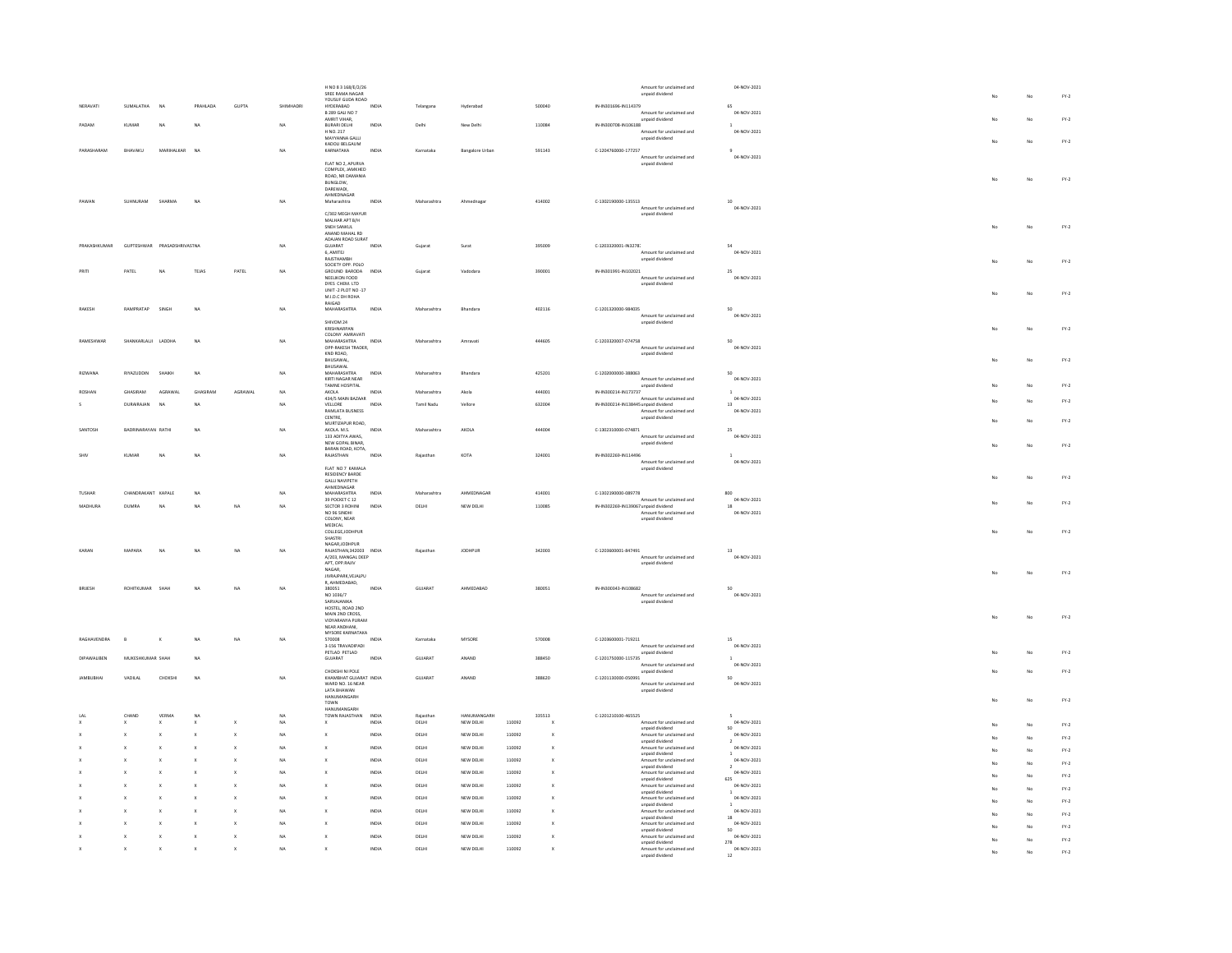| | | | | | | | | | | | | | | | | | | |
|---|---|---|---|---|---|---|---|---|---|---|---|---|---|---|---|---|---|---|
| NERAVATI | SUMALATHA | NA | PRAHLADA | GUPTA | SHIMHADRI | H NO 8 3 168/E/2/26 SREE RAMA NAGAR YOUSUF GUDA ROAD HYDERABAD | INDIA | Telangana | Hyderabad | | 500040 | IN-IN301696-IN114379 | Amount for unclaimed and unpaid dividend | 65 | 04-NOV-2021 | No | No | FY-2 |
| PADAM | KUMAR | NA | NA | | NA | B 289 GALI NO 7 AMRIT VIHAR, BURARI DELHI | INDIA | Delhi | New Delhi | | 110084 | IN-IN300708-IN106188 | Amount for unclaimed and unpaid dividend | 1 | 04-NOV-2021 | No | No | FY-2 |
| PARASHARAM | BHAVAKU | MARIHALKAR | NA | | NA | H NO. 217 MAYYANNA GALLI KADOLI BELGAUM KARNATAKA | INDIA | Karnataka | Bangalore Urban | | 591143 | C-1204760000-177257 | Amount for unclaimed and unpaid dividend | 9 | 04-NOV-2021 | No | No | FY-2 |
| PAWAN | SUHNURAM | SHARMA | NA | | NA | FLAT NO 2, APURVA COMPLEX, JAMKHED ROAD, NR DAMANIA BUNGLOW, DAREWADI, AHMEDNAGAR Maharashtra | INDIA | Maharashtra | Ahmednagar | | 414002 | C-1302190000-135513 | Amount for unclaimed and unpaid dividend | 10 | 04-NOV-2021 | No | No | FY-2 |
| PRAKASHKUMAR | GUPTESHWAR | PRASADSHRIVASTNA | | | NA | C/302 MEGH MAYUR MALHAR APT B/H SNEH SANKUL ANAND MAHAL RD ADAJAN ROAD SURAT GUJARAT | INDIA | Gujarat | Surat | | 395009 | C-1203320001-IN3278: | Amount for unclaimed and unpaid dividend | 54 | 04-NOV-2021 | No | No | FY-2 |
| PRITI | PATEL | NA | TEJAS | PATEL | NA | 6, AMITEJ RAJSTHAMBH SOCIETY OPP. POLO GROUND BARODA | INDIA | Gujarat | Vadodara | | 390001 | IN-IN301991-IN102021 | Amount for unclaimed and unpaid dividend | 25 | 04-NOV-2021 | No | No | FY-2 |
| RAKESH | RAMPRATAP | SINGH | NA | | NA | NEELIKON FOOD DYES CHEM. LTD UNIT -2 PLOT NO -17 M.I.D.C DH ROHA RAIGAD MAHARASHTRA | INDIA | Maharashtra | Bhandara | | 402116 | C-1201320000-984035 | Amount for unclaimed and unpaid dividend | 50 | 04-NOV-2021 | No | No | FY-2 |
| RAMESHWAR | SHANKARLALJI | LADDHA | NA | | NA | SHIVOM 24 KRISHNARPAN COLONY AMRAVATI MAHARASHTRA | INDIA | Maharashtra | Amravati | | 444605 | C-1203320007-074758 | Amount for unclaimed and unpaid dividend | 50 | 04-NOV-2021 | No | No | FY-2 |
| RIZWANA | RIYAZUDDIN | SHAIKH | NA | | NA | OPP-RAKESH TRADER, END ROAD, BHUSAWAL, BHUSAWAL MAHARASHTRA | INDIA | Maharashtra | Bhandara | | 425201 | C-1202000000-388063 | Amount for unclaimed and unpaid dividend | 50 | 04-NOV-2021 | No | No | FY-2 |
| ROSHAN | GHASIRAM | AGRAWAL | GHASIRAM | AGRAWAL | NA | KIRTI NAGAR NEAR TAMNE HOSPITAL AKOLA | INDIA | Maharashtra | Akola | | 444001 | IN-IN300214-IN173737 | Amount for unclaimed and unpaid dividend | 1 | 04-NOV-2021 | No | No | FY-2 |
| S | DURAIRAJAN | NA | NA | | NA | 434/5 MAIN BAZAAR VELLORE | INDIA | Tamil Nadu | Vellore | | 632004 | IN-IN300214-IN138445 | Amount for unclaimed and unpaid dividend | 13 | 04-NOV-2021 | No | No | FY-2 |
| SANTOSH | BADRINARAYAN | RATHI | NA | | NA | RAMLATA BUSNESS CENTRE, MURTIZAPUR ROAD, AKOLA. M.S. | INDIA | Maharashtra | AKOLA | | 444004 | C-1302310000-074871 | Amount for unclaimed and unpaid dividend | 25 | 04-NOV-2021 | No | No | FY-2 |
| SHIV | KUMAR | NA | NA | | NA | 133 ADITYA AWAS, NEW GOPAL BINAR, BARAN ROAD, KOTA, RAJASTHAN | INDIA | Rajasthan | KOTA | | 324001 | IN-IN302269-IN114496 | Amount for unclaimed and unpaid dividend | 1 | 04-NOV-2021 | No | No | FY-2 |
| TUSHAR | CHANDRAKANT | KAPALE | NA | | NA | FLAT NO 7 KAMALA RESIDENCY BARDE GALLI NAVIPETH AHMEDNAGAR MAHARASHTRA | INDIA | Maharashtra | AHMEDNAGAR | | 414001 | C-1302190000-089778 | Amount for unclaimed and unpaid dividend | 800 | 04-NOV-2021 | No | No | FY-2 |
| MADHURA | DUMRA | NA | NA | NA | NA | 39 POCKET C 12 SECTOR 3 ROHINI | INDIA | DELHI | NEW DELHI | | 110085 | IN-IN302269-IN139067 | Amount for unclaimed and unpaid dividend | 18 | 04-NOV-2021 | No | No | FY-2 |
| KARAN | MAPARA | NA | NA | NA | NA | NO 96 SINDHI COLONY, NEAR MEDICAL COLLEGE,JODHPUR SHASTRI NAGAR,JODHPUR RAJASTHAN,342003 | INDIA | Rajasthan | JODHPUR | | 342003 | C-1203600001-847491 | Amount for unclaimed and unpaid dividend | 13 | 04-NOV-2021 | No | No | FY-2 |
| BRIJESH | ROHITKUMAR | SHAH | NA | NA | NA | A/203, MANGAL DEEP APT, OPP.RAJIV NAGAR, JIVRAJPARK,VEJALPU R, AHMEDABAD, 380051 | INDIA | GUJARAT | AHMEDABAD | | 380051 | IN-IN300343-IN108682 | Amount for unclaimed and unpaid dividend | 50 | 04-NOV-2021 | No | No | FY-2 |
| RAGHAVENDRA | B | K | NA | NA | NA | NO 1036/7 SARVAJANIKA HOSTEL, ROAD 2ND MAIN 2ND CROSS, VIDYARANYA PURAM NEAR ANDHANI, MYSORE KARNATAKA 570008 | INDIA | Karnataka | MYSORE | | 570008 | C-1203600001-719211 | Amount for unclaimed and unpaid dividend | 15 | 04-NOV-2021 | No | No | FY-2 |
| DIPAWALIBEN | MUKESHKUMAR | SHAH | NA | | NA | 3-156 TRAVADIPADI PETLAD PETLAD GUJARAT | INDIA | GUJARAT | ANAND | | 388450 | C-1201750000-115735 | Amount for unclaimed and unpaid dividend | 1 | 04-NOV-2021 | No | No | FY-2 |
| JAMBUBHAI | VADILAL | CHOKSHI | NA | | NA | CHOKSHI NI POLE KHAMBHAT GUJARAT | INDIA | GUJARAT | ANAND | | 388620 | C-1201130000-050991 | Amount for unclaimed and unpaid dividend | 50 | 04-NOV-2021 | No | No | FY-2 |
| LAL | CHAND | VERMA | NA | | NA | WARD NO. 16 NEAR LATA BHAWAN HANUMANGARH TOWN HANUMANGARH TOWN RAJASTHAN | INDIA | Rajasthan | HANUMANGARH | | 335513 | C-1201210100-465525 | Amount for unclaimed and unpaid dividend | 5 | 04-NOV-2021 | No | No | FY-2 |
| X | X | X | X | X | NA | X | INDIA | DELHI | NEW DELHI | 110092 | X | | Amount for unclaimed and unpaid dividend | 50 | 04-NOV-2021 | No | No | FY-2 |
| X | X | X | X | X | NA | X | INDIA | DELHI | NEW DELHI | 110092 | X | | Amount for unclaimed and unpaid dividend | 2 | 04-NOV-2021 | No | No | FY-2 |
| X | X | X | X | X | NA | X | INDIA | DELHI | NEW DELHI | 110092 | X | | Amount for unclaimed and unpaid dividend | 1 | 04-NOV-2021 | No | No | FY-2 |
| X | X | X | X | X | NA | X | INDIA | DELHI | NEW DELHI | 110092 | X | | Amount for unclaimed and unpaid dividend | 2 | 04-NOV-2021 | No | No | FY-2 |
| X | X | X | X | X | NA | X | INDIA | DELHI | NEW DELHI | 110092 | X | | Amount for unclaimed and unpaid dividend | 625 | 04-NOV-2021 | No | No | FY-2 |
| X | X | X | X | X | NA | X | INDIA | DELHI | NEW DELHI | 110092 | X | | Amount for unclaimed and unpaid dividend | 1 | 04-NOV-2021 | No | No | FY-2 |
| X | X | X | X | X | NA | X | INDIA | DELHI | NEW DELHI | 110092 | X | | Amount for unclaimed and unpaid dividend | 1 | 04-NOV-2021 | No | No | FY-2 |
| X | X | X | X | X | NA | X | INDIA | DELHI | NEW DELHI | 110092 | X | | Amount for unclaimed and unpaid dividend | 18 | 04-NOV-2021 | No | No | FY-2 |
| X | X | X | X | X | NA | X | INDIA | DELHI | NEW DELHI | 110092 | X | | Amount for unclaimed and unpaid dividend | 50 | 04-NOV-2021 | No | No | FY-2 |
| X | X | X | X | X | NA | X | INDIA | DELHI | NEW DELHI | 110092 | X | | Amount for unclaimed and unpaid dividend | 278 | 04-NOV-2021 | No | No | FY-2 |
| X | X | X | X | X | NA | X | INDIA | DELHI | NEW DELHI | 110092 | X | | Amount for unclaimed and unpaid dividend | 12 | 04-NOV-2021 | No | No | FY-2 |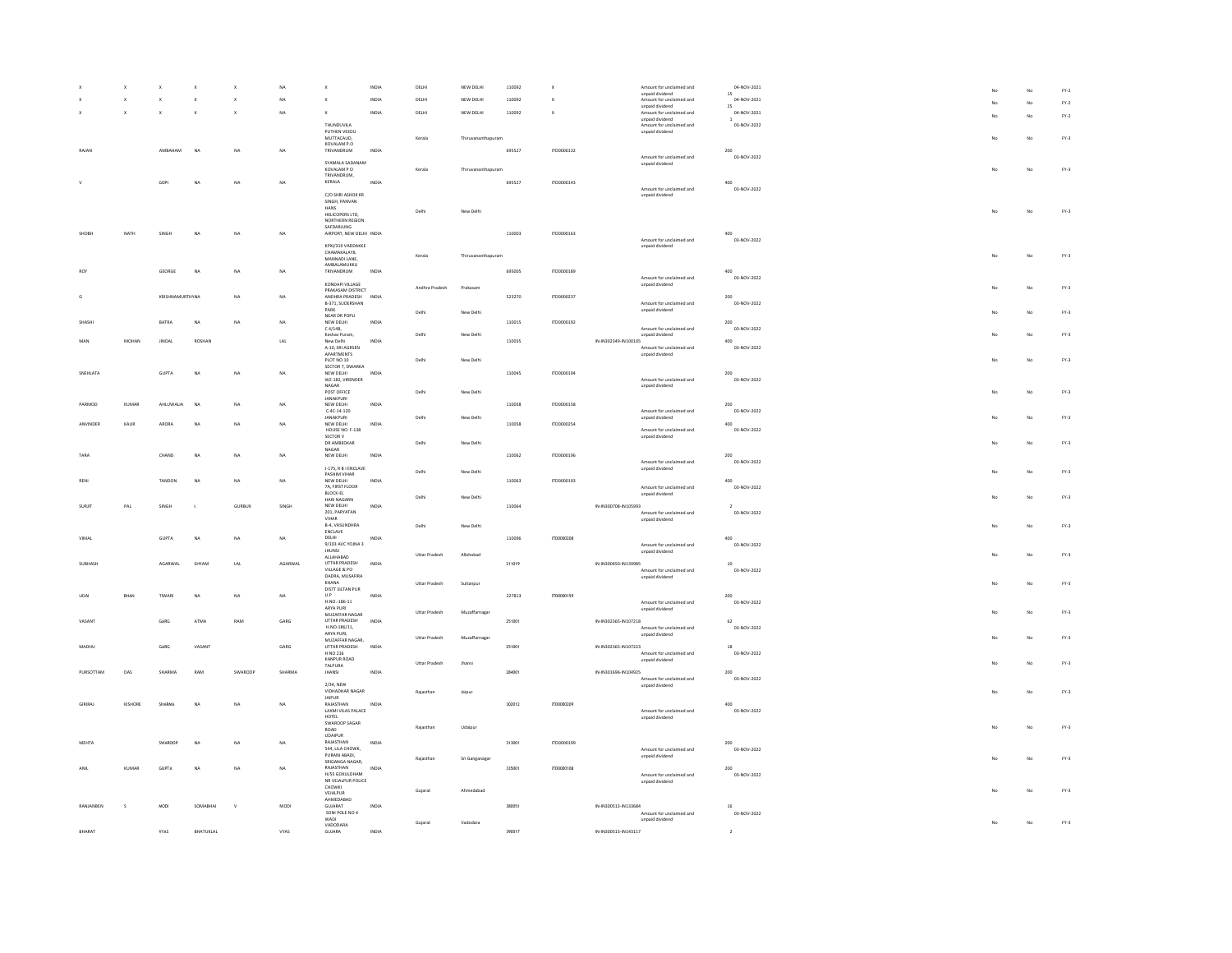| | | | | | | | | | | | | | | | | | | |
|---|---|---|---|---|---|---|---|---|---|---|---|---|---|---|---|---|---|---|
| X | X | X | X | X | NA | X | INDIA | DELHI | NEW DELHI | 110092 | X | | Amount for unclaimed and unpaid dividend | 15 | 04-NOV-2021 | No | No | FY-2 |
| X | X | X | X | X | NA | X | INDIA | DELHI | NEW DELHI | 110092 | X | | Amount for unclaimed and unpaid dividend | 25 | 04-NOV-2021 | No | No | FY-2 |
| X | X | X | X | X | NA | X | INDIA | DELHI | NEW DELHI | 110092 | X | | Amount for unclaimed and unpaid dividend | 1 | 04-NOV-2021 | No | No | FY-2 |
| RAJAN | | AMBAHAM | NA | NA | NA | THUNDUVILA PUTHEN VEEDU MUTTACAUD, KOVALAM P.O TRIVANDRUM | INDIA | Kerala | Thiruvananthapuram | 695527 | ITD0000132 | | Amount for unclaimed and unpaid dividend | 200 | 03-NOV-2022 | No | No | FY-3 |
| V | | GOPI | NA | NA | NA | SYAMALA SADANAM KOVALAM P O TRIVANDRUM, KERALA | INDIA | Kerala | Thiruvananthapuram | 695527 | ITD0000143 | | Amount for unclaimed and unpaid dividend | 400 | 03-NOV-2022 | No | No | FY-3 |
| SHOBH | NATH | SINGH | NA | NA | NA | C/O SHRI ASHOK KR SINGH, PAWVAN HANS HELICOPERS LTD, NORTHERN REGION SAFDARJUNG AIRPORT, NEW DELHI | INDIA | Delhi | New Delhi | 110003 | ITD0000163 | | Amount for unclaimed and unpaid dividend | 400 | 03-NOV-2022 | No | No | FY-3 |
| ROY | | GEORGE | NA | NA | NA | KPXI/319 VADDAKKE CHAMAKALAYIL MANNADI LANE, AMBALAMUKKU TRIVANDRUM | INDIA | Kerala | Thiruvananthapuram | 695005 | ITD0000189 | | Amount for unclaimed and unpaid dividend | 400 | 03-NOV-2022 | No | No | FY-3 |
| G | | KRISHNAMURTHY | NA | NA | NA | KONDAPI VILLAGE PRAKASAM DISTRICT ANDHRA PRADESH | INDIA | Andhra Pradesh | Prakasam | 523270 | ITD0000237 | | Amount for unclaimed and unpaid dividend | 200 | 03-NOV-2022 | No | No | FY-3 |
| SHASHI | | BATRA | NA | NA | NA | B-371, SUDERSHAN PARK NEAR DR POPLI NEW DELHI | INDIA | Delhi | New Delhi | 110015 | ITD0000192 | | Amount for unclaimed and unpaid dividend | 200 | 03-NOV-2022 | No | No | FY-3 |
| MAN | MOHAN | JINDAL | ROSHAN | | LAL | C-4/148, Keshav Puram, New Delhi | INDIA | Delhi | New Delhi | 110035 | | IN-IN302349-IN100105 | Amount for unclaimed and unpaid dividend | 400 | 03-NOV-2022 | No | No | FY-3 |
| SNEHLATA | | GUPTA | NA | NA | NA | A-10, SRI AGRSEN APARTMENTS PLOT NO.10 SECTOR 7, DWARKA NEW DELHI | INDIA | Delhi | New Delhi | 110045 | ITD0000194 | | Amount for unclaimed and unpaid dividend | 200 | 03-NOV-2022 | No | No | FY-3 |
| PARMOD | KUMAR | AHLUWALIA | NA | NA | NA | WZ-182, VIRENDER NAGAR POST OFFICE JANAKPURI NEW DELHI | INDIA | Delhi | New Delhi | 110058 | ITD0000158 | | Amount for unclaimed and unpaid dividend | 200 | 03-NOV-2022 | No | No | FY-3 |
| ANVINDER | KAUR | ARORA | NA | NA | NA | C-4C-14-120 JANAKPURI NEW DELHI | INDIA | Delhi | New Delhi | 110058 | ITD0000254 | | Amount for unclaimed and unpaid dividend | 400 | 03-NOV-2022 | No | No | FY-3 |
| TARA | | CHAND | NA | NA | NA | HOUSE NO. F-138 SECTOR V DR AMBEDKAR NAGAR NEW DELHI | INDIA | Delhi | New Delhi | 110062 | ITD0000196 | | Amount for unclaimed and unpaid dividend | 200 | 03-NOV-2022 | No | No | FY-3 |
| RENI | | TANDON | NA | NA | NA | J-175, R B I ENCLAVE PASHIM VIHAR NEW DELHI | INDIA | Delhi | New Delhi | 110063 | ITD0000193 | | Amount for unclaimed and unpaid dividend | 400 | 03-NOV-2022 | No | No | FY-3 |
| SURJIT | PAL | SINGH | s | GURBUX | SINGH | 7A, FIRST FLOOR BLOCK-EL HARI NAGARN NEW DELHI | INDIA | Delhi | New Delhi | 110064 | | IN-IN300708-IN105993 | Amount for unclaimed and unpaid dividend | 2 | 03-NOV-2022 | No | No | FY-3 |
| VIMAL | | GUPTA | NA | NA | NA | 201, PARIYATAN VIHAR B-4, VASUNDHRA ENCLAVE DELHI | INDIA | Delhi | New Delhi | 110096 | ITD0000208 | | Amount for unclaimed and unpaid dividend | 400 | 03-NOV-2022 | No | No | FY-3 |
| SUBHASH | | AGARWAL | SHYAM | LAL | AGARWAL | 9/103 AVC YOJNA 3 JHUNSI ALLAHABAD UTTAR PRADESH | INDIA | Uttar Pradesh | Allahabad | 211019 | | IN-IN300450-IN139985 | Amount for unclaimed and unpaid dividend | 10 | 03-NOV-2022 | No | No | FY-3 |
| UDAI | BHAN | TIWARI | NA | NA | NA | VILLAGE & PO DADRA, MUSAFIRA KHANA DISTT SILTAN PUR U P | INDIA | Uttar Pradesh | Sultanpur | 227813 | ITD0000159 | | Amount for unclaimed and unpaid dividend | 200 | 03-NOV-2022 | No | No | FY-3 |
| VASANT | | GARG | ATMA | RAM | GARG | H NO -186-11 ARYA PURI MUZAFFAR NAGAR UTTAR PRADESH | INDIA | Uttar Pradesh | Muzaffarnagar | 251001 | | IN-IN302365-IN107218 | Amount for unclaimed and unpaid dividend | 62 | 03-NOV-2022 | No | No | FY-3 |
| MADHU | | GARG | VASANT | | GARG | H.NO-186/11, ARYA PURI, MUZAFFAR NAGAR, UTTAR PRADESH | INDIA | Uttar Pradesh | Muzaffarnagar | 251001 | | IN-IN302365-IN107223 | Amount for unclaimed and unpaid dividend | 18 | 03-NOV-2022 | No | No | FY-3 |
| PURSOTTAM | DAS | SHARMA | RAM | SWAROOP | SHARMA | H NO 218 KANPUR ROAD TALPURA JHANSI | INDIA | Uttar Pradesh | Jhansi | 284001 | | IN-IN301696-IN104925 | Amount for unclaimed and unpaid dividend | 200 | 03-NOV-2022 | No | No | FY-3 |
| GIRIRAJ | KISHORE | SHARMA | NA | NA | NA | 2/34, NEW VIDHADHAR NAGAR JAIPUR RAJASTHAN | INDIA | Rajasthan | Jaipur | 302012 | ITD0000209 | | Amount for unclaimed and unpaid dividend | 400 | 03-NOV-2022 | No | No | FY-3 |
| MEHTA | | SWAROOP | NA | NA | NA | LAXMI VILAS PALACE HOTEL SWAROOP SAGAR ROAD UDAIPUR RAJASTHAN | INDIA | Rajasthan | Udaipur | 313001 | ITD0000199 | | Amount for unclaimed and unpaid dividend | 200 | 03-NOV-2022 | No | No | FY-3 |
| ANIL | KUMAR | GUPTA | NA | NA | NA | 544, LILA CHOWK, PURANI ABADI, SRIGANGA NAGAR, RAJASTHAN | INDIA | Rajasthan | Sri Ganganagar | 335001 | ITD0000108 | | Amount for unclaimed and unpaid dividend | 200 | 03-NOV-2022 | No | No | FY-3 |
| RANJANBEN | S | MODI | SOMABHAI | V | MODI | H/55 GOKULDHAM NR VEJALPUR POLICE CHOWKI VEJALPUR AHMEDABAD GUJARAT | INDIA | Gujarat | Ahmedabad | 380051 | | IN-IN300513-IN133684 | Amount for unclaimed and unpaid dividend | 16 | 03-NOV-2022 | No | No | FY-3 |
| BHARAT | | VYAS | BHATUKLAL | | VYAS | SONI POLE NO 4 WADI VADODARA GUJARA | INDIA | Gujarat | Vadodara | 390017 | | IN-IN300513-IN143117 | | 2 | | | | |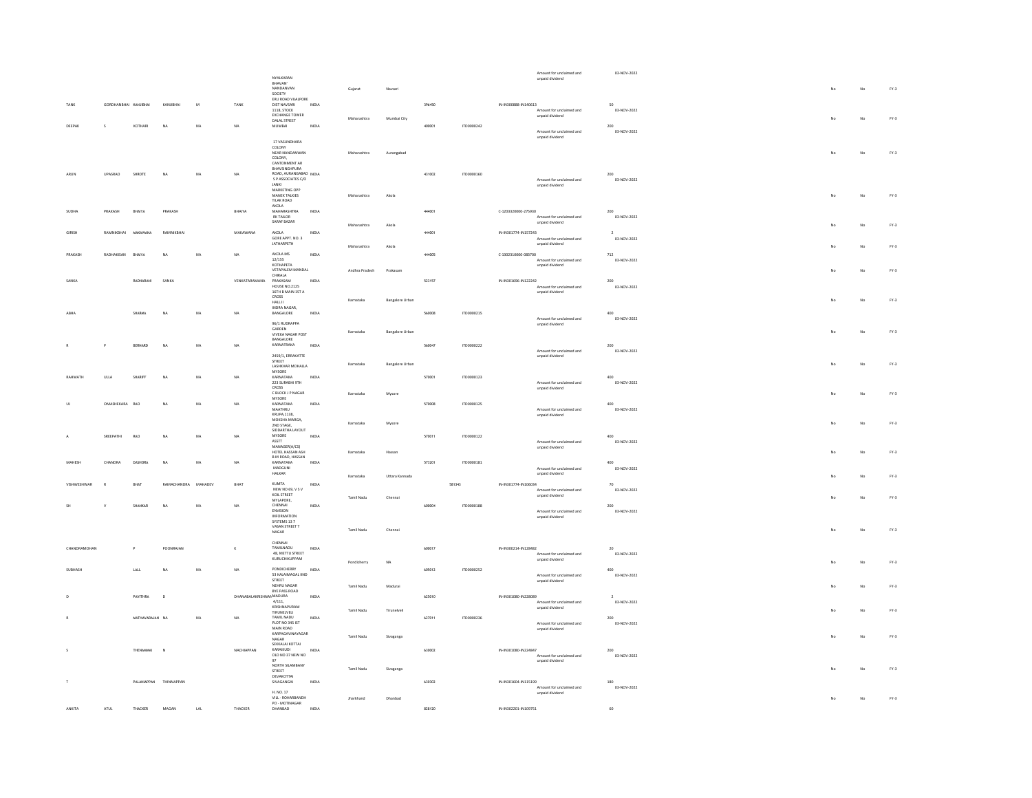| | | | | | | | | | | | | | | | | | | | | |
|---|---|---|---|---|---|---|---|---|---|---|---|---|---|---|---|---|---|---|---|---|
| TANK | GORDHANBHAI | KANJIBHAI | KANJIBHAI | M | TANK | NYALKARAN BHAVAN' NANDANVAN SOCIETY ERU ROAD VIJALPORE DIST NAVSARI | INDIA | Gujarat | Navsari | 396450 | | | IN-IN300888-IN140613 | Amount for unclaimed and unpaid dividend | 50 | 03-NOV-2022 | | No | No | FY-3 |
| DEEPAK | S | KOTHARI | NA | NA | NA | 1118, STOCK EXCHANGE TOWER DALAL STREET MUMBAI | INDIA | Maharashtra | Mumbai City | 400001 | | ITD0000242 | | Amount for unclaimed and unpaid dividend | 200 | 03-NOV-2022 | | No | No | FY-3 |
| ARUN | UPASRAO | SHROTE | NA | NA | NA | 17 VASUNDHARA COLONY NEAR NANDANVAN COLONY, CANTONMENT AR BHAVSINGHPURA ROAD, AURANGABAD | INDIA | Maharashtra | Aurangabad | 431002 | | ITD0000160 | | Amount for unclaimed and unpaid dividend | 200 | 03-NOV-2022 | | No | No | FY-3 |
| SUDHA | PRAKASH | BHAIYA | PRAKASH | | BHAIYA | S P ASSOCIATES C/O JANKI MARKETING OPP MANEK TALKIES TILAK ROAD AKOLA MAHARASHTRA | INDIA | Maharashtra | Akola | 444001 | | | C-1203320000-275930 | Amount for unclaimed and unpaid dividend | 200 | 03-NOV-2022 | | No | No | FY-3 |
| GIRISH | RAMNIKBHAI | MAKAWANA | RAMNIKBHAI | | MAKAWANA | RK TAILOR SARAF BAZAR AKOLA | INDIA | Maharashtra | Akola | 444001 | | | IN-IN301774-IN157243 | Amount for unclaimed and unpaid dividend | 2 | 03-NOV-2022 | | No | No | FY-3 |
| PRAKASH | RADHAKISAN | BHAIYA | NA | NA | NA | GORE APPT. NO. 3 JATHARPETH AKOLA MS | INDIA | Maharashtra | Akola | 444005 | | | C-1302310000-083700 | Amount for unclaimed and unpaid dividend | 712 | 03-NOV-2022 | | No | No | FY-3 |
| SANKA | | RADHARANI | SANKA | | VENKATARAMANA | 12/155 KOTHAPETA VETAPALEM MANDAL CHIRALA PRAKASAM | INDIA | Andhra Pradesh | Prakasam | 523157 | | | IN-IN301696-IN122242 | Amount for unclaimed and unpaid dividend | 200 | 03-NOV-2022 | | No | No | FY-3 |
| ABHA | | SHARMA | NA | NA | NA | HOUSE NO.2125 16TH B MAIN 1ST A CROSS HALL II INDRA NAGAR, BANGALORE | INDIA | Karnataka | Bangalore Urban | 560008 | | ITD0000215 | | Amount for unclaimed and unpaid dividend | 400 | 03-NOV-2022 | | No | No | FY-3 |
| R | P | BERNARD | NA | NA | NA | 96/1 RUDRAPPA GARDEN VIVEKA NAGAR POST BANGALORE KARNATAKA | INDIA | Karnataka | Bangalore Urban | 560047 | | ITD0000222 | | Amount for unclaimed and unpaid dividend | 200 | 03-NOV-2022 | | No | No | FY-3 |
| RAHMATH | ULLA | SHARIFF | NA | NA | NA | 2459/1, ERRAKATTE STREET LASHKHAR MOHALLA MYSORE KARNATAKA | INDIA | Karnataka | Bangalore Urban | 570001 | | ITD0000123 | | Amount for unclaimed and unpaid dividend | 400 | 03-NOV-2022 | | No | No | FY-3 |
| U | OMASHEKARA | RAO | NA | NA | NA | 223 SURABHI 9TH CROSS C BLOCK J P NAGAR MYSORE KARNATAKA | INDIA | Karnataka | Mysore | 570008 | | ITD0000125 | | Amount for unclaimed and unpaid dividend | 400 | 03-NOV-2022 | | No | No | FY-3 |
| A | SREEPATHI | RAO | NA | NA | NA | MAATHRU KRUPA,1138, MOKSHA MARGA, 2ND STAGE, SIDDARTHA LAYOUT MYSORE | INDIA | Karnataka | Mysore | 570011 | | ITD0000122 | | Amount for unclaimed and unpaid dividend | 400 | 03-NOV-2022 | | No | No | FY-3 |
| MAHESH | CHANDRA | DASHORA | NA | NA | NA | ASSTT MANAGER(A/CS) HOTEL HASSAN ASH B M ROAD, HASSAN KARNATAKA | INDIA | Karnataka | Hassan | 573201 | | ITD0000181 | | Amount for unclaimed and unpaid dividend | 400 | 03-NOV-2022 | | No | No | FY-3 |
| VISHWESHWAR | R | BHAT | RAMACHANDRA | MAHADEV | BHAT | MADGUNI HALKAR KUMTA | INDIA | Karnataka | Uttara Kannada | | 581343 | | IN-IN301774-IN106034 | Amount for unclaimed and unpaid dividend | 70 | 03-NOV-2022 | | No | No | FY-3 |
| SH | V | SHANKAR | NA | NA | NA | NEW NO 69, V S V KOIL STREET MYLAPORE, CHENNAI | INDIA | Tamil Nadu | Chennai | 600004 | | ITD0000188 | | Amount for unclaimed and unpaid dividend | 200 | 03-NOV-2022 | | No | No | FY-3 |
| CHANDRAMOHAN | | P | POONRAJAN | | K | ENVISION INFORMATION SYSTEMS 13 7 VASAN STREET T NAGAR CHENNAI TAMILNADU | INDIA | Tamil Nadu | Chennai | 600017 | | | IN-IN300214-IN128482 | Amount for unclaimed and unpaid dividend | 20 | 03-NOV-2022 | | No | No | FY-3 |
| SUBHASH | | LALL | NA | NA | NA | 48, METTU STREET KURUCHIKUPPAM PONDICHERRY | INDIA | Pondicherry | NA | 605012 | | ITD0000252 | | Amount for unclaimed and unpaid dividend | 400 | 03-NOV-2022 | | No | No | FY-3 |
| D | | PAVITHRA | D | | DHANABALAKRISHNAN | 53 KALAIMAGAL IIND STREET NEHRU NAGAR BYE PASS ROAD MADURA | INDIA | Tamil Nadu | Madurai | 625010 | | | IN-IN301080-IN228089 | Amount for unclaimed and unpaid dividend | 2 | 03-NOV-2022 | | No | No | FY-3 |
| R | | MATHAVARAJAN | NA | NA | NA | 4/111, KRISHNAPURAM TIRUNELVELI TAMIL NADU | INDIA | Tamil Nadu | Tirunelveli | 627011 | | ITD0000236 | | Amount for unclaimed and unpaid dividend | 200 | 03-NOV-2022 | | No | No | FY-3 |
| S | | THENAMMAI | N | | NACHIAPPAN | PLOT NO 345 IST MAIN ROAD KARPAGAVINAYAGAR NAGAR SEKKALAI KOTTAI KARAIKUDI | INDIA | Tamil Nadu | Sivaganga | 630002 | | | IN-IN301080-IN224847 | Amount for unclaimed and unpaid dividend | 200 | 03-NOV-2022 | | No | No | FY-3 |
| T | | PALANIAPPAN | THINNAPPAN | | | OLD NO 37 NEW NO 97 NORTH SILAMBANY STREET DEVAKOTTAI SIVAGANGAI | INDIA | Tamil Nadu | Sivaganga | 630302 | | | IN-IN301604-IN115199 | Amount for unclaimed and unpaid dividend | 180 | 03-NOV-2022 | | No | No | FY-3 |
| ANKITA | ATUL | THACKER | MAGAN | LAL | THACKER | H. NO. 17 VILL - ROHARBANDH PO - MOTINAGAR DHANBAD | INDIA | Jharkhand | Dhanbad | 828120 | | | IN-IN302201-IN109751 | | 60 | | | | | |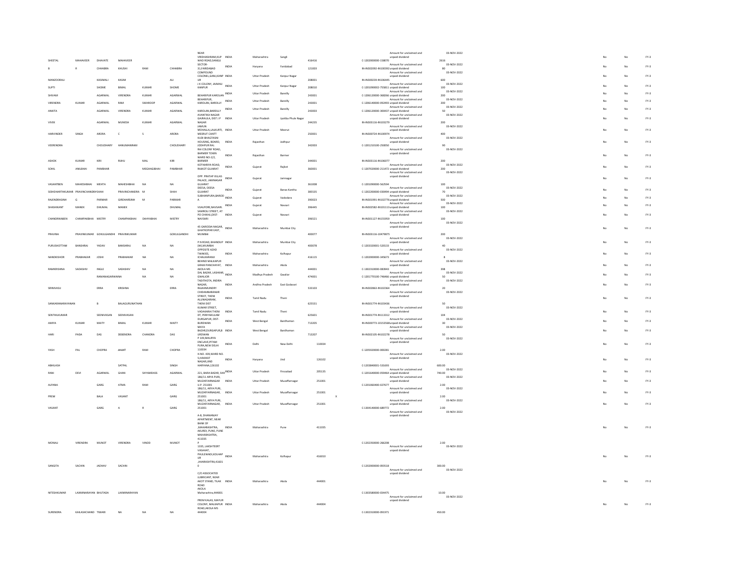| | | | | | | | | | | | | | | | | | | |
|---|---|---|---|---|---|---|---|---|---|---|---|---|---|---|---|---|---|---|
| SHEETAL | MAHAVEER | DHAVATE | MAHAVEER | | | NEAR VRDHASHRAM,KUP WAD ROAD,SANGLI | INDIA | Maharashtra | Sangli | 416416 | | C-1202000000-158070 | Amount for unclaimed and unpaid dividend | 2616 | 03-NOV-2022 | No | No | FY-3 |
| B | R | CHHABRA | KHUSHI | RAM | CHHABRA | SECTOR-31,FARIDABAD | INDIA | Haryana | Faridabad | 121003 | | IN-IN302092-IN100392 | Amount for unclaimed and unpaid dividend | 80 | 03-NOV-2022 | No | No | FY-3 |
| MANZOORALI | | KASIMALI | KASIM | | ALI | COMPOUND COLONEL,GANJ,KANP UR | INDIA | Uttar Pradesh | Kanpur Nagar | 208001 | | IN-IN300239-IN106445 | Amount for unclaimed and unpaid dividend | 600 | 03-NOV-2022 | No | No | FY-3 |
| SUPTI | | SHOME | BIMAL | KUMAR | SHOME | J K COLONY, JAJMAU KANPUR | INDIA | Uttar Pradesh | Kanpur Nagar | 208010 | | C-1201090002-755811 | Amount for unclaimed and unpaid dividend | 100 | 03-NOV-2022 | No | No | FY-3 |
| SHIVAM | | AGARWAL | VIRENDRA | KUMAR | AGARWAL | BEHARIPUR KAROLAN | INDIA | Uttar Pradesh | Bareilly | 243001 | | C-1206120000-368266 | Amount for unclaimed and unpaid dividend | 200 | 03-NOV-2022 | No | No | FY-3 |
| VIRENDRA | KUMAR | AGARWAL | RAM | SWAROOP | AGARWAL | BEHARIPUR, KAROLAN, BAREILLY | INDIA | Uttar Pradesh | Bareilly | 243001 | | C-1206140000-092493 | Amount for unclaimed and unpaid dividend | 200 | 03-NOV-2022 | No | No | FY-3 |
| ANKITA | | AGARWAL | VIRENDRA | KUMAR | AGARWAL | KAROLAN,BAREILLY | INDIA | Uttar Pradesh | Bareilly | 243003 | | C-1206120000-300437 | Amount for unclaimed and unpaid dividend | 50 | 03-NOV-2022 | No | No | FY-3 |
| VIVEK | | AGARWAL | MUNESH | KUMAR | AGARWAL | AVANTIKA NAGAR GAJRAULA, DIST J P NAGAR | INDIA | Uttar Pradesh | Jyotiba Phule Nagar | 244235 | | IN-IN303116-IN103279 | Amount for unclaimed and unpaid dividend | 200 | 03-NOV-2022 | No | No | FY-3 |
| HARVINDER | SINGH | ARORA | C | S | ARORA | JAMUN MOHALLA,LALKURTI, MEERUT CANTT | INDIA | Uttar Pradesh | Meerut | 250001 | | IN-IN300724-IN100974 | Amount for unclaimed and unpaid dividend | 400 | 03-NOV-2022 | No | No | FY-3 |
| VEERENDRA | | CHOUDHARY | HANUMANRAM | | CHOUDHARY | KUDI BHAGTASNI HOUSING, BOARD, JODHPUR RAJ. | INDIA | Rajasthan | Jodhpur | 342003 | | C-1201210100-250050 | Amount for unclaimed and unpaid dividend | 90 | 03-NOV-2022 | No | No | FY-3 |
| ASHOK | KUMAR | KIRI | RIJHU | MAL | KIRI | RAI COLONY ROAD, BARMER TOWN WARD NO-2/2, BARMER | INDIA | Rajasthan | Barmer | 344001 | | IN-IN303116-IN106077 | Amount for unclaimed and unpaid dividend | 200 | 03-NOV-2022 | No | No | FY-3 |
| SOHIL | ANILBHAI | PAMBHAR | | MEGHAGBHAI | PAMBHAR | KOTHARIYA ROAD, RAJKOT GUJARAT | INDIA | Gujarat | Rajkot | 360001 | | C-1207020000-211472 | Amount for unclaimed and unpaid dividend | 200 | 03-NOV-2022 | No | No | FY-3 |
| VASANTBEN | MAHESHBHAI | MEHTA | MAHESHBHAI | NA | NA | OPP. PRATAP VILLAS PALACE, JAMNAGAR GUJARAT | INDIA | Gujarat | Jamnagar | 361008 | | C-1201090000-562594 | Amount for unclaimed and unpaid dividend | 100 | 03-NOV-2022 | No | No | FY-3 |
| SIDHDHARTHKUMAR | PRAVINCHANDRASHAH | | PRAVINCHANDRA | M | SHAH | DEESA, DEESA GUJARAT | INDIA | Gujarat | Banas Kantha | 385535 | | C-1202200000-030494 | Amount for unclaimed and unpaid dividend | 70 | 03-NOV-2022 | No | No | FY-3 |
| RAJENDRASINH | G | PARMAR | GIRDHARSINH | M | PARMAR | SUBHANPURA,BAROD A | INDIA | Gujarat | Vadodara | 390023 | | IN-IN301991-IN102776 | Amount for unclaimed and unpaid dividend | 500 | 03-NOV-2022 | No | No | FY-3 |
| SHASHIKANT | MANEK | DHUMAL | MANEK | | DHUMAL | VIJALPORE,NAVSARI. | INDIA | Gujarat | Navsari | 396445 | | IN-IN302582-IN101113 | Amount for unclaimed and unpaid dividend | 100 | 03-NOV-2022 | No | No | FY-3 |
| CHANDRIKABEN | CHAMPAKBHAI | MISTRY | CHAMPAKBHAI | DAHYABHAI | MISTRY | SAMROLI STREET, AT PO CHIKHLI,DIST-NAVSARI | INDIA | Gujarat | Navsari | 396521 | | IN-IN301127-IN155959 | Amount for unclaimed and unpaid dividend | 100 | 03-NOV-2022 | No | No | FY-3 |
| PRAVINA | PRAVINKUMAR | GOKULGANDHI | PRAVINKUMAR | | GOKULGANDHI | 45 GARODIA NAGAR, GHATKOPAR EAST, MUMBAI | INDIA | Maharashtra | Mumbai City | 400077 | | IN-IN303116-10479875 | Amount for unclaimed and unpaid dividend | 200 | 03-NOV-2022 | No | No | FY-3 |
| PURUSHOTTAM | BANSHRAJ | YADAV | BANSHRAJ | NA | NA | P N ROAD, BHANDUP (W),MUMBAI | INDIA | Maharashtra | Mumbai City | 400078 | | C-1203320001-520133 | Amount for unclaimed and unpaid dividend | 40 | 03-NOV-2022 | No | No | FY-3 |
| NANDKISHOR | PRABHAKAR | JOSHI | PRABHAKAR | NA | NA | OPPOSITE AZAD TWAKIES, ICHALKARANJI | INDIA | Maharashtra | Kolhapur | 416115 | | C-1202000000-345673 | Amount for unclaimed and unpaid dividend | 8 | 03-NOV-2022 | No | No | FY-3 |
| RAMKRISHNA | SADASHIV | INGLE | SADASHIV | NA | NA | BEHIND MALKAPUR GRAM PANCHAYAT, AKOLA MS | INDIA | Maharashtra | Akola | 444001 | | C-1302310000-083943 | Amount for unclaimed and unpaid dividend | 398 | 03-NOV-2022 | No | No | FY-3 |
| | | RAMANAGARWANA | | NA | NA | DAL BAZAR, LASHKAR, GWALIOR | INDIA | Madhya Pradesh | Gwalior | 474001 | | C-1201770100-746466 | Amount for unclaimed and unpaid dividend | 50 | 03-NOV-2022 | No | No | FY-3 |
| SRINIVASU | | ERRA | KRISHNA | | ERRA | TADITHOTA, INDIRA NAGAR, RAJAHMUNDRY | INDIA | Andhra Pradesh | East Godavari | 533103 | | IN-IN302863-IN102364 | Amount for unclaimed and unpaid dividend | 20 | 03-NOV-2022 | No | No | FY-3 |
| SANKARANARAYANAN | | B | BALAGURUNATHAN | | | CHIDAMBARANAR STREET, THENI ALLINAGARAM, THENI DIST | INDIA | Tamil Nadu | Theni | 625531 | | IN-IN301774-IN103436 | Amount for unclaimed and unpaid dividend | 50 | 03-NOV-2022 | No | No | FY-3 |
| SENTHILKUMAR | | SEENIVASAN | SEENIVASAN | | | KUMAR STREET, VADAKARAI THENI DT, PERIYAKULAM | INDIA | Tamil Nadu | Theni | 625601 | | IN-IN301774-IN113312 | Amount for unclaimed and unpaid dividend | 104 | 03-NOV-2022 | No | No | FY-3 |
| AMIYA | KUMAR | MAITY | BIMAL | KUMAR | MAITY | DURGAPUR, DIST-BURDWAN | INDIA | West Bengal | Bardhaman | 713205 | | IN-IN300773-10153568 | Amount for unclaimed and unpaid dividend | 30 | 03-NOV-2022 | No | No | FY-3 |
| HARI | PADA | DAS | DEBENDRA | CHANDRA | DAS | MAYA BAZAR,DURGAPUR,B URDWAN | INDIA | West Bengal | Bardhaman | 713207 | | IN-IN302105-IN102278 | Amount for unclaimed and unpaid dividend | 50 | 03-NOV-2022 | No | No | FY-3 |
| YASH | PAL | CHOPRA | ANANT | RAM | CHOPRA | P 109,MAURYA ENCLAVE,PITAM PURA,NEW DELHI 110034 | INDIA | Delhi | New Delhi | 110034 | | C-1205920000-000281 | Amount for unclaimed and unpaid dividend | 2.00 | 03-NOV-2022 | No | No | FY-3 |
| ABHILASH | | | SATPAL | | SINGH | H NO. 439,WARD NO. 5,HAKIKAT NAGAR,JIND HARYANA,126102 | INDIA | Haryana | Jind | 126102 | | C-1203840001-531693 | Amount for unclaimed and unpaid dividend | 600.00 | 03-NOV-2022 | No | No | FY-3 |
| RANI | DEVI | AGARWAL | GHAN | SHYAMDASS | AGARWAL | 221, BARA BAZAR, SHII | INDIA | Uttar Pradesh | Firozabad | 205135 | | C-1201640000-059464 | Amount for unclaimed and unpaid dividend | 740.00 | 03-NOV-2022 | No | No | FY-3 |
| ALPANA | | GARG | ATMA | RAM | GARG | 186/11 ARYA PURI, MUZAFFARNAGAR U.P. 251001 | INDIA | Uttar Pradesh | Muzaffarnagar | 251001 | | C-1201060400-027677 | Amount for unclaimed and unpaid dividend | 2.00 | 03-NOV-2022 | No | No | FY-3 |
| PREM | | BALA | VASANT | | GARG | 186/11, ARYA PURI, MUZAFFARNAGAR, 251001 | INDIA | Uttar Pradesh | Muzaffarnagar | 251001 | X | | Amount for unclaimed and unpaid dividend | 2.00 | 03-NOV-2022 | No | No | FY-3 |
| VASANT | | GARG | A | R | GARG | 186/11, ARYA PURI, MUZAFFARNAGAR, 251001 | INDIA | Uttar Pradesh | Muzaffarnagar | 251001 | | C-1304140000-689772 | Amount for unclaimed and unpaid dividend | 2.00 | 03-NOV-2022 | No | No | FY-3 |
| MONALI | VIRENDRA | MUNOT | VIRENDRA | VINOD | MUNOT | A-8, DHANANJAY APARTMENT, NEAR BANK OF ,MAHARASHTRA, AKURDI, PUNE, PUNE MAHARASHTRA, 411035 | INDIA | Maharashtra | Pune | 411035 | | C-1202350000-266208 | Amount for unclaimed and unpaid dividend | 2.00 | 03-NOV-2022 | No | No | FY-3 |
| SANGITA | SACHIN | JADHAV | SACHIN | | | P 1335, LAKSHTEERT VASAHAT, PHULEWADI,KOLHAP UR ,MAHARASHTRA,41601 0 | INDIA | Maharashtra | Kolhapur | 416010 | | C-1202000000-093518 | Amount for unclaimed and unpaid dividend | 300.00 | 03-NOV-2022 | No | No | FY-3 |
| NITESHKUMAR | LAXMINARAYAN | BHUTADA | LAXMINARAYAN | | | C/O ASSOCIATED LUBRICANT, NEAR AKOT STAND, TILAK ROAD AKOLA Maharashtra,444001 | INDIA | Maharashtra | Akola | 444001 | | C-1303580000-034475 | Amount for unclaimed and unpaid dividend | 10.00 | 03-NOV-2022 | No | No | FY-3 |
| SURENDRA | KAILASHCHAND | TIWARI | NA | NA | NA | PREM KALAS, MAYUR COLONY, MALKAPUR ROAD,AKOLA MS 444004 | INDIA | Maharashtra | Akola | 444004 | | C-1302310000-091971 | Amount for unclaimed and unpaid dividend | 450.00 | 03-NOV-2022 | No | No | FY-3 |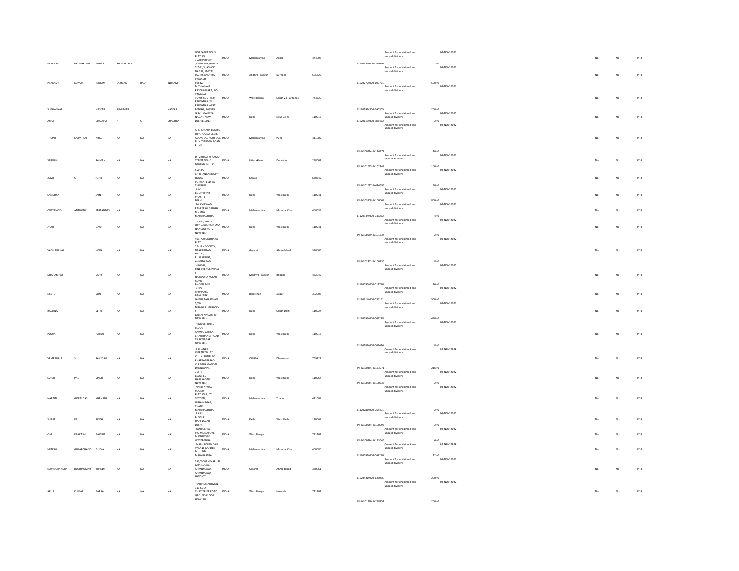| | | | | | | | | | | | | | | | | | |
|---|---|---|---|---|---|---|---|---|---|---|---|---|---|---|---|---|---|
| PRAKASH | RADHAKISAN | BHAIYA | RADHAKISAN | | | GORE APPT NO. 3, FLAT NO. 3,JATHARPETH ,AKOLA MS,444005 | INDIA | Maharashtra | Akola | 444005 | C-1302310000-083694 | Amount for unclaimed and unpaid dividend | 202.00 | 03-NOV-2022 | No | No | FY-3 |
| PRAKASH | KUMAR | INDRAM | LAXMAN | RAO | INDRAM | 7-7-87/1, ASHOK NAGAR, JAGTAL, JAGTAL ANDHRA PRADESH 505327 | INDIA | Andhra Pradesh | Kurnool | 505327 | C-1202770000-109771 | Amount for unclaimed and unpaid dividend | 590.00 | 03-NOV-2022 | No | No | FY-3 |
| SUBHANKAR | | NASKAR | SUKUMAR | | NASKAR | MITHAKHALI PASCHIMPARA, PO- CANNING TOWN,SOUTH 24 PARGANAS, 24 PARGANAS WEST BENGAL, 743329 | INDIA | West Bengal | South 24 Parganas | 743329 | C-1201910300-540305 | Amount for unclaimed and unpaid dividend | 200.00 | 03-NOV-2022 | No | No | FY-3 |
| ASHA | | CHACHRA | P | C | CHACHRA | G 3/1, MALVIYA NAGAR, NEW DELHI110017 | INDIA | Delhi | New Delhi | 110017 | C-1201130000-388452 | Amount for unclaimed and unpaid dividend | 2.00 | 03-NOV-2022 | No | No | FY-3 |
| TRUPTI | LAJPATRAI | ARYA | NA | NA | NA | A-2, KONARK ESTATE, OPP. POONA CLUB, ABOVE LAL PATH LAB, BUNDGARDEN ROAD, PUNE | INDIA | Maharashtra | Pune | 411002 | IN-IN300974-IN116372 | Amount for unclaimed and unpaid dividend | 20.00 | 03-NOV-2022 | No | No | FY-3 |
| SAROJINI | | SAJWAN | NA | NA | NA | D - 2 SHASTRI NAGAR STREET NO - 1 DEHRADUN(U.K) | INDIA | Uttarakhand | Dehradun | 248001 | IN-IN301653-IN102148 | Amount for unclaimed and unpaid dividend | 100.00 | 03-NOV-2022 | No | No | FY-3 |
| JOMY | C | JOHN | NA | NA | NA | 550(377) CHIRIYANKANDATYH HOUSE PUTHENPEEDIKA THRISSUR | INDIA | Kerala | | 680642 | IN-IN301637-IN414695 | Amount for unclaimed and unpaid dividend | 40.00 | 03-NOV-2022 | No | No | FY-3 |
| SANDHYA | | JAIN | NA | NA | NA | J-1/11 BUDH VIHAR PHASE- I DELHI | INDIA | Delhi | West Delhi | 110041 | IN-IN303108-IN100068 | Amount for unclaimed and unpaid dividend | 800.00 | 03-NOV-2022 | No | No | FY-3 |
| COSTANCIO | ANTHONY | FERNANDES | NA | NA | NA | 24, KALEWADI RAHEVASHI SANGH MUMBAI MAHARASHTRA | INDIA | Maharashtra | Mumbai City | 400033 | C-1203440000-035252 | Amount for unclaimed and unpaid dividend | 4.00 | 03-NOV-2022 | No | No | FY-3 |
| JYOTI | | GAUR | NA | NA | NA | D- 879, PHASE- 2 OPP LOKESH CINEMA NANGLOI NO- 2 NEW DELHI | INDIA | Delhi | West Delhi | 110041 | IN-IN300589-IN101534 | Amount for unclaimed and unpaid dividend | 2.00 | 03-NOV-2022 | No | No | FY-3 |
| VAGHAJIBHAI | | VORA | NA | NA | NA | 401- VASUNDHARA FLAT, 12- JAIN SOCIETY, NEAR PRITAM NAGAR, ELLIS BRIDGE, AHMEDABAD | INDIA | Gujarat | Ahmedabad | 380006 | IN-IN302461-IN100736 | Amount for unclaimed and unpaid dividend | 8.00 | 03-NOV-2022 | No | No | FY-3 |
| DHARAMRAJ | | SAHU | NA | NA | NA | H NO-49, PINE AVENUE PHASE - I NAYAPURA KOLAR ROAD BHOPAL M.P. | INDIA | Madhya Pradesh | Bhopal | 462042 | C-1205950000-011780 | Amount for unclaimed and unpaid dividend | 20.00 | 03-NOV-2022 | No | No | FY-3 |
| NEETU | | SONI | NA | NA | NA | B-4/D SHIV MARG BANI PARK JAIPUR RAJASTHAN | INDIA | Rajasthan | Jaipur | 302006 | C-1203140000-035151 | Amount for unclaimed and unpaid dividend | 500.00 | 03-NOV-2022 | No | No | FY-3 |
| RACHNA | | SETHI | NA | NA | NA | S/63 NIRMAL PURI BLOCK S LAJPAT NAGAR -IV NEW DELHI | INDIA | Delhi | South Delhi | 110024 | C-1206930000-004278 | Amount for unclaimed and unpaid dividend | 440.00 | 03-NOV-2022 | No | No | FY-3 |
| POOJA | | RAJPUT | NA | NA | NA | H NO-08, THIRD FLOOR ANMOL VATIKA, CHAUKHANDI ROAD TILAK NAGAR NEW DELHI | INDIA | Delhi | West Delhi | 110018 | C-1201880000-003416 | Amount for unclaimed and unpaid dividend | 8.00 | 03-NOV-2022 | No | No | FY-3 |
| VEMPARALA | S | SANTOSH | NA | NA | NA | C O LANCO INFRATECH LTD VILL KURUNTI PO KHARGAPRASAD VIA MERAMANDALI DHENKANAL | INDIA | ORISSA | Dhenkanal | 759121 | IN-IN300484-IN153071 | Amount for unclaimed and unpaid dividend | 216.00 | 03-NOV-2022 | No | No | FY-3 |
| SURJIT | PAL | SINGH | NA | NA | NA | 7 A FF BLOCK EL HARI NAGAR NEW DELHI | INDIA | Delhi | West Delhi | 110064 | IN-IN300644-IN100736 | Amount for unclaimed and unpaid dividend | 2.00 | 03-NOV-2022 | No | No | FY-3 |
| NARAIN | GOPALDAS | KHEMANI | NA | NA | NA | NANIK NIWAS SOCIETY, FLAT NO.8, DT. SECTION, ULHASNAGAR, THANE MAHARASHTRA | INDIA | Maharashtra | Thane | 421004 | C-1202810000-064401 | Amount for unclaimed and unpaid dividend | 2.00 | 03-NOV-2022 | No | No | FY-3 |
| SURJIT | PAL | SINGH | NA | NA | NA | 7 A FF BLOCK EL HARI NAGAR DELHI | INDIA | Delhi | West Delhi | 110064 | IN-IN300644-IN100995 | Amount for unclaimed and unpaid dividend | 2.00 | 03-NOV-2022 | No | No | FY-3 |
| OM | PRAKASH | BAJORIA | NA | NA | NA | TANTIGERIA P O MIDNAPORE MIDNAPORE WEST BENGAL | INDIA | West Bengal | | 721101 | IN-IN300214-IN143046 | Amount for unclaimed and unpaid dividend | 6.00 | 03-NOV-2022 | No | No | FY-3 |
| MITESH | GULABCHAND | GUDKA | NA | NA | NA | B/502, GREEN ASH VASANT GARDEN MULUND MAHARASTRA | INDIA | Maharashtra | Mumbai City | 400080 | C-1205910000-067240 | Amount for unclaimed and unpaid dividend | 12.00 | 03-NOV-2022 | No | No | FY-3 |
| NAVINCHANDRA | RUSHIKUMAR | TRIVEDI | NA | NA | NA | 353/6 CHANKYAPURI, GHATLODIA, AHMEDABAD, AHMEDABAD GUJARAT | INDIA | Gujarat | Ahmedabad | 380061 | C-1204310000-126075 | Amount for unclaimed and unpaid dividend | 200.00 | 03-NOV-2022 | No | No | FY-3 |
| ARUP | KUMAR | BARUA | NA | NA | NA | HARSH APARTMENT 311 SARAT CHATTERJEE ROAD GROUND FLOOR HOWRAH | INDIA | West Bengal | Howrah | 711102 | IN-IN301250-IN288251 | Amount for unclaimed and unpaid dividend | 200.00 | 03-NOV-2022 | No | No | FY-3 |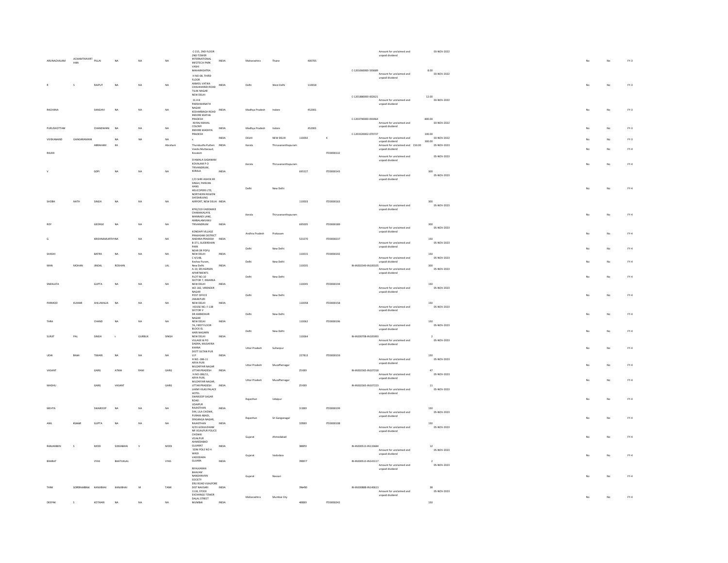| | | | | | | | | | | | | | | | | | | | | |
|---|---|---|---|---|---|---|---|---|---|---|---|---|---|---|---|---|---|---|---|---|
| ARUNACHALAM | ACHAMTHAVIRTHAN | PILLAI | NA | NA | NA | C-215, 2ND FLOOR 2ND TOWER INTERNATIONAL INFOTECH PARK VASHI MAHARASHTRA | INDIA | Maharashtra | Thane | 400705 | | C-1201060000-593689 | Amount for unclaimed and unpaid dividend | 8.00 | 03-NOV-2022 | | | No | No | FY-3 |
| R | S | RAJPUT | NA | NA | NA | H NO-08, THIRD FLOOR ANMOL VATIKA CHAUKHANDI ROAD TILAK NAGAR NEW DELHI | INDIA | Delhi | West Delhi | 110018 | | C-1201880000-002621 | Amount for unclaimed and unpaid dividend | 12.00 | 03-NOV-2022 | | | No | No | FY-3 |
| RACHANA | | SANGHVI | NA | NA | NA | 31 A B PARSHWANATH NAGAR KESHARBAGH ROAD INDORE MATHA PRADESH | INDIA | Madhya Pradesh | Indore | 452001 | | C-1203790000-093464 | Amount for unclaimed and unpaid dividend | 800.00 | 03-NOV-2022 | | | No | No | FY-3 |
| PURUSHOTTAM | | CHANDWANI | NA | NA | NA | 40 RAJ MAHAL COLONY INDORE MADHYA PRADESH | INDIA | Madhya Pradesh | Indore | 452001 | | C-1203320002-070737 | Amount for unclaimed and unpaid dividend | 100.00 | 03-NOV-2022 | | | No | No | FY-3 |
| VIVEKANAND | GANGARAMANI | | NA | NA | NA | x | INDIA | DELHI | NEW DELHI | 110092 | X | | Amount for unclaimed and unpaid dividend | 300.00 | 03-NOV-2022 | | | No | No | FY-3 |
| RAJAN | | ABRAHAM | KA | | Abraham | Thunduvila Puthen Veedu Muttacaud, Kovalam | INDIA | Kerala | Thiruvananthapuram | | ITD0000132 | | Amount for unclaimed and unpaid dividend | 150.00 | 05-NOV-2023 | | | No | No | FY-4 |
| V | | GOPI | NA | NA | NA | SYAMALA SADANAM KOVALAM P O TRIVANDRUM, KERALA | INDIA | Kerala | Thiruvananthapuram | 695527 | ITD0000143 | | Amount for unclaimed and unpaid dividend | 300 | 05-NOV-2023 | | | No | No | FY-4 |
| SHOBH | NATH | SINGH | NA | NA | NA | C/O SHRI ASHOK KR SINGH, PAWVAN HANS HELICOPERS LTD, NORTHERN REGION SAFDARJUNG AIRPORT, NEW DELHI | INDIA | Delhi | New Delhi | 110003 | ITD0000163 | | Amount for unclaimed and unpaid dividend | 300 | 05-NOV-2023 | | | No | No | FY-4 |
| ROY | | GEORGE | NA | NA | NA | KPXI/319 VADDAKKE CHAMAKALAYIL MANNADI LANE, AMBALAMUKKU TRIVANDRUM | INDIA | Kerala | Thiruvananthapuram | 695005 | ITD0000189 | | Amount for unclaimed and unpaid dividend | 300 | 05-NOV-2023 | | | No | No | FY-4 |
| G | | KRISHNAMURTHYNA | | NA | NA | KONDAPI VILLAGE PRAKASAM DISTRICT ANDHRA PRADESH | INDIA | Andhra Pradesh | Prakasam | 523270 | ITD0000237 | | Amount for unclaimed and unpaid dividend | 150 | 05-NOV-2023 | | | No | No | FY-4 |
| SHASHI | | BATRA | NA | NA | NA | B-371, SUDERSHAN PARK NEAR DR POPLI NEW DELHI | INDIA | Delhi | New Delhi | 110015 | ITD0000192 | | Amount for unclaimed and unpaid dividend | 150 | 05-NOV-2023 | | | No | No | FY-4 |
| MAN | MOHAN | JINDAL | ROSHAN | | LAL | C 4/148, Keshav Puram, New Delhi | INDIA | Delhi | New Delhi | 110035 | | IN-IN302349-IN100105 | Amount for unclaimed and unpaid dividend | 300 | 05-NOV-2023 | | | No | No | FY-4 |
| SNEHLATA | | GUPTA | NA | NA | NA | A-10, SRI AGRSEN APARTMENTS PLOT NO.10 SECTOR 7, DWARKA NEW DELHI | INDIA | Delhi | New Delhi | 110045 | ITD0000194 | | Amount for unclaimed and unpaid dividend | 150 | 05-NOV-2023 | | | No | No | FY-4 |
| PARMOD | KUMAR | AHLUWALIA | NA | NA | NA | WZ-182, VIRENDER NAGAR POST OFFICE JANAKPURI NEW DELHI | INDIA | Delhi | New Delhi | 110058 | ITD0000158 | | Amount for unclaimed and unpaid dividend | 150 | 05-NOV-2023 | | | No | No | FY-4 |
| TARA | | CHAND | NA | NA | NA | HOUSE NO. F-138 SECTOR V DR AMBEDKAR NAGAR NEW DELHI | INDIA | Delhi | New Delhi | 110062 | ITD0000196 | | Amount for unclaimed and unpaid dividend | 150 | 05-NOV-2023 | | | No | No | FY-4 |
| SURJIT | PAL | SINGH | s | GURBUX | SINGH | 7A, FIRST FLOOR BLOCK-EL HARI NAGARN NEW DELHI | INDIA | Delhi | New Delhi | 110064 | | IN-IN300708-IN105993 | Amount for unclaimed and unpaid dividend | 2 | 05-NOV-2023 | | | No | No | FY-4 |
| UDAI | BHAN | TIWARI | NA | NA | NA | VILLAGE & PO DADRA, MUSAFIRA KHANA DISTT SILTAN PUR U P | INDIA | Uttar Pradesh | Sultanpur | 227813 | ITD0000159 | | Amount for unclaimed and unpaid dividend | 150 | 05-NOV-2023 | | | No | No | FY-4 |
| VASANT | | GARG | ATMA | RAM | GARG | H NO.-186-11 ARYA PURI MUZAFFAR NAGAR UTTAR PRADESH | INDIA | Uttar Pradesh | Muzaffarnagar | 251001 | | IN-IN302365-IN107218 | Amount for unclaimed and unpaid dividend | 47 | 05-NOV-2023 | | | No | No | FY-4 |
| MADHU | | GARG | VASANT | | GARG | H.NO-186/11, ARYA PURI, MUZAFFAR NAGAR, UTTAR PRADESH | INDIA | Uttar Pradesh | Muzaffarnagar | 251001 | | IN-IN302365-IN107223 | Amount for unclaimed and unpaid dividend | 11 | 05-NOV-2023 | | | No | No | FY-4 |
| MEHTA | | SWAROOP | NA | NA | NA | LAXMI VILAS PALACE HOTEL SWAROOP SAGAR ROAD UDAIPUR RAJASTHAN | INDIA | Rajasthan | Udaipur | 313001 | ITD0000199 | | Amount for unclaimed and unpaid dividend | 150 | 05-NOV-2023 | | | No | No | FY-4 |
| ANIL | KUMAR | GUPTA | NA | NA | NA | 544, LILA CHOWK, PURANI ABADI, SRIGANGA NAGAR, RAJASTHAN | INDIA | Rajasthan | Sri Ganganagar | 335001 | ITD0000108 | | Amount for unclaimed and unpaid dividend | 150 | 05-NOV-2023 | | | No | No | FY-4 |
| RANJANBEN | S | MODI | SOMABHAI | V | MODI | H/55 GOKULDHAM NR VEJALPUR POLICE CHOWKI VEJALPUR AHMEDABAD GUJARAT | INDIA | Gujarat | Ahmedabad | 380051 | | IN-IN300513-IN133684 | Amount for unclaimed and unpaid dividend | 12 | 05-NOV-2023 | | | No | No | FY-4 |
| BHARAT | | VYAS | BHATUKLAL | | VYAS | SONI POLE NO 4 WADI VADODARA GUJARA | INDIA | Gujarat | Vadodara | 390017 | | IN-IN300513-IN143117 | Amount for unclaimed and unpaid dividend | 2 | 05-NOV-2023 | | | No | No | FY-4 |
| TANK | GORDHANBHAI | KANJIBHAI | KANJIBHAI | M | TANK | NYALKARAN BHAVAN' NANDANVAN SOCIETY ERU ROAD VIJALPORE DIST NAVSARI | INDIA | Gujarat | Navsari | 396450 | | IN-IN300888-IN140613 | Amount for unclaimed and unpaid dividend | 38 | 05-NOV-2023 | | | No | No | FY-4 |
| DEEPAK | S | KOTHARI | NA | NA | NA | 1118, STOCK EXCHANGE TOWER DALAL STREET MUMBAI | INDIA | Maharashtra | Mumbai City | 400001 | ITD0000242 | | Amount for unclaimed and unpaid dividend | 150 | | | | No | No | FY-4 |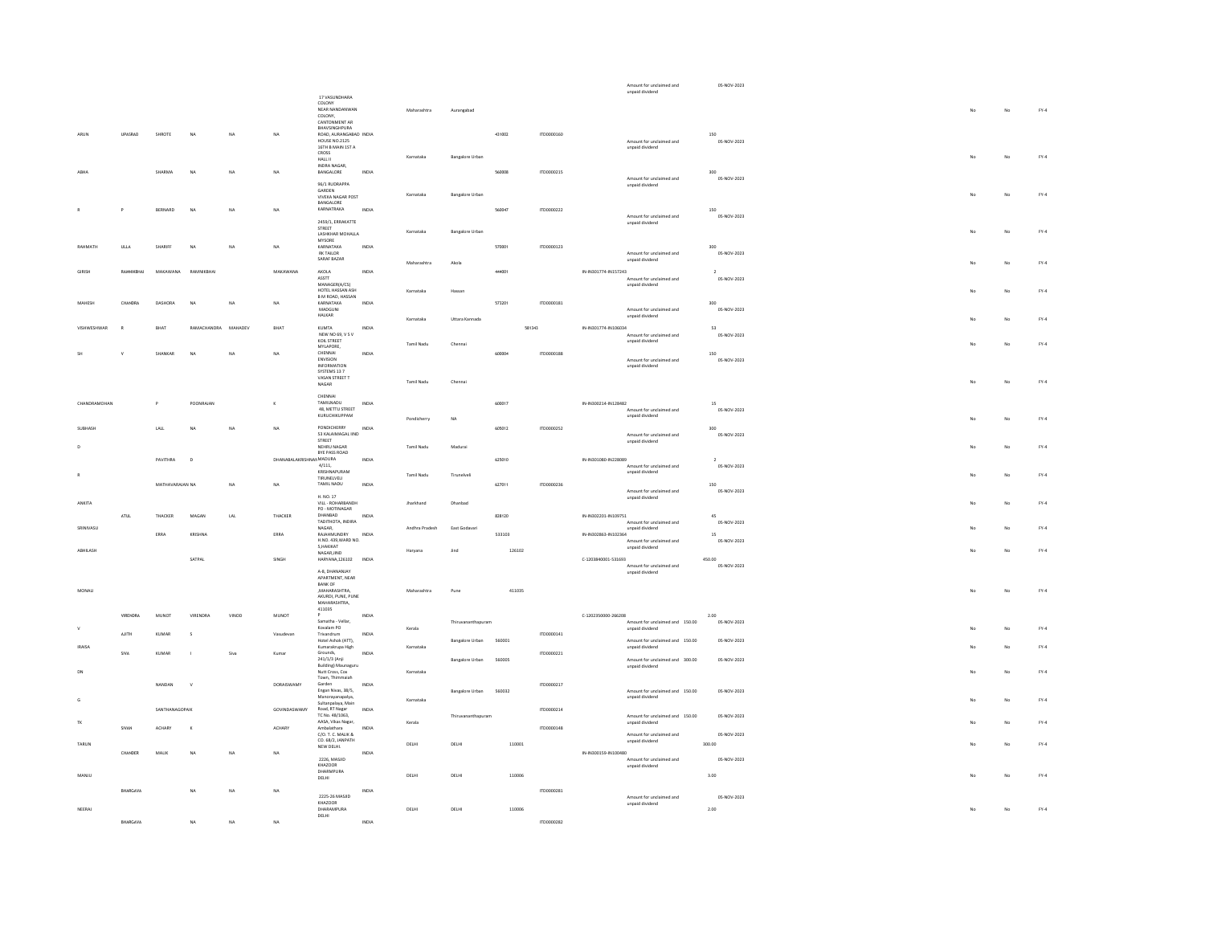| | | | | | | | | | | | | | | | | | | |
|---|---|---|---|---|---|---|---|---|---|---|---|---|---|---|---|---|---|---|
| ARJUN | UPASRAO | SHIROTE | NA | NA | NA | 17 VASUNDHARA COLONY NEAR NANDANWAN COLONY, CANTONMENT AR BHAVSINGHPURA ROAD, AURANGABAD | INDIA | Maharashtra | Aurangabad | 431002 | ITD0000160 | | Amount for unclaimed and unpaid dividend | 150 | 05-NOV-2023 | No | No | FY-4 |
| ABHA | | SHARMA | NA | NA | NA | HOUSE NO.2125 16TH B MAIN 1ST A CROSS HALL II INDRA NAGAR, BANGALORE | INDIA | Karnataka | Bangalore Urban | 560008 | ITD0000215 | | Amount for unclaimed and unpaid dividend | 300 | 05-NOV-2023 | No | No | FY-4 |
| R | P | BERNARD | NA | NA | NA | 96/1 RUDRAPPA GARDEN VIVEKA NAGAR POST BANGALORE KARNATRAKA | INDIA | Karnataka | Bangalore Urban | 560047 | ITD0000222 | | Amount for unclaimed and unpaid dividend | 150 | 05-NOV-2023 | No | No | FY-4 |
| RAHMATH | ULLA | SHARIFF | NA | NA | NA | 2453/1, ERRAKATTE STREET LASHKHAR MOHALLA MYSORE KARNATAKA | INDIA | Karnataka | Bangalore Urban | 570001 | ITD0000123 | | Amount for unclaimed and unpaid dividend | 300 | 05-NOV-2023 | No | No | FY-4 |
| GIRISH | RAMNIKBHAI | MAKAWANA | RAMNIKBHAI | | MAKAWANA | RK TAILOR SARAF BAZAR AKOLA | INDIA | Maharashtra | Akola | 444001 | | IN-IN301774-IN157243 | Amount for unclaimed and unpaid dividend | 2 | 05-NOV-2023 | No | No | FY-4 |
| MAHESH | CHANDRA | DASHORA | NA | NA | NA | ASSTT MANAGER(A/CS) HOTEL HASSAN ASH B M ROAD, HASSAN KARNATAKA | INDIA | Karnataka | Hassan | 573201 | ITD0000181 | | Amount for unclaimed and unpaid dividend | 300 | 05-NOV-2023 | No | No | FY-4 |
| VISHWESHWAR | R | BHAT | RAMACHANDRA | MAHADEV | BHAT | MADGUNI HALKAR KUMTA | INDIA | Karnataka | Uttara Kannada | 581343 | | IN-IN301774-IN106034 | Amount for unclaimed and unpaid dividend | 53 | 05-NOV-2023 | No | No | FY-4 |
| SH | V | SHANKAR | NA | NA | NA | NEW NO 69, V S V KOIL STREET MYLAPORE, CHENNAI | INDIA | Tamil Nadu | Chennai | 600004 | ITD0000188 | | Amount for unclaimed and unpaid dividend | 150 | 05-NOV-2023 | No | No | FY-4 |
| CHANDRAMOHAN | | P | POONRAJAN | | K | ENVISION INFORMATION SYSTEMS 13 7 VASAN STREET T NAGAR CHENNAI TAMILNADU | INDIA | Tamil Nadu | Chennai | 600017 | | IN-IN300214-IN128482 | Amount for unclaimed and unpaid dividend | 15 | 05-NOV-2023 | No | No | FY-4 |
| SUBHASH | | LALL | NA | NA | NA | 48, METTU STREET KURUCHIKUPPAM PONDICHERRY | INDIA | Pondicherry | NA | 605012 | ITD0000252 | | Amount for unclaimed and unpaid dividend | 300 | 05-NOV-2023 | No | No | FY-4 |
| D | | PAVITHRA | D | | DHANABALAKRISHNAN | 53 KALAIMAGAL IIND STREET NEHRU NAGAR BYE PASS ROAD MADURA | INDIA | Tamil Nadu | Madurai | 625010 | | IN-IN301080-IN228089 | Amount for unclaimed and unpaid dividend | 2 | 05-NOV-2023 | No | No | FY-4 |
| R | | MATHAVARAJAN | NA | NA | NA | 4/111, KRISHNAPURAM TIRUNELVELI TAMIL NADU | INDIA | Tamil Nadu | Tirunelveli | 627011 | ITD0000236 | | Amount for unclaimed and unpaid dividend | 150 | 05-NOV-2023 | No | No | FY-4 |
| ANKITA | ATUL | THACKER | MAGAN | LAL | THACKER | H. NO. 17 VILL - ROHARBANDH PO - MOTINAGAR DHANBAD | INDIA | Jharkhand | Dhanbad | 828120 | | IN-IN302201-IN109751 | Amount for unclaimed and unpaid dividend | 45 | 05-NOV-2023 | No | No | FY-4 |
| SRINIVASU | | ERRA | KRISHNA | | ERRA | TADITHOTA, INDIRA NAGAR, RAJAHMUNDRY | INDIA | Andhra Pradesh | East Godavari | 533103 | | IN-IN302863-IN102364 | Amount for unclaimed and unpaid dividend | 15 | 05-NOV-2023 | No | No | FY-4 |
| ABHILASH | | | SATPAL | | SINGH | H.NO.-439,WARD NO. 5,HAKIKAT NAGAR,JIND HARYANA,126102 | INDIA | Haryana | Jind | 126102 | | C-1203840001-531693 | Amount for unclaimed and unpaid dividend | 450.00 | 05-NOV-2023 | No | No | FY-4 |
| MONALI | VIRENDRA | MUNOT | VIRENDRA | VINOD | MUNOT | A-8, DHANANJAY APARTMENT, NEAR BANK OF ,MAHARASHTRA, AKURDI, PUNE, PUNE MAHARASHTRA, 411035 | INDIA | Maharashtra | Pune | 411035 | | C-1202350000-266208 | Amount for unclaimed and unpaid dividend | 2.00 | 05-NOV-2023 | No | No | FY-4 |
| V | AJITH | KUMAR | S | | Vasudevan | P Samatha - Vellar, Kovalam PO Trivandrum | INDIA | Kerala | Thiruvananthapuram | | ITD0000141 | | Amount for unclaimed and unpaid dividend | 150.00 | 05-NOV-2023 | No | No | FY-4 |
| IRAISA | SIVA | KUMAR | I | Siva | Kumar | Hotel Ashok (ATT), Kumarakrupa High Grounds, | INDIA | Karnataka | Bangalore Urban | 560001 | ITD0000221 | | Amount for unclaimed and unpaid dividend | 150.00 | 05-NOV-2023 | No | No | FY-4 |
| DN | | NANDAN | V | | DORAISWAMY | 241/1/3 (Anji Building) Maunaguru Nutt Cross, Cox Town, Thimmaiah Garden | INDIA | Karnataka | Bangalore Urban | 560005 | ITD0000217 | | Amount for unclaimed and unpaid dividend | 300.00 | 05-NOV-2023 | No | No | FY-4 |
| G | | SANTHANAGOPALK | | | GOVINDASWAMY | Engan Nivas, 38/5, Manorayanapalya, Sultanpalaya, Main Road, RT Nagar | INDIA | Karnataka | Bangalore Urban | 560032 | ITD0000214 | | Amount for unclaimed and unpaid dividend | 150.00 | 05-NOV-2023 | No | No | FY-4 |
| TK | SIVAN | ACHARY | K | | ACHARY | TC No. 48/1063, AASA, Vikas Nagar, Ambalathara | INDIA | Kerala | Thiruvananthapuram | | ITD0000148 | | Amount for unclaimed and unpaid dividend | 150.00 | 05-NOV-2023 | No | No | FY-4 |
| TARUN | CHANDER | MALIK | NA | NA | NA | C/O. T. C. MALIK & CO. 68/2, JANPATH NEW DELHI. | INDIA | DELHI | DELHI | 110001 | | IN-IN300159-IN100480 | Amount for unclaimed and unpaid dividend | 300.00 | 05-NOV-2023 | No | No | FY-4 |
| MANJU | BHARGAVA | | NA | NA | NA | 2226, MASJID KHAZOOR DHARMPURA DELHI | INDIA | DELHI | DELHI | 110006 | ITD0000281 | | Amount for unclaimed and unpaid dividend | 3.00 | 05-NOV-2023 | No | No | FY-4 |
| NEERAJ | BHARGAVA | | NA | NA | NA | 2225-26 MASJID KHAZOOR DHARAMPURA DELHI | INDIA | DELHI | DELHI | 110006 | ITD0000282 | | Amount for unclaimed and unpaid dividend | 2.00 | 05-NOV-2023 | No | No | FY-4 |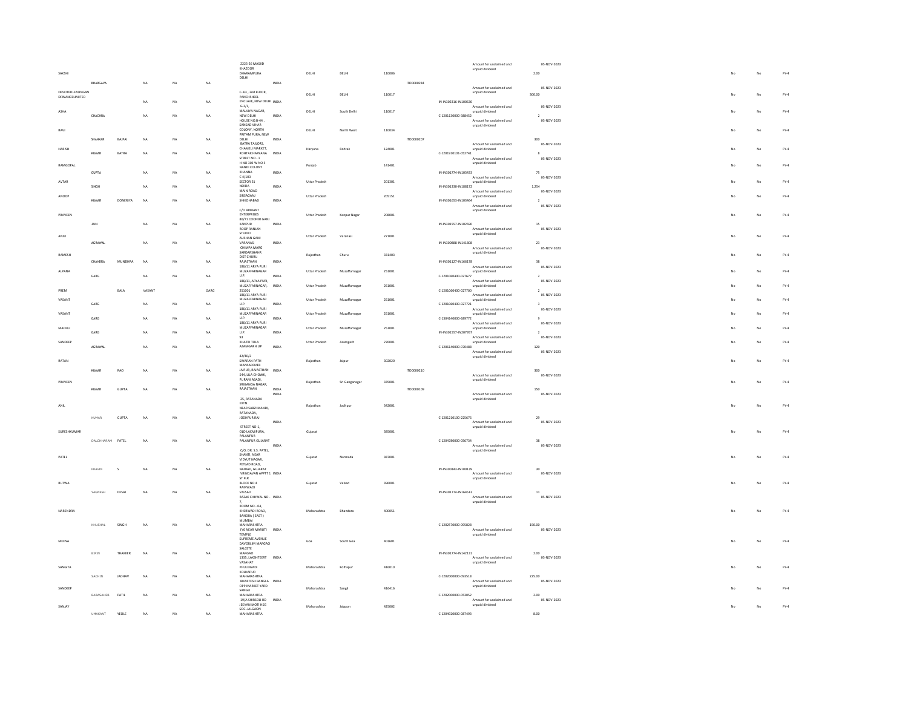| | | | | | | | | | | | | | | | | | | |
|---|---|---|---|---|---|---|---|---|---|---|---|---|---|---|---|---|---|---|
| SAKSHI | BHARGAVA | | NA | NA | NA | 2225-26 MASJID KHAZOOR DHARAMPURA DELHI | INDIA | DELHI | DELHI | 110006 | ITD0000284 | | Amount for unclaimed and unpaid dividend | 2.00 | 05-NOV-2023 | No | No | FY-4 |
| DEVOTEDLEASINGAN DFINANCELIMITED | | | NA | NA | NA | C- 63 , 2nd FLOOR, PANCHSHEEL ENCLAVE, NEW DELHI | INDIA | DELHI | DELHI | 110017 | | IN-IN302316-IN100630 | Amount for unclaimed and unpaid dividend | 300.00 | 05-NOV-2023 | No | No | FY-4 |
| ASHA | CHACHRA | | NA | NA | NA | G 3/1, MALVIYA NAGAR, NEW DELHI | INDIA | DELHI | South Delhi | 110017 | | C-1201130000-388452 | Amount for unclaimed and unpaid dividend | 2 | 05-NOV-2023 | No | No | FY-4 |
| RAVI | SHANKAR | BAJPAI | NA | NA | NA | HOUSE NO.B-44 , SANSAD VIHAR COLONY, NORTH PRITAM PURA, NEW DELHI | INDIA | DELHI | North West | 110034 | ITD0000207 | | Amount for unclaimed and unpaid dividend | 300 | 05-NOV-2023 | No | No | FY-4 |
| HARISH | KUMAR | BATRA | NA | NA | NA | BATRA TAILORS, CHAMELI MARKET, ROHTAK HARYANA | INDIA | Haryana | Rohtak | 124001 | | C-1201910101-052741 | Amount for unclaimed and unpaid dividend | 8 | 05-NOV-2023 | No | No | FY-4 |
| RAMGOPAL | GUPTA | | NA | NA | NA | STREET NO - 1 H NO 302 W NO 5 NANDI COLONY KHANNA | INDIA | Punjab | | 141401 | | IN-IN301774-IN103433 | Amount for unclaimed and unpaid dividend | 75 | 05-NOV-2023 | No | No | FY-4 |
| AVTAR | SINGH | | NA | NA | NA | C 4/103 SECTOR 31 NOIDA | INDIA | Uttar Pradesh | | 201301 | | IN-IN301330-IN188172 | Amount for unclaimed and unpaid dividend | 1,254 | 05-NOV-2023 | No | No | FY-4 |
| ANOOP | KUMAR | DONERIYA | NA | NA | NA | MAIN ROAD SIRSAGANJ SHIKOHABAD | INDIA | Uttar Pradesh | | 205151 | | IN-IN301653-IN103464 | Amount for unclaimed and unpaid dividend | 2 | 05-NOV-2023 | No | No | FY-4 |
| PRAVEEN | JAIN | | NA | NA | NA | C/O ARIHANT ENTERPRISES 80/71 COOPER GANJ KANPUR | INDIA | Uttar Pradesh | Kanpur Nagar | 208001 | | IN-IN301557-IN102690 | Amount for unclaimed and unpaid dividend | 15 | 05-NOV-2023 | No | No | FY-4 |
| ANJU | AGRAWAL | | NA | NA | NA | ROOP RANJAN STUDIO AUSHAN GANJ VARANASI | INDIA | Uttar Pradesh | Varanasi | 221001 | | IN-IN300888-IN141808 | Amount for unclaimed and unpaid dividend | 23 | 05-NOV-2023 | No | No | FY-4 |
| RAMESH | CHANDRA | MUNDHRA | NA | NA | NA | CHIMPA MARG SARDARSHAHR DIST CHURU RAJASTHAN | INDIA | Rajasthan | Churu | 331403 | | IN-IN301127-IN166178 | Amount for unclaimed and unpaid dividend | 38 | 05-NOV-2023 | No | No | FY-4 |
| ALPANA | GARG | | NA | NA | NA | 186/11 ARYA PURI MUZAFFARNAGAR U.P. | INDIA | Uttar Pradesh | Muzaffarnagar | 251001 | | C-1201060400-027677 | Amount for unclaimed and unpaid dividend | 2 | 05-NOV-2023 | No | No | FY-4 |
| PREM | | BALA | VASANT | | GARG | 186/11, ARYA PURI, MUZAFFARNAGAR, 251001 | INDIA | Uttar Pradesh | Muzaffarnagar | 251001 | | C-1201060400-027700 | Amount for unclaimed and unpaid dividend | 2 | 05-NOV-2023 | No | No | FY-4 |
| VASANT | GARG | | NA | NA | NA | 186/11 ARYA PURI MUZAFFARNAGAR U.P. | INDIA | Uttar Pradesh | Muzaffarnagar | 251001 | | C-1201060400-027721 | Amount for unclaimed and unpaid dividend | 3 | 05-NOV-2023 | No | No | FY-4 |
| VASANT | GARG | | NA | NA | NA | 186/11 ARYA PURI MUZAFFARNAGAR U.P. | INDIA | Uttar Pradesh | Muzaffarnagar | 251001 | | C-1304140000-689772 | Amount for unclaimed and unpaid dividend | 9 | 05-NOV-2023 | No | No | FY-4 |
| MADHU | GARG | | NA | NA | NA | 186/11 ARYA PURI MUZAFFARNAGAR U.P. | INDIA | Uttar Pradesh | Muzaffarnagar | 251001 | | IN-IN301557-IN207957 | Amount for unclaimed and unpaid dividend | 2 | 05-NOV-2023 | No | No | FY-4 |
| SANDEEP | AGRAWAL | | NA | NA | NA | 93 KHATRI TOLA AZAMGARH UP | INDIA | Uttar Pradesh | Azamgarh | 276001 | | C-1206140000-070488 | Amount for unclaimed and unpaid dividend | 120 | 05-NOV-2023 | No | No | FY-4 |
| RATAN | KUMAR | RAO | NA | NA | NA | 42/40/2 SWARAN PATH MANSAROVER JAIPUR, RAJASTHAN | INDIA | Rajasthan | Jaipur | 302020 | ITD0000210 | | Amount for unclaimed and unpaid dividend | 300 | 05-NOV-2023 | No | No | FY-4 |
| PRAVEEN | KUMAR | GUPTA | NA | NA | NA | 544, LILA CHOWK, PURANI ABADI, SRIGANGA NAGAR, RAJASTHAN | INDIA | Rajasthan | Sri Ganganagar | 335001 | ITD0000109 | | Amount for unclaimed and unpaid dividend | 150 | 05-NOV-2023 | No | No | FY-4 |
| ANIL | KUMAR | GUPTA | NA | NA | NA | 25, RATANADA EXTN. NEAR SABZI MANDI, RATANADA, JODHPUR RAJ | INDIA | Rajasthan | Jodhpur | 342001 | | C-1201210100-225676 | Amount for unclaimed and unpaid dividend | 29 | 05-NOV-2023 | No | No | FY-4 |
| SURESHKUMAR | DALCHHARAM | PATEL | NA | NA | NA | STREET NO-1, OLD LAXMIPURA, PALANPUR PALANPUR GUJARAT | INDIA | Gujarat | | 385001 | | C-1204780000-056734 | Amount for unclaimed and unpaid dividend | 38 | 05-NOV-2023 | No | No | FY-4 |
| PATEL | PRAVIN | S | NA | NA | NA | C/O. DR. S.S. PATEL, SHANTI, NEAR VIDYUT NAGAR, PETLAD ROAD, NADIAD, GUJARAT | INDIA | Gujarat | Narmada | 387001 | | IN-IN300343-IN100139 | Amount for unclaimed and unpaid dividend | 30 | 05-NOV-2023 | No | No | FY-4 |
| RUTWA | YAGNESH | DESAI | NA | NA | NA | VRINDAVAN APPTT 1 ST FLR BLOCK NO 4 RAMWADI VALSAD | INDIA | Gujarat | Valsad | 396001 | | IN-IN301774-IN164513 | Amount for unclaimed and unpaid dividend | 11 | 05-NOV-2023 | No | No | FY-4 |
| NARENDRA | KHUSHAL | SINGH | NA | NA | NA | RAZAK CHHWAL NO - 7, ROOM NO - 04, KHERWADI ROAD, BANDRA ( EAST ) MUMBAI MAHARASHTRA | INDIA | Maharashtra | Bhandara | 400051 | | C-1202570000-095828 | Amount for unclaimed and unpaid dividend | 150.00 | 05-NOV-2023 | No | No | FY-4 |
| MEDHA | BIPIN | THAKKER | NA | NA | NA | F/6 NEAR MARUTI TEMPLE SUPREME AVENUE DAVORLIM MARGAO SALCETE MARGAO | INDIA | Goa | South Goa | 403601 | | IN-IN301774-IN142131 | Amount for unclaimed and unpaid dividend | 2.00 | 05-NOV-2023 | No | No | FY-4 |
| SANGITA | SACHIN | JADHAV | NA | NA | NA | 1335, LAKSHTEERT VASAHAT PHULEWADI KOLHAPUR MAHARASHTRA | INDIA | Maharashtra | Kolhapur | 416010 | | C-1202000000-093518 | Amount for unclaimed and unpaid dividend | 225.00 | 05-NOV-2023 | No | No | FY-4 |
| SANDEEP | BABASAHEB | PATIL | NA | NA | NA | BHARTESH BANGLA OPP MARKET YARD SANGLI MAHARASHTRA | INDIA | Maharashtra | Sangli | 416416 | | C-1202000000-053052 | Amount for unclaimed and unpaid dividend | 2.00 | 05-NOV-2023 | No | No | FY-4 |
| SANJAY | UMAKANT | YEOLE | NA | NA | NA | 19/A SHIRSOLI RD JEEVAN MOTI HSG SOC. JALGAON MAHARASHTRA | INDIA | Maharashtra | Jalgaon | 425002 | | C-1204920000-087493 | | 8.00 | | No | No | FY-4 |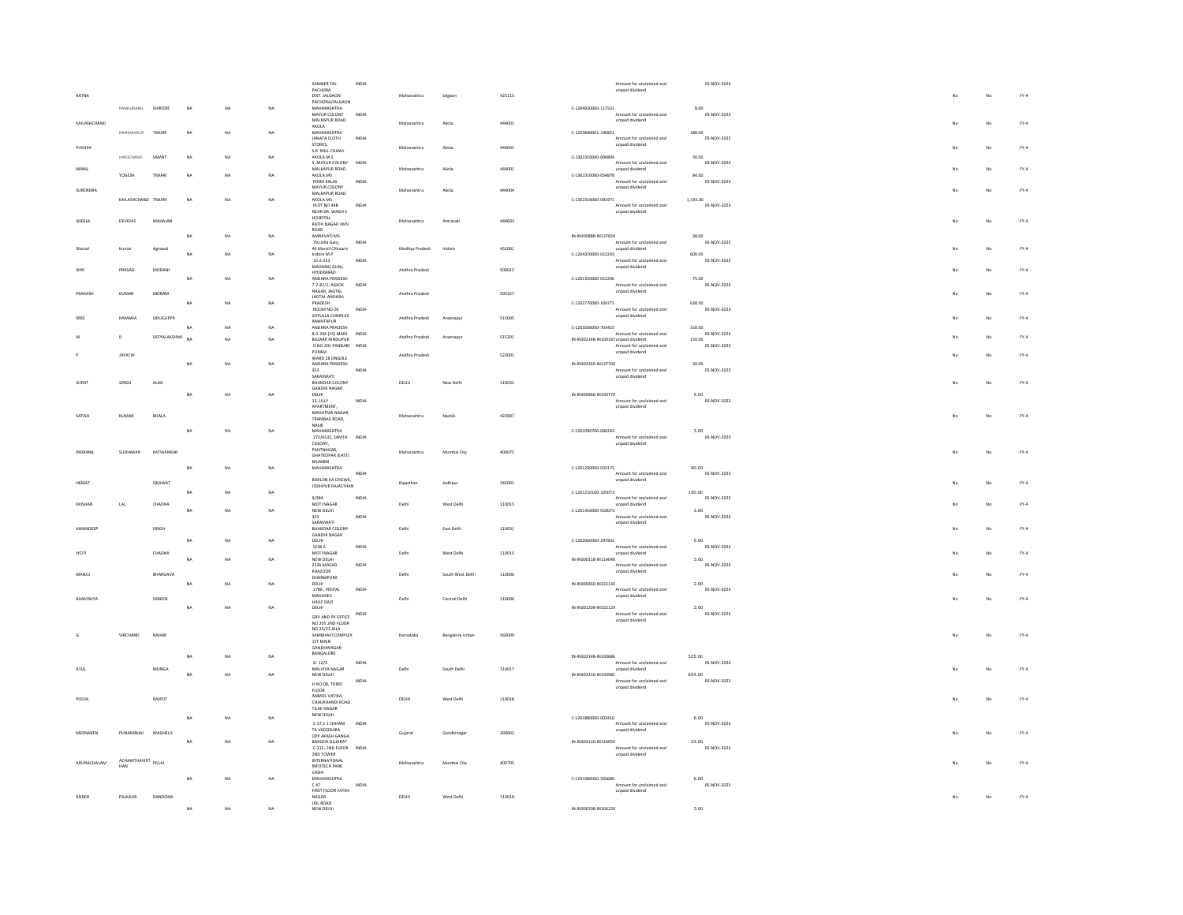| First Name | Middle Name | Last Name | Father/Husband First Name | Father/Husband Middle Name | Father/Husband Last Name | Address | Country | State | District | Pin Code | Folio Number | Investment Type | Amount | Proposed Date of Transfer | | | |
|---|---|---|---|---|---|---|---|---|---|---|---|---|---|---|---|---|---|
| RATNA | PANDURANG | SHIRODE | NA | NA | NA | SAMNER TAL. PACHORA DIST. JALGAON PACHORA/JALGAON MAHARASHTRA | INDIA | Maharashtra | Jalgaon | 425115 | C-1204920000-117531 | Amount for unclaimed and unpaid dividend | 8.00 | 05-NOV-2023 | No | No | FY-4 |
| KAILASHCHAND | RAMSWARUP | TIWARI | NA | NA | NA | MAYUR COLONY MALKAPUR ROAD AKOLA MAHARASHTRA | INDIA | Maharashtra | Akola | 444001 | C-1203840001-240821 | Amount for unclaimed and unpaid dividend | 188.00 | 05-NOV-2023 | No | No | FY-4 |
| PUSHPA | HARICHAND | SAMAT | NA | NA | NA | JANATA CLOTH STORES, S.R. MILL CHAWL AKOLA M.S. | INDIA | Maharashtra | Akola | 444001 | C-1302310000-006804 | Amount for unclaimed and unpaid dividend | 30.00 | 05-NOV-2023 | No | No | FY-4 |
| MINAL | YOGESH | TIWARI | NA | NA | NA | 5, MAYUR COLONY MALKAPUR ROAD AKOLA MS | INDIA | Maharashtra | Akola | 444001 | C-1302310000-054878 | Amount for unclaimed and unpaid dividend | 84.00 | 05-NOV-2023 | No | No | FY-4 |
| SURENDRA | KAILASHCHAND | TIWARI | NA | NA | NA | PREM KALAS MAYUR COLONY MALKAPUR ROAD AKOLA MS | INDIA | Maharashtra | Akola | 444004 | C-1302310000-091971 | Amount for unclaimed and unpaid dividend | 1,193.00 | 05-NOV-2023 | No | No | FY-4 |
| SHEELA | DEVIDAS | MAHAJAN | NA | NA | NA | PLOT NO 44B NEAR DR. WAGH S HOSPITAL RATHI NAGAR VMV ROAD AMRAVATI MS | INDIA | Maharashtra | Amravati | 444603 | IN-IN300888-IN137824 | Amount for unclaimed and unpaid dividend | 38.00 | 05-NOV-2023 | No | No | FY-4 |
| Sharad | Kumar | Agrawal | NA | NA | NA | 79,Usha Ganj, Ali Manzil Chhawni Indore M.P. | INDIA | Madhya Pradesh | Indore | 452001 | C-1204370000-012243 | Amount for unclaimed and unpaid dividend | 600.00 | 05-NOV-2023 | No | No | FY-4 |
| SHIV | PRASAD | MODANI | NA | NA | NA | 15-2-253 MAHARAJ GUNJ, HYDERABAD. ANDHRA PRADESH | INDIA | Andhra Pradesh | | 500012 | C-1201350000-012296 | Amount for unclaimed and unpaid dividend | 75.00 | 05-NOV-2023 | No | No | FY-4 |
| PRAKASH | KUMAR | INDRAM | NA | NA | NA | 7-7-87/1, ASHOK NAGAR, JAGTAL JAGTAL ANDHRA PRADESH | INDIA | Andhra Pradesh | | 505327 | C-1202770000-109771 | Amount for unclaimed and unpaid dividend | 638.00 | 05-NOV-2023 | No | No | FY-4 |
| SREE | RAMANA | SIRUGUPPA | NA | NA | NA | ROOM NO 26 SYFULLA COMPLEX ANANTAPUR ANDHRA PRADESH | INDIA | Andhra Pradesh | Anantapur | 515005 | C-1203500000-703425 | Amount for unclaimed and unpaid dividend | 150.00 | 05-NOV-2023 | No | No | FY-4 |
| M | R | SATYALAKSHMI | NA | NA | NA | 8-3-336 (10) MAIN BAZAAR HINDUPUR | INDIA | Andhra Pradesh | Anantapur | 515201 | IN-IN302148-IN100187 | Amount for unclaimed and unpaid dividend | 150.00 | 05-NOV-2023 | No | No | FY-4 |
| P | JAYATHI | | NA | NA | NA | D NO 201 PANDARI PURAM WARD 28 ONGOLE ANDHRA PRADESH | INDIA | Andhra Pradesh | | 523001 | IN-IN302269-IN137704 | Amount for unclaimed and unpaid dividend | 30.00 | 05-NOV-2023 | No | No | FY-4 |
| SURJIT | SINGH | ALAG | NA | NA | NA | 353 SARASWATI BHANDAR COLONY GANDHI NAGAR DELHI | INDIA | DELHI | New Delhi | 110031 | IN-IN300966-IN100779 | Amount for unclaimed and unpaid dividend | 5.00 | 05-NOV-2023 | No | No | FY-4 |
| SATISH | KUMAR | BHALA | NA | NA | NA | 13, LILLY APARTMENT, MAHATMA NAGAR, TRAMBAK ROAD, NASIK MAHARASHTRA | INDIA | Maharashtra | Nashik | 422007 | C-1201090700-006243 | Amount for unclaimed and unpaid dividend | 3.00 | 05-NOV-2023 | No | No | FY-4 |
| INDRANIL | SUDHAKAR | KATWANKAR | NA | NA | NA | 272/6532, SAMITA COLONY, PANTNAGAR, GHATKOPAR (EAST) MUMBAI MAHARASHTRA | INDIA | Maharashtra | Mumbai City | 400075 | C-1201200000-023175 | Amount for unclaimed and unpaid dividend | 90.00 | 05-NOV-2023 | No | No | FY-4 |
| HEMAT | | SIKAWAT | NA | NA | NA | BARLON KA CHOWK, JODHPUR RAJASTHAN | INDIA | Rajasthan | Jodhpur | 342001 | C-1201210100-325073 | Amount for unclaimed and unpaid dividend | 150.00 | 05-NOV-2023 | No | No | FY-4 |
| KRISHAN | LAL | CHADHA | NA | NA | NA | 9/38A MOTI NAGAR NEW DELHI | INDIA | Delhi | West Delhi | 110015 | C-1201410000-010073 | Amount for unclaimed and unpaid dividend | 3.00 | 05-NOV-2023 | No | No | FY-4 |
| AMANDEEP | | SINGH | NA | NA | NA | 353 SARASWATI BHANDAR COLONY GANDHI NAGAR DELHI | INDIA | Delhi | East Delhi | 110031 | C-1202060000-297831 | Amount for unclaimed and unpaid dividend | 5.00 | 05-NOV-2023 | No | No | FY-4 |
| JYOTI | | CHADHA | NA | NA | NA | 9/38 A MOTI NAGAR NEW DELHI | INDIA | Delhi | West Delhi | 110015 | IN-IN300118-IN114048 | Amount for unclaimed and unpaid dividend | 3.00 | 05-NOV-2023 | No | No | FY-4 |
| MANJU | | BHARGAVA | NA | NA | NA | 2226 MASJID KHAZOOR DHARMPURA DELHI | INDIA | Delhi | South West Delhi | 110006 | IN-IN300360-IN222136 | Amount for unclaimed and unpaid dividend | 2.00 | 05-NOV-2023 | No | No | FY-4 |
| BHAVISHYA | | SAREEN | NA | NA | NA | 2786 , PEEPAL MAHADEV HAUZ QAZI DELHI | INDIA | Delhi | Central Delhi | 110006 | IN-IN301209-IN102129 | Amount for unclaimed and unpaid dividend | 2.00 | 05-NOV-2023 | No | No | FY-4 |
| G | VIRCHAND | NAHAR | NA | NA | NA | GRV AND PK OFFICE NO 205 2ND FLOOR NO 22/23 JALA SAMBHAVI COMPLEX 1ST MAIN GANDHINAGAR BANGALORE | INDIA | Karnataka | Bangalore Urban | 560009 | IN-IN302148-IN100686 | Amount for unclaimed and unpaid dividend | 525.00 | 05-NOV-2023 | No | No | FY-4 |
| ATUL | | MONGA | NA | NA | NA | G- 12/3 MALVIYA NAGAR NEW DELHI | INDIA | Delhi | South Delhi | 110017 | IN-IN302316-IN100981 | Amount for unclaimed and unpaid dividend | 654.00 | 05-NOV-2023 | No | No | FY-4 |
| POOJA | | RAJPUT | NA | NA | NA | H NO-08, THIRD FLOOR ANMOL VATIKA, CHAUKHANDI ROAD TILAK NAGAR NEW DELHI | INDIA | DELHI | West Delhi | 110018 | C-1201880000-003416 | Amount for unclaimed and unpaid dividend | 6.00 | 05-NOV-2023 | No | No | FY-4 |
| MEENABEN | PUNAMBHAI | WAGHELA | NA | NA | NA | C-37,1 1 CHHANI TA VADODARA OPP AKASH GANGA BARODA GUJARAT | INDIA | Gujarat | Gandhinagar | 390002 | IN-IN303116-IN116054 | Amount for unclaimed and unpaid dividend | 23.00 | 05-NOV-2023 | No | No | FY-4 |
| ARUNACHALAM | ACHAMTHAVIRT HAN | PILLAI | NA | NA | NA | C-215, 2ND FLOOR 2ND TOWER INTERNATIONAL INFOTECH PARK VASHI MAHARASHTRA | INDIA | Maharashtra | Mumbai City | 400705 | C-1201060000-593689 | Amount for unclaimed and unpaid dividend | 6.00 | 05-NOV-2023 | No | No | FY-4 |
| JINDER | PALKAUR | DANDONA | NA | NA | NA | C 47 FIRST FLOOR FATEH NAGAR JAIL ROAD NEW DELHI | INDIA | DELHI | West Delhi | 110018 | IN-IN300708-IN106228 | Amount for unclaimed and unpaid dividend | 3.00 | 05-NOV-2023 | No | No | FY-4 |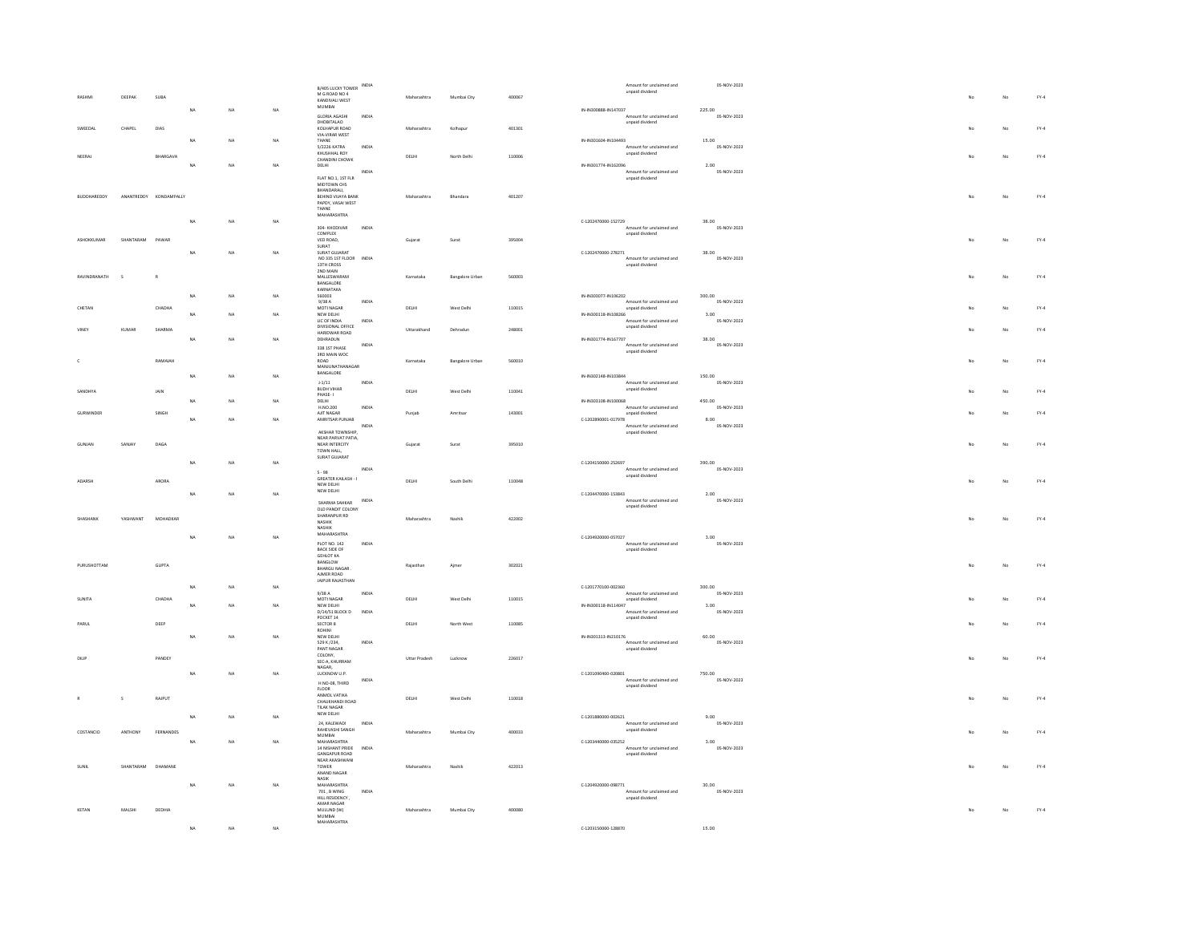| | | | | | | | | | | | | | | | | | |
|---|---|---|---|---|---|---|---|---|---|---|---|---|---|---|---|---|---|
| RASHMI | DEEPAK | SUBA | NA | NA | NA | B/405 LUCKY TOWER M G ROAD NO 4 KANDIVALI WEST MUMBAI | INDIA | Maharashtra | Mumbai City | 400067 | IN-IN300888-IN147037 | Amount for unclaimed and unpaid dividend | 225.00 | 05-NOV-2023 | No | No | FY-4 |
| SWEEDAL | CHAPEL | DIAS | NA | NA | NA | GLORIA AGASHI DHOBITALAO KOLHAPUR ROAD VIA-VIRAR WEST THANE | INDIA | Maharashtra | Kolhapur | 401301 | IN-IN301604-IN104493 | Amount for unclaimed and unpaid dividend | 15.00 | 05-NOV-2023 | No | No | FY-4 |
| NEERAJ | | BHARGAVA | NA | NA | NA | 5/2226 KATRA KHUSHHAL ROY CHANDINI CHOWK DELHI | INDIA | DELHI | North Delhi | 110006 | IN-IN301774-IN162096 | Amount for unclaimed and unpaid dividend | 2.00 | 05-NOV-2023 | No | No | FY-4 |
| BUDDHAREDDY | ANANTREDDY | KONDAMPALLY | NA | NA | NA | FLAT NO.1, 1ST FLR MIDTOWN CHS BHANDARALI, BEHIND VIJAYA BANK PAPDY, VASAI WEST THANE MAHARASHTRA | INDIA | Maharashtra | Bhandara | 401207 | C-1202470000-152729 | Amount for unclaimed and unpaid dividend | 38.00 | 05-NOV-2023 | No | No | FY-4 |
| ASHOKKUMAR | SHANTARAM | PAWAR | NA | NA | NA | 304- KHODIVAR COMPLEX VED ROAD, SURAT SURAT GUJARAT | INDIA | Gujarat | Surat | 395004 | C-1202470000-278271 | Amount for unclaimed and unpaid dividend | 38.00 | 05-NOV-2023 | No | No | FY-4 |
| RAVINDRANATH | S | R | NA | NA | NA | NO 335 1ST FLOOR 13TH CROSS 2ND MAIN MALLESWARAM BANGALORE KARNATAKA 560003 | INDIA | Karnataka | Bangalore Urban | 560003 | IN-IN303077-IN106202 | Amount for unclaimed and unpaid dividend | 300.00 | 05-NOV-2023 | No | No | FY-4 |
| CHETAN | | CHADHA | NA | NA | NA | 9/38 A MOTI NAGAR NEW DELHI | INDIA | DELHI | West Delhi | 110015 | IN-IN300118-IN108266 | Amount for unclaimed and unpaid dividend | 3.00 | 05-NOV-2023 | No | No | FY-4 |
| VINEY | KUMAR | SHARMA | NA | NA | NA | LIC OF INDIA DIVISIONAL OFFICE HARIDWAR ROAD DEHRADUN | INDIA | Uttarakhand | Dehradun | 248001 | IN-IN301774-IN167707 | Amount for unclaimed and unpaid dividend | 38.00 | 05-NOV-2023 | No | No | FY-4 |
| C | | RAMAIAH | NA | NA | NA | 338 1ST PHASE 3RD MAIN WOC ROAD MANJUNATHANAGAR BANGALORE | INDIA | Karnataka | Bangalore Urban | 560010 | IN-IN302148-IN103844 | Amount for unclaimed and unpaid dividend | 150.00 | 05-NOV-2023 | No | No | FY-4 |
| SANDHYA | | JAIN | NA | NA | NA | J-1/11 BUDH VIHAR PHASE- I DELHI | INDIA | DELHI | West Delhi | 110041 | IN-IN303108-IN100068 | Amount for unclaimed and unpaid dividend | 450.00 | 05-NOV-2023 | No | No | FY-4 |
| GURWINDER | | SINGH | NA | NA | NA | H.NO.200 AJIT NAGAR AMRITSAR PUNJAB | INDIA | Punjab | Amritsar | 143001 | C-1202890001-017978 | Amount for unclaimed and unpaid dividend | 8.00 | 05-NOV-2023 | No | No | FY-4 |
| GUNJAN | SANJAY | DAGA | NA | NA | NA | AKSHAR TOWNSHIP, NEAR PARVAT PATIA, NEAR INTERCITY TOWN HALL, SURAT GUJARAT | INDIA | Gujarat | Surat | 395010 | C-1204150000-252697 | Amount for unclaimed and unpaid dividend | 390.00 | 05-NOV-2023 | No | No | FY-4 |
| ADARSH | | ARORA | NA | NA | NA | S - 98 GREATER KAILASH - I NEW DELHI NEW DELHI | INDIA | DELHI | South Delhi | 110048 | C-1204470000-153843 | Amount for unclaimed and unpaid dividend | 2.00 | 05-NOV-2023 | No | No | FY-4 |
| SHASHANK | YASHWANT | MOHADIKAR | NA | NA | NA | SHARMA SAHKAR OLD PANDIT COLONY SHARANPUR RD NASHIK NASHIK MAHARASHTRA | INDIA | Maharashtra | Nashik | 422002 | C-1204920000-057027 | Amount for unclaimed and unpaid dividend | 3.00 | 05-NOV-2023 | No | No | FY-4 |
| PURUSHOTTAM | | GUPTA | NA | NA | NA | PLOT NO. 142 BACK SIDE OF GEHLOT KA BANGLOW BHARGU NAGAR , AJMER ROAD JAIPUR RAJASTHAN | INDIA | Rajasthan | Ajmer | 302021 | C-1201770100-002360 | Amount for unclaimed and unpaid dividend | 300.00 | 05-NOV-2023 | No | No | FY-4 |
| SUNITA | | CHADHA | NA | NA | NA | 9/38 A MOTI NAGAR NEW DELHI | INDIA | DELHI | West Delhi | 110015 | IN-IN300118-IN114047 | Amount for unclaimed and unpaid dividend | 3.00 | 05-NOV-2023 | No | No | FY-4 |
| PARUL | | DEEP | NA | NA | NA | D/14/51 BLOCK D POCKET 14 SECTOR 8 ROHINI NEW DELHI | INDIA | DELHI | North West | 110085 | IN-IN301313-IN210176 | Amount for unclaimed and unpaid dividend | 60.00 | 05-NOV-2023 | No | No | FY-4 |
| DILIP | | PANDEY | NA | NA | NA | 529 K /234, PANT NAGAR COLONY, SEC-A, KHURRAM NAGAR, LUCKNOW U.P. | INDIA | Uttar Pradesh | Lucknow | 226017 | C-1201090400-020801 | Amount for unclaimed and unpaid dividend | 750.00 | 05-NOV-2023 | No | No | FY-4 |
| R | S | RAJPUT | NA | NA | NA | H NO-08, THIRD FLOOR ANMOL VATIKA CHAUKHANDI ROAD TILAK NAGAR NEW DELHI | INDIA | DELHI | West Delhi | 110018 | C-1201880000-002621 | Amount for unclaimed and unpaid dividend | 9.00 | 05-NOV-2023 | No | No | FY-4 |
| COSTANCIO | ANTHONY | FERNANDES | NA | NA | NA | 24, KALEWADI RAHEVASHI SANGH MUMBAI MAHARASHTRA | INDIA | Maharashtra | Mumbai City | 400033 | C-1203440000-035252 | Amount for unclaimed and unpaid dividend | 3.00 | 05-NOV-2023 | No | No | FY-4 |
| SUNIL | SHANTARAM | DHAMANE | NA | NA | NA | 14 NISHANT PRIDE GANGAPUR ROAD NEAR AKASHWANI TOWER ANAND NAGAR NASIK MAHARASHTRA | INDIA | Maharashtra | Nashik | 422013 | C-1204920000-098771 | Amount for unclaimed and unpaid dividend | 30.00 | 05-NOV-2023 | No | No | FY-4 |
| KETAN | MALSHI | DEDHIA | NA | NA | NA | 701 , B WING HILL RESIDENCY , AMAR NAGAR MULUND (W) MUMBAI MAHARASHTRA | INDIA | Maharashtra | Mumbai City | 400080 | C-1203150000-128870 | Amount for unclaimed and unpaid dividend | 15.00 | 05-NOV-2023 | No | No | FY-4 |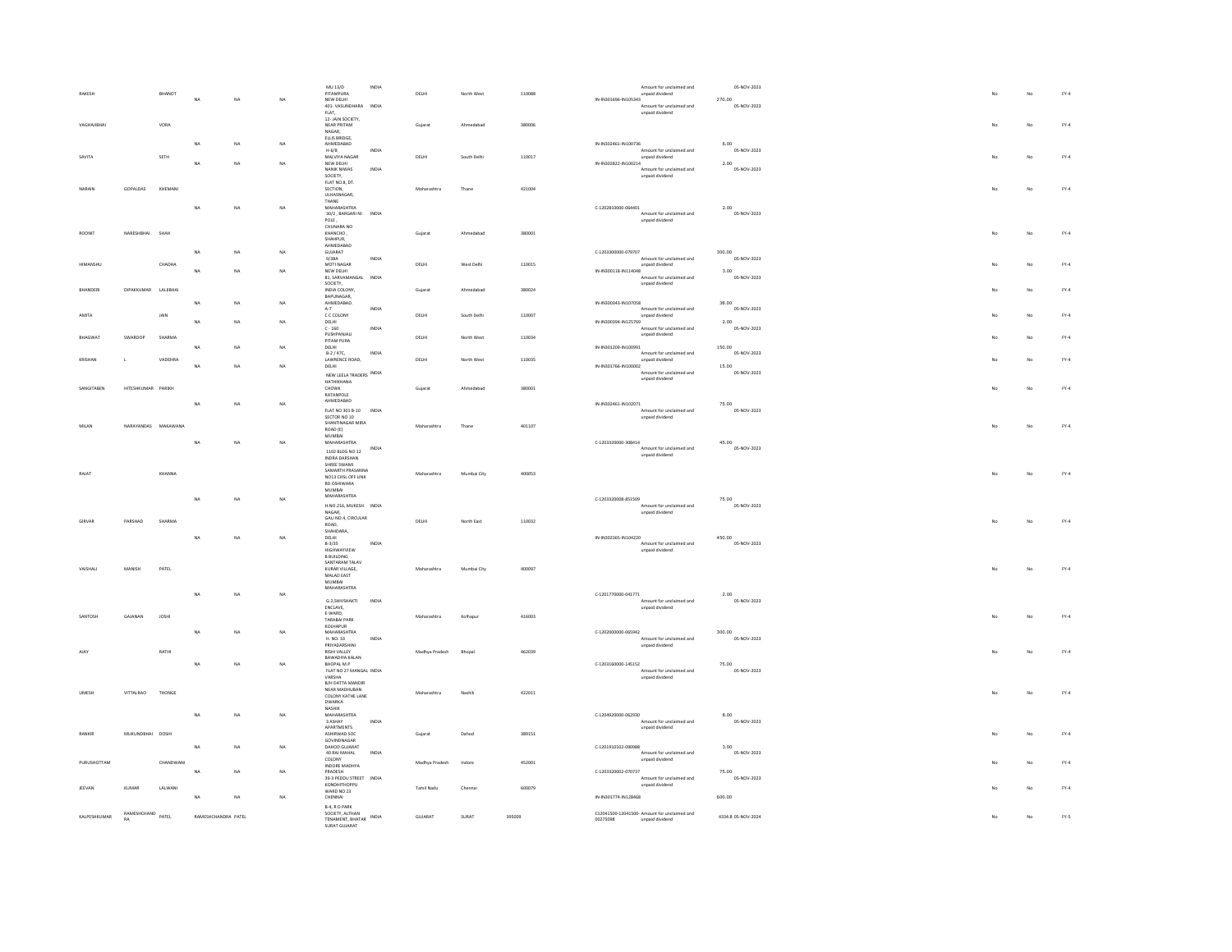| | | | | | | | | | | | | | | | | | | |
|---|---|---|---|---|---|---|---|---|---|---|---|---|---|---|---|---|---|---|
| RAKESH | | BHANOT | NA | NA | NA | MU 13/D PITAMPURA NEW DELHI | INDIA | DELHI | North West | 110088 | | IN-IN301696-IN105343 | Amount for unclaimed and unpaid dividend | 270.00 | 05-NOV-2023 | No | No | FY-4 |
| VAGHAJIBHAI | | VORA | NA | NA | NA | 401- VASUNDHARA FLAT, 12- JAIN SOCIETY, NEAR PRITAM NAGAR, ELLIS BRIDGE, AHMEDABAD | INDIA | Gujarat | Ahmedabad | 380006 | | IN-IN302461-IN100736 | Amount for unclaimed and unpaid dividend | 6.00 | 05-NOV-2023 | No | No | FY-4 |
| SAVITA | | SETH | NA | NA | NA | H-6/8 MALVIYA NAGAR NEW DELHI | INDIA | DELHI | South Delhi | 110017 | | IN-IN302822-IN100214 | Amount for unclaimed and unpaid dividend | 2.00 | 05-NOV-2023 | No | No | FY-4 |
| NARAIN | GOPALDAS | KHEMANI | NA | NA | NA | NANIK NIWAS SOCIETY, FLAT NO.8, DT. SECTION, ULHASNAGAR, THANE MAHARASHTRA | INDIA | Maharashtra | Thane | 421004 | | C-1202810000-064401 | Amount for unclaimed and unpaid dividend | 2.00 | 05-NOV-2023 | No | No | FY-4 |
| ROONIT | NARESHBHAI | SHAH | NA | NA | NA | 30/2 , BARGARI NI POLE , CHUNARA NO KHANCHO , SHAHPUR, AHMEDABAD GUJARAT | INDIA | Gujarat | Ahmedabad | 380001 | | C-1203300000-079707 | Amount for unclaimed and unpaid dividend | 300.00 | 05-NOV-2023 | No | No | FY-4 |
| HIMANSHU | | CHADHA | NA | NA | NA | 9/38A MOTI NAGAR NEW DELHI | INDIA | DELHI | West Delhi | 110015 | | IN-IN300118-IN114048 | Amount for unclaimed and unpaid dividend | 3.00 | 05-NOV-2023 | No | No | FY-4 |
| BHANDERI | DIPAKKUMAR | LALJIBHAI | NA | NA | NA | 81, SARVAMANGAL SOCIETY, INDIA COLONY, BAPUNAGAR, AHMEDABAD. | INDIA | Gujarat | Ahmedabad | 380024 | | IN-IN300343-IN107058 | Amount for unclaimed and unpaid dividend | 38.00 | 05-NOV-2023 | No | No | FY-4 |
| AMITA | | JAIN | NA | NA | NA | A-7 C C COLONY DELHI | INDIA | DELHI | South Delhi | 110007 | | IN-IN300394-IN125769 | Amount for unclaimed and unpaid dividend | 2.00 | 05-NOV-2023 | No | No | FY-4 |
| BHAGWAT | SWAROOP | SHARMA | NA | NA | NA | C - 160 PUSHPANJALI PITAM PURA DELHI | INDIA | DELHI | North West | 110034 | | IN-IN301209-IN100991 | Amount for unclaimed and unpaid dividend | 150.00 | 05-NOV-2023 | No | No | FY-4 |
| KRISHAN | L | VADEHRA | NA | NA | NA | B-2 / 47C, LAWRENCE ROAD, DELHI | INDIA | DELHI | North West | 110035 | | IN-IN301766-IN100002 | Amount for unclaimed and unpaid dividend | 15.00 | 05-NOV-2023 | No | No | FY-4 |
| SANGITABEN | HITESHKUMAR | PARIKH | NA | NA | NA | NEW LEELA TRADERS HATHIKHANA CHOWK RATANPOLE AHMEDABAD | INDIA | Gujarat | Ahmedabad | 380001 | | IN-IN302461-IN102071 | Amount for unclaimed and unpaid dividend | 75.00 | 05-NOV-2023 | No | No | FY-4 |
| MILAN | NARAYANDAS | MAKAWANA | NA | NA | NA | FLAT NO 301 B-10 SECTOR NO 10 SHANTINAGAR MIRA ROAD (E) MUMBAI MAHARASHTRA | INDIA | Maharashtra | Thane | 401107 | | C-1203320000-308414 | Amount for unclaimed and unpaid dividend | 45.00 | 05-NOV-2023 | No | No | FY-4 |
| RAJAT | | KHANNA | NA | NA | NA | 1102 BLDG NO 12 INDRA DARSHAN SHREE SWAMI SAMARTH PRASANNA NO13 CHSL OFF LINK RD OSHIWARA MUMBAI MAHARASHTRA | INDIA | Maharashtra | Mumbai City | 400053 | | C-1203320008-851509 | Amount for unclaimed and unpaid dividend | 75.00 | 05-NOV-2023 | No | No | FY-4 |
| GIRVAR | PARSHAD | SHARMA | NA | NA | NA | H NO 216, MUKESH NAGAR, GALI NO.4, CIRCULAR ROAD, SHAHDARA, DELHI | INDIA | DELHI | North East | 110032 | | IN-IN302365-IN104220 | Amount for unclaimed and unpaid dividend | 450.00 | 05-NOV-2023 | No | No | FY-4 |
| VAISHALI | MANISH | PATEL | NA | NA | NA | B-3/35 HIGHWAYVIEW B BUILDING SANTARAM TALAV KURAR VILLAGE, MALAD EAST MUMBAI MAHARASHTRA | INDIA | Maharashtra | Mumbai City | 400097 | | C-1201770000-041771 | Amount for unclaimed and unpaid dividend | 2.00 | 05-NOV-2023 | No | No | FY-4 |
| SANTOSH | GAJANAN | JOSHI | NA | NA | NA | G-2,SHIVSHAKTI ENCLAVE, E-WARD, TARABAI PARK KOLHAPUR MAHARASHTRA | INDIA | Maharashtra | Kolhapur | 416003 | | C-1202000000-065942 | Amount for unclaimed and unpaid dividend | 300.00 | 05-NOV-2023 | No | No | FY-4 |
| AJAY | | RATHI | NA | NA | NA | H. NO. 33 PRIYADARSHINI RISHI VALLEY BAWADIYA KALAN BHOPAL M.P | INDIA | Madhya Pradesh | Bhopal | 462039 | | C-1203160000-145152 | Amount for unclaimed and unpaid dividend | 75.00 | 05-NOV-2023 | No | No | FY-4 |
| UMESH | VITTALRAO | THONGE | NA | NA | NA | FLAT NO 27 MANGAL VARSHA B/H DATTA MANDIR NEAR MADHUBAN COLONY KATHE LANE DWARKA NASHIK MAHARASHTRA | INDIA | Maharashtra | Nashik | 422011 | | C-1204920000-062930 | Amount for unclaimed and unpaid dividend | 8.00 | 05-NOV-2023 | No | No | FY-4 |
| RANKIR | MUKUNDBHAI | DOSHI | NA | NA | NA | 3 ASHAY APARTMENTS ASHIRWAD SOC GOVINDNAGAR DAHOD GUJARAT | INDIA | Gujarat | Dahod | 389151 | | C-1201910102-090988 | Amount for unclaimed and unpaid dividend | 3.00 | 05-NOV-2023 | No | No | FY-4 |
| PURUSHOTTAM | | CHANDWANI | NA | NA | NA | 40 RAJ MAHAL COLONY INDORE MADHYA PRADESH | INDIA | Madhya Pradesh | Indore | 452001 | | C-1203320002-070737 | Amount for unclaimed and unpaid dividend | 75.00 | 05-NOV-2023 | No | No | FY-4 |
| JEEVAN | KUMAR | LALWANI | NA | NA | NA | 39-3 PEDDU STREET KONDHITHOPPU WARD NO 23 CHENNAI | INDIA | Tamil Nadu | Chennai | 600079 | | IN-IN301774-IN128468 | Amount for unclaimed and unpaid dividend | 600.00 | | No | No | FY-4 |
| KALPESHKUMAR | RAMESHCHAND RA | PATEL | RAMESHCHANDRA | PATEL | | B-4, R D PARK SOCIETY, ALTHAN TENAMENT, BHATAR SURAT GUJARAT | INDIA | GUJARAT | SURAT | 395009 | | C12041500-12041500-00275098 | Amount for unclaimed and unpaid dividend | 4334.8 | 05-NOV-2024 | No | No | FY-5 |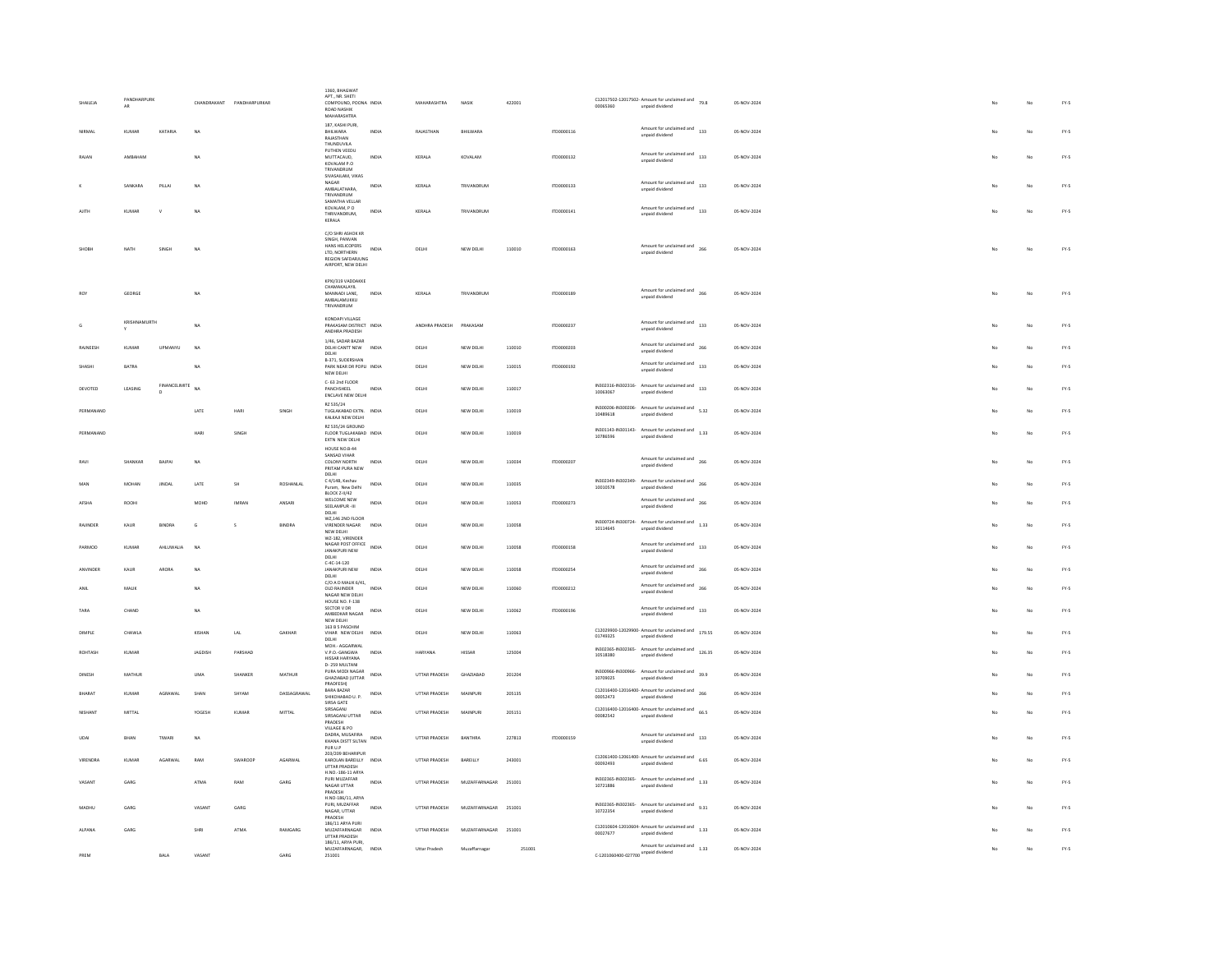| SHAILEJA | PANDHARPURKAR | | CHANDRAKANT | PANDHARPURKAR | | 1360, BHAGWAT APT., NR. SHETI COMPOUND, POONA ROAD NASHIK MAHARASHTRA | INDIA | MAHARASHTRA | NASIK | 422001 | | C12017502-12017502-00065360 | Amount for unclaimed and unpaid dividend | 79.8 | 05-NOV-2024 | | | No | No | FY-5 |
|---|---|---|---|---|---|---|---|---|---|---|---|---|---|---|---|---|---|---|---|---|
| NIRMAL | KUMAR | KATARIA | NA | | | 187, KASHI PURI, BHILWARA RAJASTHAN | INDIA | RAJASTHAN | BHILWARA | | ITD0000116 | | Amount for unclaimed and unpaid dividend | 133 | 05-NOV-2024 | | | No | No | FY-5 |
| RAJAN | AMBAHAM | | NA | | | THUNDUVILA PUTHEN VEEDU MUTTACAUD, KOVALAM P.O TRIVANDRUM | INDIA | KERALA | KOVALAM | | ITD0000132 | | Amount for unclaimed and unpaid dividend | 133 | 05-NOV-2024 | | | No | No | FY-5 |
| K | SANKARA | PILLAI | NA | | | SIVASAILAM, VIKAS NAGAR AMBALATHARA, TRIVANDRUM | INDIA | KERALA | TRIVANDRUM | | ITD0000133 | | Amount for unclaimed and unpaid dividend | 133 | 05-NOV-2024 | | | No | No | FY-5 |
| AJITH | KUMAR | V | NA | | | SAMATHA VELLAR KOVALAM, P O THIRIVANDRUM, KERALA | INDIA | KERALA | TRIVANDRUM | | ITD0000141 | | Amount for unclaimed and unpaid dividend | 133 | 05-NOV-2024 | | | No | No | FY-5 |
| SHOBH | NATH | SINGH | NA | | | C/O SHRI ASHOK KR SINGH, PANVAN HANS HELICOPTERS LTD, NORTHERN REGION SAFDARJUNG AIRPORT, NEW DELHI | INDIA | DELHI | NEW DELHI | 110010 | ITD0000163 | | Amount for unclaimed and unpaid dividend | 266 | 05-NOV-2024 | | | No | No | FY-5 |
| ROY | GEORGE | | NA | | | KPXI/319 VADDAKKE CHAMAKALAYIL MANNADI LANE, AMBALAMUKKU TRIVANDRUM | INDIA | KERALA | TRIVANDRUM | | ITD0000189 | | Amount for unclaimed and unpaid dividend | 266 | 05-NOV-2024 | | | No | No | FY-5 |
| G | KRISHNAMURTHY | | NA | | | KONDAPI VILLAGE PRAKASAM DISTRICT ANDHRA PRADESH | INDIA | ANDHRA PRADESH | PRAKASAM | | ITD0000237 | | Amount for unclaimed and unpaid dividend | 133 | 05-NOV-2024 | | | No | No | FY-5 |
| RAJNEESH | KUMAR | UPMANYU | NA | | | 1/46, SADAR BAZAR DELHI CANTT NEW DELHI | INDIA | DELHI | NEW DELHI | 110010 | ITD0000203 | | Amount for unclaimed and unpaid dividend | 266 | 05-NOV-2024 | | | No | No | FY-5 |
| SHASHI | BATRA | | NA | | | B-371, SUDERSHAN PARK NEAR DR POPLI NEW DELHI | INDIA | DELHI | NEW DELHI | 110015 | ITD0000192 | | Amount for unclaimed and unpaid dividend | 133 | 05-NOV-2024 | | | No | No | FY-5 |
| DEVOTED | LEASING | FINANCELIMITED | NA | | | C- 63 2nd FLOOR PANCHSHEEL ENCLAVE NEW DELHI | INDIA | DELHI | NEW DELHI | 110017 | | IN302316-IN302316-10063067 | Amount for unclaimed and unpaid dividend | 133 | 05-NOV-2024 | | | No | No | FY-5 |
| PERMANAND | | | LATE | HARI | SINGH | RZ 535/24 TUGLAKABAD EXTN. KALKAJI NEW DELHI | INDIA | DELHI | NEW DELHI | 110019 | | IN300206-IN300206-10489618 | Amount for unclaimed and unpaid dividend | 5.32 | 05-NOV-2024 | | | No | No | FY-5 |
| PERMANAND | | | HARI | SINGH | | RZ 535/24 GROUND FLOOR TUGLAKABAD EXTN NEW DELHI | INDIA | DELHI | NEW DELHI | 110019 | | IN301143-IN301143-10786596 | Amount for unclaimed and unpaid dividend | 1.33 | 05-NOV-2024 | | | No | No | FY-5 |
| RAVI | SHANKAR | BAJPAI | NA | | | HOUSE NO.B-44 SANSAD VIHAR COLONY NORTH PRITAM PURA NEW DELHI | INDIA | DELHI | NEW DELHI | 110034 | ITD0000207 | | Amount for unclaimed and unpaid dividend | 266 | 05-NOV-2024 | | | No | No | FY-5 |
| MAN | MOHAN | JINDAL | LATE | SH | ROSHANLAL | C 4/148, Keshav Puram, New Delhi BLOCK 2-II/42 | INDIA | DELHI | NEW DELHI | 110035 | | IN302349-IN302349-10010578 | Amount for unclaimed and unpaid dividend | 266 | 05-NOV-2024 | | | No | No | FY-5 |
| AFSHA | ROOHI | | MOHD | IMRAN | ANSARI | WELCOME NEW SEELAMPUR -III DELHI | INDIA | DELHI | NEW DELHI | 110053 | ITD0000273 | | Amount for unclaimed and unpaid dividend | 266 | 05-NOV-2024 | | | No | No | FY-5 |
| RAJINDER | KAUR | BINDRA | G | S | BINDRA | WZ,146 2ND FLOOR VIRENDER NAGAR NEW DELHI | INDIA | DELHI | NEW DELHI | 110058 | | IN300724-IN300724-10114645 | Amount for unclaimed and unpaid dividend | 1.33 | 05-NOV-2024 | | | No | No | FY-5 |
| PARMOD | KUMAR | AHLUWALIA | NA | | | WZ-182, VIRENDER NAGAR POST OFFICE JANAKPURI NEW DELHI | INDIA | DELHI | NEW DELHI | 110058 | ITD0000158 | | Amount for unclaimed and unpaid dividend | 133 | 05-NOV-2024 | | | No | No | FY-5 |
| ANVINDER | KAUR | ARORA | NA | | | C-4C-14-120 JANAKPURI NEW DELHI | INDIA | DELHI | NEW DELHI | 110058 | ITD0000254 | | Amount for unclaimed and unpaid dividend | 266 | 05-NOV-2024 | | | No | No | FY-5 |
| ANIL | MALIK | | NA | | | C/O A D MALIK 6/41, OLD RAJINDER NAGAR NEW DELHI | INDIA | DELHI | NEW DELHI | 110060 | ITD0000212 | | Amount for unclaimed and unpaid dividend | 266 | 05-NOV-2024 | | | No | No | FY-5 |
| TARA | CHAND | | NA | | | HOUSE NO. F-138 SECTOR V DR AMBEDKAR NAGAR NEW DELHI | INDIA | DELHI | NEW DELHI | 110062 | ITD0000196 | | Amount for unclaimed and unpaid dividend | 133 | 05-NOV-2024 | | | No | No | FY-5 |
| DIMPLE | CHAWLA | | KISHAN | LAL | GAKHAR | 163 B 5 PASCHIM VIHAR NEW DELHI DELHI | INDIA | DELHI | NEW DELHI | 110063 | | C12029900-12029900-01749325 | Amount for unclaimed and unpaid dividend | 179.55 | 05-NOV-2024 | | | No | No | FY-5 |
| ROHTASH | KUMAR | | JAGDISH | PARSHAD | | MOH.- AGGARWAL V.P.O.-GANGWA HISSAR HARYANA | INDIA | HARYANA | HISSAR | 125004 | | IN302365-IN302365-10518380 | Amount for unclaimed and unpaid dividend | 126.35 | 05-NOV-2024 | | | No | No | FY-5 |
| DINESH | MATHUR | | UMA | SHANKER | MATHUR | D- 259 MULTANI PURA MODI NAGAR GHAZIABAD (UTTAR PRADESH) | INDIA | UTTAR PRADESH | GHAZIABAD | 201204 | | IN300966-IN300966-10709025 | Amount for unclaimed and unpaid dividend | 39.9 | 05-NOV-2024 | | | No | No | FY-5 |
| BHARAT | KUMAR | AGRAWAL | SHAN | SHYAM | DASSAGRAWAL | BARA BAZAR SHIKOHABAD U. P. | INDIA | UTTAR PRADESH | MAINPURI | 205135 | | C12016400-12016400-00052473 | Amount for unclaimed and unpaid dividend | 266 | 05-NOV-2024 | | | No | No | FY-5 |
| NISHANT | MITTAL | | YOGESH | KUMAR | MITTAL | SIRSA GATE SIRSAGANJ SIRSAGANJ UTTAR PRADESH | INDIA | UTTAR PRADESH | MAINPURI | 205151 | | C12016400-12016400-00082542 | Amount for unclaimed and unpaid dividend | 66.5 | 05-NOV-2024 | | | No | No | FY-5 |
| UDAI | BHAN | TIWARI | NA | | | VILLAGE & PO DADRA, MUSAFIRA KHANA DISTT SILTAN PUR U.P | INDIA | UTTAR PRADESH | BANTHRA | 227813 | ITD0000159 | | Amount for unclaimed and unpaid dividend | 133 | 05-NOV-2024 | | | No | No | FY-5 |
| VIRENDRA | KUMAR | AGARWAL | RAM | SWAROOP | AGARWAL | 203/209 BEHARIPUR KAROLAN BAREILLY UTTAR PRADESH | INDIA | UTTAR PRADESH | BAREILLY | 243001 | | C12061400-12061400-00092493 | Amount for unclaimed and unpaid dividend | 6.65 | 05-NOV-2024 | | | No | No | FY-5 |
| VASANT | GARG | | ATMA | RAM | GARG | H.NO.-186-11 ARYA PURI MUZAFFAR NAGAR UTTAR PRADESH | INDIA | UTTAR PRADESH | MUZAFFARNAGAR | 251001 | | IN302365-IN302365-10721886 | Amount for unclaimed and unpaid dividend | 1.33 | 05-NOV-2024 | | | No | No | FY-5 |
| MADHU | GARG | | VASANT | GARG | | H.NO-186/11, ARYA PURI, MUZAFFAR NAGAR, UTTAR PRADESH | INDIA | UTTAR PRADESH | MUZAFFARNAGAR | 251001 | | IN302365-IN302365-10722354 | Amount for unclaimed and unpaid dividend | 9.31 | 05-NOV-2024 | | | No | No | FY-5 |
| ALPANA | GARG | | SHRI | ATMA | RAMGARG | 186/11 ARYA PURI MUZAFFARNAGAR UTTAR PRADESH | INDIA | UTTAR PRADESH | MUZAFFARNAGAR | 251001 | | C12010604-12010604-00027677 | Amount for unclaimed and unpaid dividend | 1.33 | 05-NOV-2024 | | | No | No | FY-5 |
| PREM | | BALA | VASANT | | GARG | 186/11, ARYA PURI, MUZAFFARNAGAR, 251001 | INDIA | Uttar Pradesh | Muzaffarnagar | 251001 | | C-1201060400-027700 | Amount for unclaimed and unpaid dividend | 1.33 | 05-NOV-2024 | | | No | No | FY-5 |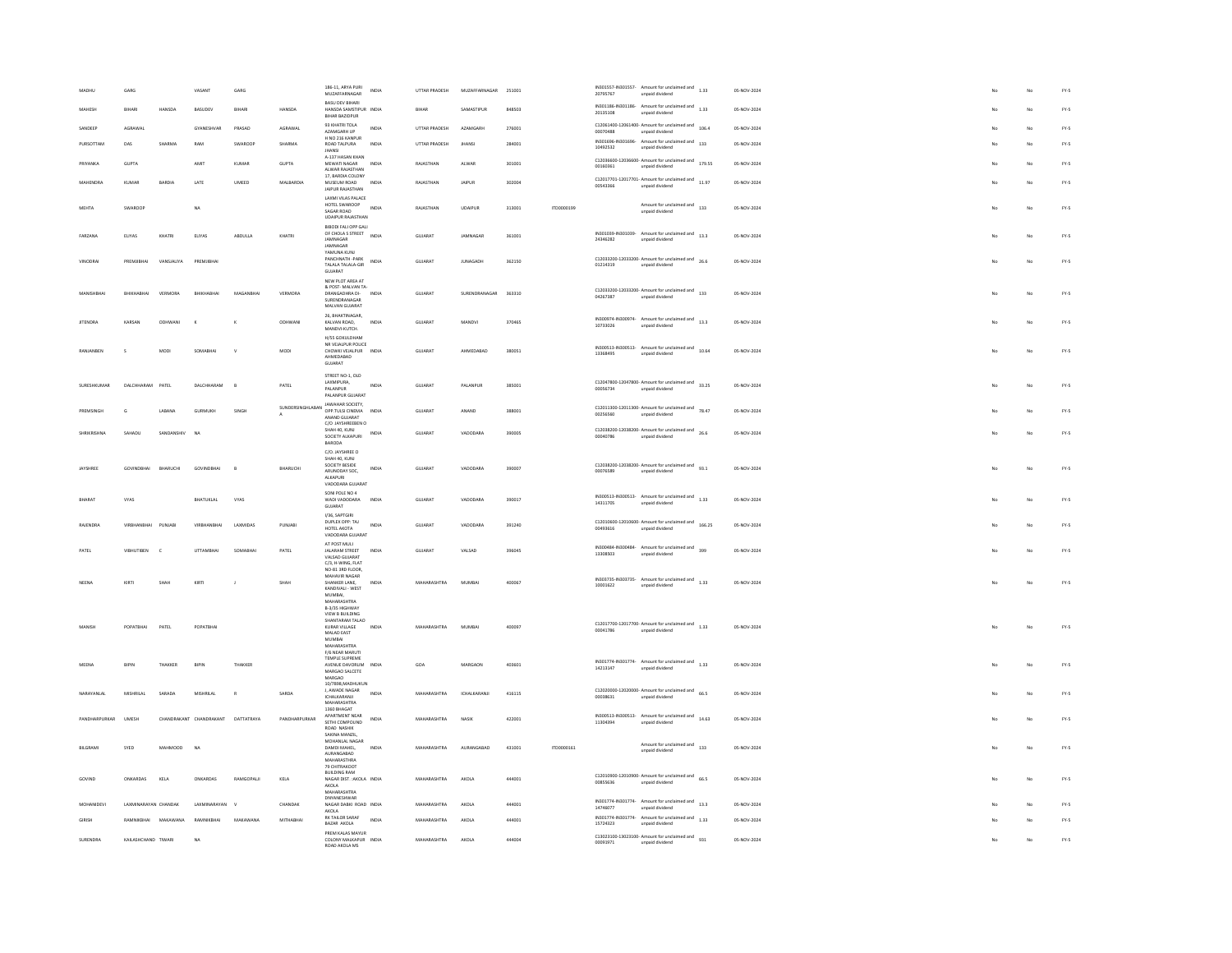| MADHU | GARG | | VASANT | GARG | | 186-11, ARYA PURI MUZAFFARNAGAR | INDIA | UTTAR PRADESH | MUZAFFARNAGAR | 251001 | | IN301557-IN301557-20795767 | Amount for unclaimed and unpaid dividend | 1.33 | 05-NOV-2024 | No | No | FY-5 |
|---|---|---|---|---|---|---|---|---|---|---|---|---|---|---|---|---|---|---|
| MAHESH | BIHARI | HANSDA | BASUDEV | BIHARI | HANSDA | BASUDEV BIHARI HANSDA SAMSTIPUR BIHAR BAZIDPUR | INDIA | BIHAR | SAMASTIPUR | 848503 | | IN301186-IN301186-20135108 | Amount for unclaimed and unpaid dividend | 1.33 | 05-NOV-2024 | No | No | FY-5 |
| SANDEEP | AGRAWAL | | GYANESHVAR | PRASAD | AGRAWAL | 93 KHATRI TOLA AZAMGARH UP | INDIA | UTTAR PRADESH | AZAMGARH | 276001 | | C12061400-12061400-00070488 | Amount for unclaimed and unpaid dividend | 106.4 | 05-NOV-2024 | No | No | FY-5 |
| PURSOTTAM | DAS | SHARMA | RAM | SWAROOP | SHARMA | H NO 216 KANPUR ROAD TALPURA JHANSI | INDIA | UTTAR PRADESH | JHANSI | 284001 | | IN301696-IN301696-10492532 | Amount for unclaimed and unpaid dividend | 133 | 05-NOV-2024 | No | No | FY-5 |
| PRIYANKA | GUPTA | | AMIT | KUMAR | GUPTA | A-137 HASAN KHAN MEWATI NAGAR ALWAR RAJASTHAN | INDIA | RAJASTHAN | ALWAR | 301001 | | C12036600-12036600-00160361 | Amount for unclaimed and unpaid dividend | 179.55 | 05-NOV-2024 | No | No | FY-5 |
| MAHENDRA | KUMAR | BARDIA | LATE | UMEED | MALBARDIA | 17, BARDIA COLONY MUSEUM ROAD JAIPUR RAJASTHAN | INDIA | RAJASTHAN | JAIPUR | 302004 | | C12017701-12017701-00543366 | Amount for unclaimed and unpaid dividend | 11.97 | 05-NOV-2024 | No | No | FY-5 |
| MEHTA | SWAROOP | | NA | | | LAXMI VILAS PALACE HOTEL SWAROOP SAGAR ROAD UDAIPUR RAJASTHAN | INDIA | RAJASTHAN | UDAIPUR | 313001 | ITD0000199 | | Amount for unclaimed and unpaid dividend | 133 | 05-NOV-2024 | No | No | FY-5 |
| FARZANA | ELIYAS | KHATRI | ELIYAS | ABDULLA | KHATRI | BIBODI FALI OPP GALI OF CHOLA S STREET JAMNAGAR JAMNAGAR | INDIA | GUJARAT | JAMNAGAR | 361001 | | IN301039-IN301039-24346282 | Amount for unclaimed and unpaid dividend | 13.3 | 05-NOV-2024 | No | No | FY-5 |
| VINODRAI | PREMJIBHAI | VANSJALIYA | PREMJIBHAI | | | YAMUNA KUNJ PANCHNATH -PARK TALALA TALALA-GIR GUJARAT | INDIA | GUJARAT | JUNAGADH | 362150 | | C12033200-12033200-01214319 | Amount for unclaimed and unpaid dividend | 26.6 | 05-NOV-2024 | No | No | FY-5 |
| MANISHBHAI | BHIKHABHAI | VERMORA | BHIKHABHAI | MAGANBHAI | VERMORA | NEW PLOT AREA AT & POST- MALVAN TA- DRANGADHRA DI- SURENDRANAGAR MALVAN GUJARAT | INDIA | GUJARAT | SURENDRANAGAR | 363310 | | C12033200-12033200-04267387 | Amount for unclaimed and unpaid dividend | 133 | 05-NOV-2024 | No | No | FY-5 |
| JITENDRA | KARSAN | ODHWANI | K | K | ODHWANI | 26, BHAKTINAGAR, KALYAN ROAD, MANDVI-KUTCH. | INDIA | GUJARAT | MANDVI | 370465 | | IN300974-IN300974-10733026 | Amount for unclaimed and unpaid dividend | 13.3 | 05-NOV-2024 | No | No | FY-5 |
| RANJANBEN | S | MODI | SOMABHAI | V | MODI | H/55 GOKULDHAM NR VEJALPUR POLICE CHOWKI VEJALPUR AHMEDABAD GUJARAT | INDIA | GUJARAT | AHMEDABAD | 380051 | | IN300513-IN300513-13368495 | Amount for unclaimed and unpaid dividend | 10.64 | 05-NOV-2024 | No | No | FY-5 |
| SURESHKUMAR | DALCHHARAM | PATEL | DALCHHARAM | B | PATEL | STREET NO-1, OLD LAXMIPURA, PALANPUR PALANPUR GUJARAT | INDIA | GUJARAT | PALANPUR | 385001 | | C12047800-12047800-00056734 | Amount for unclaimed and unpaid dividend | 33.25 | 05-NOV-2024 | No | No | FY-5 |
| PREMSINGH | G | LABANA | GURMUKH | SINGH | SUNDERSINGHLABANA | JAWAHAR SOCIETY, OPP.TULSI CINEMA ANAND GUJARAT | INDIA | GUJARAT | ANAND | 388001 | | C12011300-12011300-00256560 | Amount for unclaimed and unpaid dividend | 78.47 | 05-NOV-2024 | No | No | FY-5 |
| SHRIKRISHNA | SAHADU | SANDANSHIV | NA | | | C/O. JAYSHREEBEN O SHAH 40, KUNJ SOCIETY ALKAPURI BARODA | INDIA | GUJARAT | VADODARA | 390005 | | C12038200-12038200-00040786 | Amount for unclaimed and unpaid dividend | 26.6 | 05-NOV-2024 | No | No | FY-5 |
| JAYSHREE | GOVINDBHAI | BHARUCHI | GOVINDBHAI | B | BHARUCHI | C/O. JAYSHREE O SHAH 40, KUNJ SOCIETY BESIDE ARUNODAY SOC, ALKAPURI VADODARA GUJARAT | INDIA | GUJARAT | VADODARA | 390007 | | C12038200-12038200-00076589 | Amount for unclaimed and unpaid dividend | 93.1 | 05-NOV-2024 | No | No | FY-5 |
| BHARAT | VYAS | | BHATUKLAL | VYAS | | SONI POLE NO 4 WADI VADODARA GUJARAT | INDIA | GUJARAT | VADODARA | 390017 | | IN300513-IN300513-14311705 | Amount for unclaimed and unpaid dividend | 1.33 | 05-NOV-2024 | No | No | FY-5 |
| RAJENDRA | VIRBHANBHAI | PUNJABI | VIRBHANBHAI | LAXMIDAS | PUNJABI | I/36, SAPTGIRI DUPLEX OPP: TAJ HOTEL AKOTA VADODARA GUJARAT | INDIA | GUJARAT | VADODARA | 391240 | | C12010600-12010600-00493616 | Amount for unclaimed and unpaid dividend | 166.25 | 05-NOV-2024 | No | No | FY-5 |
| PATEL | VIBHUTIBEN | C | UTTAMBHAI | SOMABHAI | PATEL | AT POST MULI JALARAM STREET VALSAD GUJARAT | INDIA | GUJARAT | VALSAD | 396045 | | IN300484-IN300484-13308503 | Amount for unclaimed and unpaid dividend | 399 | 05-NOV-2024 | No | No | FY-5 |
| NEENA | KIRTI | SHAH | KIRTI | J | SHAH | C/3, H-WING, FLAT NO-81 3RD FLOOR, MAHAVIR NAGAR SHANKER LANE, KANDIVALI - WEST MUMBAI, MAHARASHTRA | INDIA | MAHARASHTRA | MUMBAI | 400067 | | IN303735-IN303735-10001622 | Amount for unclaimed and unpaid dividend | 1.33 | 05-NOV-2024 | No | No | FY-5 |
| MANISH | POPATBHAI | PATEL | POPATBHAI | | | B-3/35 HIGHWAY VIEW B BUILDING SHANTARAM TALAO KURAR VILLAGE MALAD EAST MUMBAI MAHARASHTRA | INDIA | MAHARASHTRA | MUMBAI | 400097 | | C12017700-12017700-00041786 | Amount for unclaimed and unpaid dividend | 1.33 | 05-NOV-2024 | No | No | FY-5 |
| MEENA | BIPIN | THAKKER | BIPIN | THAKKER | | F/6 NEAR MARUTI TEMPLE SUPREME AVENUE DAVORLIM MARGAO SALCETE MARGAO | INDIA | GOA | MARGAON | 403601 | | IN301774-IN301774-14213347 | Amount for unclaimed and unpaid dividend | 1.33 | 05-NOV-2024 | No | No | FY-5 |
| NARAYANLAL | MISHRILAL | SARADA | MISHRILAL | R | SARDA | 10/7898,MADHUKUN J, AWADE NAGAR ICHALKARANJI MAHARASHTRA | INDIA | MAHARASHTRA | ICHALKARANJI | 416115 | | C12020000-12020000-00038631 | Amount for unclaimed and unpaid dividend | 66.5 | 05-NOV-2024 | No | No | FY-5 |
| PANDHARPURKAR | UMESH | CHANDRAKANT | CHANDRAKANT | DATTATRAYA | PANDHARPURKAR | 1360 BHAGAT APARTMENT NEAR SETHI COMPOUND ROAD NASHIK | INDIA | MAHARASHTRA | NASIK | 422001 | | IN300513-IN300513-11304394 | Amount for unclaimed and unpaid dividend | 14.63 | 05-NOV-2024 | No | No | FY-5 |
| BILGRAMI | SYED | MAHMOOD | NA | | | SAKINA MANZIL, MOHANLAL NAGAR DAMDI MAHEL, AURANGABAD MAHARASHTRA | INDIA | MAHARASHTRA | AURANGABAD | 431001 | ITD0000161 | | Amount for unclaimed and unpaid dividend | 133 | 05-NOV-2024 | No | No | FY-5 |
| GOVIND | ONKARDAS | KELA | ONKARDAS | RAMGOPALJI | KELA | 79 CHITRAKOOT BUILDING RAM NAGAR DIST. :AKOLA AKOLA MAHARASHTRA | INDIA | MAHARASHTRA | AKOLA | 444001 | | C12010900-12010900-00855636 | Amount for unclaimed and unpaid dividend | 66.5 | 05-NOV-2024 | No | No | FY-5 |
| MOHANIDEVI | LAXMINARAYAN | CHANDAK | LAXMINARAYAN | V | CHANDAK | DNYANESHWAR NAGAR DABKI ROAD AKOLA | INDIA | MAHARASHTRA | AKOLA | 444001 | | IN301774-IN301774-14746077 | Amount for unclaimed and unpaid dividend | 13.3 | 05-NOV-2024 | No | No | FY-5 |
| GIRISH | RAMNIKBHAI | MAKAWANA | RAMNIKBHAI | MAKAWANA | MITHABHAI | RK TAILOR SARAF BAZAR AKOLA | INDIA | MAHARASHTRA | AKOLA | 444001 | | IN301774-IN301774-15724323 | Amount for unclaimed and unpaid dividend | 1.33 | 05-NOV-2024 | No | No | FY-5 |
| SURENDRA | KAILASHCHAND | TIWARI | NA | | | PREM KALAS MAYUR COLONY MALKAPUR ROAD AKOLA MS | INDIA | MAHARASHTRA | AKOLA | 444004 | | C13023100-13023100-00093971 | Amount for unclaimed and unpaid dividend | 931 | 05-NOV-2024 | No | No | FY-5 |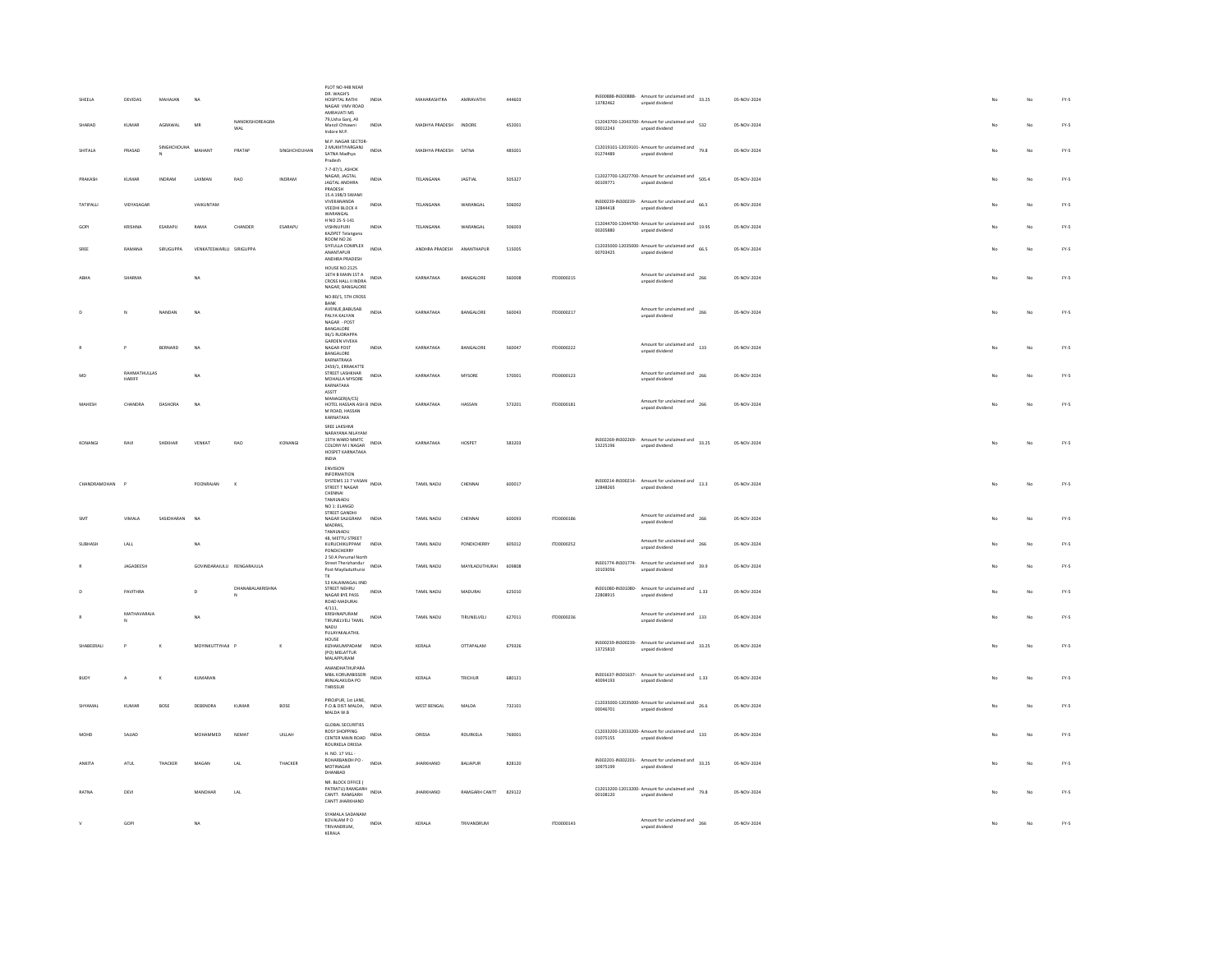| SHEELA | DEVIDAS | MAHAJAN | NA | | | PLOT NO-44B NEAR DR. WAGH'S HOSPITAL RATHI NAGAR VMV ROAD AMRAVATI MS | INDIA | MAHARASHTRA | AMRAVATHI | 444603 | | IN300888-IN300888-13782462 | Amount for unclaimed and unpaid dividend | 33.25 | 05-NOV-2024 | No | No | FY-5 |
|---|---|---|---|---|---|---|---|---|---|---|---|---|---|---|---|---|---|---|
| SHARAD | KUMAR | AGRAWAL | MR | NANDKISHOREAGRAWAL | | 79,Usha Ganj, Ali Manzil Chhawni Indore M.P. | INDIA | MADHYA PRADESH | INDORE | 452001 | | C12043700-12043700-00012243 | Amount for unclaimed and unpaid dividend | 532 | 05-NOV-2024 | No | No | FY-5 |
| SHITALA | PRASAD | SINGHCHOUHAN | MAHANT | PRATAP | SINGHCHOUHAN | M.P. NAGAR SECTOR-2 MUKHTIYARGANJ SATNA Madhya Pradesh | INDIA | MADHYA PRADESH | SATNA | 485001 | | C12019101-12019101-01274489 | Amount for unclaimed and unpaid dividend | 79.8 | 05-NOV-2024 | No | No | FY-5 |
| PRAKASH | KUMAR | INDRAM | LAXMAN | RAO | INDRAM | 7-7-87/1, ASHOK NAGAR, JAGTIAL JAGTIAL ANDHRA PRADESH | INDIA | TELANGANA | JAGTIAL | 505327 | | C12027700-12027700-00109771 | Amount for unclaimed and unpaid dividend | 505.4 | 05-NOV-2024 | No | No | FY-5 |
| TATIPALLI | VIDYASAGAR | | VAIKUNTAM | | | 15.4.198/3 SWAMI VIVEKANANDA VEEDHI BLOCK 4 WARANGAL | INDIA | TELANGANA | WARANGAL | 506002 | | IN300239-IN300239-12844418 | Amount for unclaimed and unpaid dividend | 66.5 | 05-NOV-2024 | No | No | FY-5 |
| GOPI | KRISHNA | ESARAPU | RAMA | CHANDER | ESARAPU | H NO 25-5-141 VISHNUPURI KAZIPET Telangana | INDIA | TELANGANA | WARANGAL | 506003 | | C12044700-12044700-00205880 | Amount for unclaimed and unpaid dividend | 19.95 | 05-NOV-2024 | No | No | FY-5 |
| SREE | RAMANA | SIRUGUPPA | VENKATESWARLU | SIRUGUPPA | | ROOM NO 26 SIYFULLA COMPLEX ANANTAPUR ANDHRA PRADESH | INDIA | ANDHRA PRADESH | ANANTHAPUR | 515005 | | C12035000-12035000-00703425 | Amount for unclaimed and unpaid dividend | 66.5 | 05-NOV-2024 | No | No | FY-5 |
| ABHA | SHARMA | | NA | | | HOUSE NO.2125 16TH B MAIN 1ST A CROSS HALL II INDRA NAGAR, BANGALORE | INDIA | KARNATAKA | BANGALORE | 560008 | ITD0000215 | | Amount for unclaimed and unpaid dividend | 266 | 05-NOV-2024 | No | No | FY-5 |
| D | N | NANDAN | NA | | | NO.80/1, 5TH CROSS BANK AVENUE,BABUSAB PALYA KALYAN NAGAR - POST BANGALORE | INDIA | KARNATAKA | BANGALORE | 560043 | ITD0000217 | | Amount for unclaimed and unpaid dividend | 266 | 05-NOV-2024 | No | No | FY-5 |
| R | P | BERNARD | NA | | | 96/1 RUDRAPPA GARDEN VIVEKA NAGAR POST BANGALORE KARNATAKA | INDIA | KARNATAKA | BANGALORE | 560047 | ITD0000222 | | Amount for unclaimed and unpaid dividend | 133 | 05-NOV-2024 | No | No | FY-5 |
| MD | RAHMATHULLAS HARIFF | | NA | | | 2459/1, ERRAKATTE STREET LASHKHAR MOHALLA MYSORE KARNATAKA | INDIA | KARNATAKA | MYSORE | 570001 | ITD0000123 | | Amount for unclaimed and unpaid dividend | 266 | 05-NOV-2024 | No | No | FY-5 |
| MAHESH | CHANDRA | DASHORA | NA | | | ASSTT MANAGER(A/CS) HOTEL HASSAN ASH B M ROAD, HASSAN KARNATAKA | INDIA | KARNATAKA | HASSAN | 573201 | ITD0000181 | | Amount for unclaimed and unpaid dividend | 266 | 05-NOV-2024 | No | No | FY-5 |
| KONANGI | RAVI | SHEKHAR | VENKAT | RAO | KONANGI | SREE LAKSHMI NARAYANA NILAYAM 15TH WARD MMTC COLONY M J NAGAR HOSPET KARNATAKA INDIA | INDIA | KARNATAKA | HOSPET | 583203 | | IN302269-IN302269-13225196 | Amount for unclaimed and unpaid dividend | 33.25 | 05-NOV-2024 | No | No | FY-5 |
| CHANDRAMOHAN | P | | POONRAJAN | K | | ENVISION INFORMATION SYSTEMS 13 7 VASAN STREET T NAGAR CHENNAI TAMILNADU | INDIA | TAMIL NADU | CHENNAI | 600017 | | IN300214-IN300214-12848265 | Amount for unclaimed and unpaid dividend | 13.3 | 05-NOV-2024 | No | No | FY-5 |
| SMT | VIMALA | SASIDHARAN | NA | | | NO 1 ELANGO STREET GANDHI NAGAR SALIGRAM MADRAS, TAMILNADU | INDIA | TAMIL NADU | CHENNAI | 600093 | ITD0000186 | | Amount for unclaimed and unpaid dividend | 266 | 05-NOV-2024 | No | No | FY-5 |
| SUBHASH | LALL | | NA | | | 48, METTU STREET KURUCHIKUPPAM PONDICHERRY | INDIA | TAMIL NADU | PONDICHERRY | 605012 | ITD0000252 | | Amount for unclaimed and unpaid dividend | 266 | 05-NOV-2024 | No | No | FY-5 |
| R | JAGADEESH | | GOVINDARAJULU | RENGARAJULA | | 2 50 A Perumal North Street Therizhandur Post Mayiladuthurai TK | INDIA | TAMIL NADU | MAYILADUTHURAI | 609808 | | IN301774-IN301774-10103056 | Amount for unclaimed and unpaid dividend | 39.9 | 05-NOV-2024 | No | No | FY-5 |
| D | PAVITHRA | | D | DHANABALAKRISHNAN | | 53 KALAIMAGAL IIND STREET NEHRU NAGAR BYE PASS ROAD MADURAI | INDIA | TAMIL NADU | MADURAI | 625010 | | IN301080-IN301080-22808915 | Amount for unclaimed and unpaid dividend | 1.33 | 05-NOV-2024 | No | No | FY-5 |
| R | MATHAVARAJAN | | NA | | | 4/111, KRISHNAPURAM TIRUNELVELI TAMIL NADU | INDIA | TAMIL NADU | TIRUNELVELI | 627011 | ITD0000236 | | Amount for unclaimed and unpaid dividend | 133 | 05-NOV-2024 | No | No | FY-5 |
| SHABEERALI | P | K | MOYINKUTTYHAJI | P | K | PULAYAKALATHIL HOUSE KIZHAKUMPADAM (PO) MELATTUR MALAPPURAM | INDIA | KERALA | OTTAPALAM | 679326 | | IN300239-IN300239-13725810 | Amount for unclaimed and unpaid dividend | 33.25 | 05-NOV-2024 | No | No | FY-5 |
| BIJOY | A | K | KUMARAN | | | ANANDHATHUPARA MBIL KORUMBISSERI IRINJALAKUDA PO THRISSUR | INDIA | KERALA | TRICHUR | 680121 | | IN301637-IN301637-40094193 | Amount for unclaimed and unpaid dividend | 1.33 | 05-NOV-2024 | No | No | FY-5 |
| SHYAMAL | KUMAR | BOSE | DEBENDRA | KUMAR | BOSE | PIROJPUR, 1st LANE, P.O.& DIST-MALDA, MALDA W.B | INDIA | WEST BENGAL | MALDA | 732101 | | C12035000-12035000-00046701 | Amount for unclaimed and unpaid dividend | 26.6 | 05-NOV-2024 | No | No | FY-5 |
| MOHD | SAJJAD | | MOHAMMED | NEMAT | ULLAH | GLOBAL SECURITIES ROSY SHOPPING CENTER MAIN ROAD ROURKELA ORISSA | INDIA | ORISSA | ROURKELA | 769001 | | C12033200-12033200-01075155 | Amount for unclaimed and unpaid dividend | 133 | 05-NOV-2024 | No | No | FY-5 |
| ANKITA | ATUL | THACKER | MAGAN | LAL | THACKER | H. NO. 17 VILL - ROHARBANDH PO - MOTINAGAR DHANBAD | INDIA | JHARKHAND | BALIAPUR | 828120 | | IN302201-IN302201-10975199 | Amount for unclaimed and unpaid dividend | 33.25 | 05-NOV-2024 | No | No | FY-5 |
| RATNA | DEVI | | MANOHAR | LAL | | NR. BLOCK OFFICE ( PATRATU) RAMGARH CANTT. RAMGARH CANTT JHARKHAND | INDIA | JHARKHAND | RAMGARH CANTT | 829122 | | C12013200-12013200-00108120 | Amount for unclaimed and unpaid dividend | 79.8 | 05-NOV-2024 | No | No | FY-5 |
| V | GOPI | | NA | | | SYAMALA SADANAM KOVALAM P O TRIVANDRUM, KERALA | INDIA | KERALA | TRIVANDRUM | | ITD0000143 | | Amount for unclaimed and unpaid dividend | 266 | 05-NOV-2024 | No | No | FY-5 |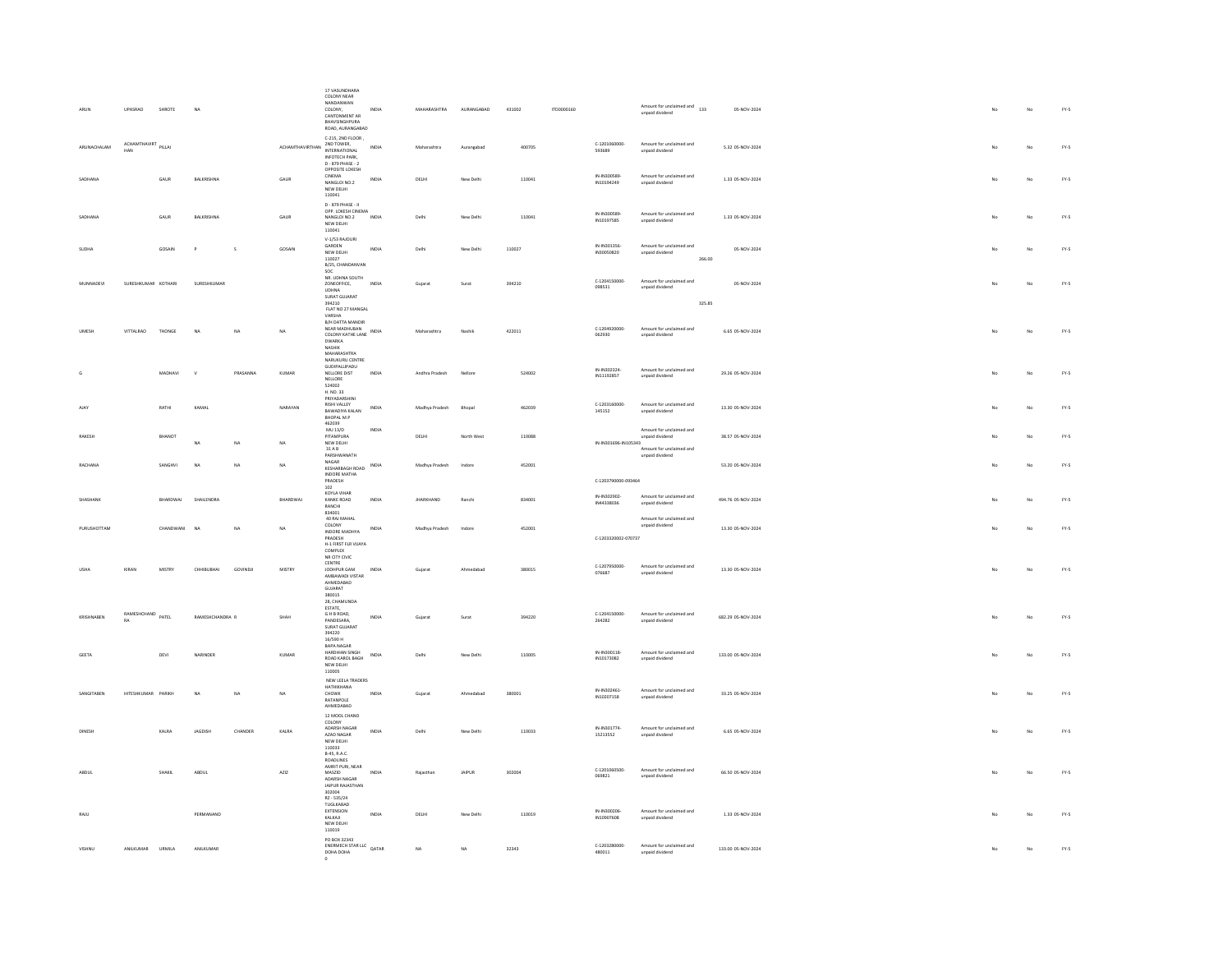| | | | | | | | | | | | | | | | | | | | |
|---|---|---|---|---|---|---|---|---|---|---|---|---|---|---|---|---|---|---|---|
| ARUN | UPASRAO | SHROTE | NA | | | 17 VASUNDHARA COLONY NEAR NANDANWAN COLONY, CANTONMENT AR BHAVSINGHPURA ROAD, AURANGABAD | INDIA | MAHARASHTRA | AURANGABAD | 431002 | ITD0000160 | | Amount for unclaimed and unpaid dividend | 133 | 05-NOV-2024 | | No | No | FY-5 |
| ARUNACHALAM | ACHAMTHAVIRTHAN | PILLAI | | | ACHAMTHAVIRTHAN | C-215, 2ND FLOOR , 2ND TOWER, INTERNATIONAL INFOTECH PARK, | INDIA | Maharashtra | Aurangabad | 400705 | | C-1201060000-593689 | Amount for unclaimed and unpaid dividend | 5.32 | 05-NOV-2024 | | No | No | FY-5 |
| SADHANA | | GAUR | BALKRISHNA | | GAUR | D - 879 PHASE - 2 OPPOSITE LOKESH CINEMA NANGLOI NO.2 NEW DELHI 110041 | INDIA | DELHI | New Delhi | 110041 | | IN-IN300589-IN10194249 | Amount for unclaimed and unpaid dividend | 1.33 | 05-NOV-2024 | | No | No | FY-5 |
| SADHANA | | GAUR | BALKRISHNA | | GAUR | D - 879 PHASE - II OPP. LOKESH CINEMA NANGLOI NO.2 NEW DELHI 110041 | INDIA | Delhi | New Delhi | 110041 | | IN-IN300589-IN10197585 | Amount for unclaimed and unpaid dividend | 1.33 | 05-NOV-2024 | | No | No | FY-5 |
| SUDHA | | GOSAIN | P | S | GOSAIN | V-1/53 RAJOURI GARDEN NEW DELHI 110027 | INDIA | Delhi | New Delhi | 110027 | | IN-IN301356-IN30050820 | Amount for unclaimed and unpaid dividend | 266.00 | 05-NOV-2024 | | No | No | FY-5 |
| MUNNADEVI | SURESHKUMAR | KOTHARI | SURESHKUMAR | | | 8/25, CHANDANVAN SOC NR. UDHNA SOUTH ZONEOFFICE, UDHNA SURAT GUJARAT 394210 | INDIA | Gujarat | Surat | 394210 | | C-1204150000-098531 | Amount for unclaimed and unpaid dividend | 325.85 | 05-NOV-2024 | | No | No | FY-5 |
| UMESH | VITTALRAO | THONGE | NA | NA | NA | FLAT NO 27 MANGAL VARSHA B/H DATTA MANDIR NEAR MADHUBAN COLONY KATHE LANE DWARKA NASHIK MAHARASHTRA | INDIA | Maharashtra | Nashik | 422011 | | C-1204920000-062930 | Amount for unclaimed and unpaid dividend | 6.65 | 05-NOV-2024 | | No | No | FY-5 |
| G | | MADHAVI | V | PRASANNA | KUMAR | NARUKURU CENTRE GUDIPALLIPADU NELLORE DIST NELLORE 524002 | INDIA | Andhra Pradesh | Nellore | 524002 | | IN-IN302324-IN11192857 | Amount for unclaimed and unpaid dividend | 29.26 | 05-NOV-2024 | | No | No | FY-5 |
| AJAY | | RATHI | KAMAL | | NARAYAN | H. NO. 33 PRIYADARSHINI RISHI VALLEY BAWADIYA KALAN BHOPAL M.P 462039 | INDIA | Madhya Pradesh | Bhopal | 462039 | | C-1203160000-145152 | Amount for unclaimed and unpaid dividend | 13.30 | 05-NOV-2024 | | No | No | FY-5 |
| RAKESH | | BHANOT | NA | NA | NA | MU 13/D PITAMPURA NEW DELHI | INDIA | DELHI | North West | 110088 | | IN-IN301696-IN105343 | Amount for unclaimed and unpaid dividend | 38.57 | 05-NOV-2024 | | No | No | FY-5 |
| RACHANA | | SANGHVI | NA | NA | NA | 31.A.B PARSHWANATH NAGAR KESHARBAGH ROAD INDORE MATHA PRADESH | INDIA | Madhya Pradesh | Indore | 452001 | | C-1203790000-093464 | Amount for unclaimed and unpaid dividend | 53.20 | 05-NOV-2024 | | No | No | FY-5 |
| SHASHANK | | BHARDWAJ | SHAILENDRA | | BHARDWAJ | 102 KOYLA VIHAR KANKE ROAD RANCHI 834001 | INDIA | JHARKHAND | Ranchi | 834001 | | IN-IN302902-IN44338036 | Amount for unclaimed and unpaid dividend | 494.76 | 05-NOV-2024 | | No | No | FY-5 |
| PURUSHOTTAM | | CHANDWANI | NA | NA | NA | 40 RAJ MAHAL COLONY INDORE MADHYA PRADESH | INDIA | Madhya Pradesh | Indore | 452001 | | C-1203320002-070737 | Amount for unclaimed and unpaid dividend | 13.30 | 05-NOV-2024 | | No | No | FY-5 |
| USHA | KIRAN | MISTRY | CHHIBUBHAI | GOVINDJI | MISTRY | H-1 FIRST FLR VIJAYA COMPLEX NR CITY CIVIC CENTRE JODHPUR GAM AMBAWADI VISTAR AHMEDABAD GUJARAT 380015 | INDIA | Gujarat | Ahmedabad | 380015 | | C-1207950000-076687 | Amount for unclaimed and unpaid dividend | 13.30 | 05-NOV-2024 | | No | No | FY-5 |
| KRISHNABEN | RAMESHCHANDRA | PATEL | RAMESHCHANDRA | R | SHAH | 28, CHAMUNDA ESTATE, G H B ROAD, PANDESARA, SURAT GUJARAT 394220 | INDIA | Gujarat | Surat | 394220 | | C-1204150000-264282 | Amount for unclaimed and unpaid dividend | 682.29 | 05-NOV-2024 | | No | No | FY-5 |
| GEETA | | DEVI | NARINDER | | KUMAR | 16/590 H BAPA NAGAR HARDHIAN SINGH ROAD KAROL BAGH NEW DELHI 110005 | INDIA | Delhi | New Delhi | 110005 | | IN-IN300118-IN10173082 | Amount for unclaimed and unpaid dividend | 133.00 | 05-NOV-2024 | | No | No | FY-5 |
| SANGITABEN | HITESHKUMAR | PARIKH | NA | NA | NA | NEW LEELA TRADERS HATHIKHANA CHOWK RATANPOLE AHMEDABAD | INDIA | Gujarat | Ahmedabad | 380001 | | IN-IN302461-IN10207158 | Amount for unclaimed and unpaid dividend | 33.25 | 05-NOV-2024 | | No | No | FY-5 |
| DINESH | | KALRA | JAGDISH | CHANDER | KALRA | 12 MOOL CHAND COLONY ADARSH NAGAR AZAD NAGAR NEW DELHI 110033 | INDIA | Delhi | New Delhi | 110033 | | IN-IN301774-15213552 | Amount for unclaimed and unpaid dividend | 6.65 | 05-NOV-2024 | | No | No | FY-5 |
| ABDUL | | SHAKIL | ABDUL | | AZIZ | B-45, R.A.C. ROADLINES AMRIT PURI, NEAR MASZID ADARSH NAGAR JAIPUR RAJASTHAN 302004 | INDIA | Rajasthan | JAIPUR | 302004 | | C-1201060500-069821 | Amount for unclaimed and unpaid dividend | 66.50 | 05-NOV-2024 | | No | No | FY-5 |
| RAJU | | | PERMANAND | | | RZ - 535/24 TUGLKABAD EXTENSION KALKAJI NEW DELHI 110019 | INDIA | DELHI | New Delhi | 110019 | | IN-IN300206-IN10907608 | Amount for unclaimed and unpaid dividend | 1.33 | 05-NOV-2024 | | No | No | FY-5 |
| VISHNU | ANILKUMAR | URMILA | ANILKUMAR | | | PO BOX 32343 ENERMECH STAR LLC DOHA DOHA 0 | QATAR | NA | NA | 32343 | | C-1203280000-480011 | Amount for unclaimed and unpaid dividend | 133.00 | 05-NOV-2024 | | No | No | FY-5 |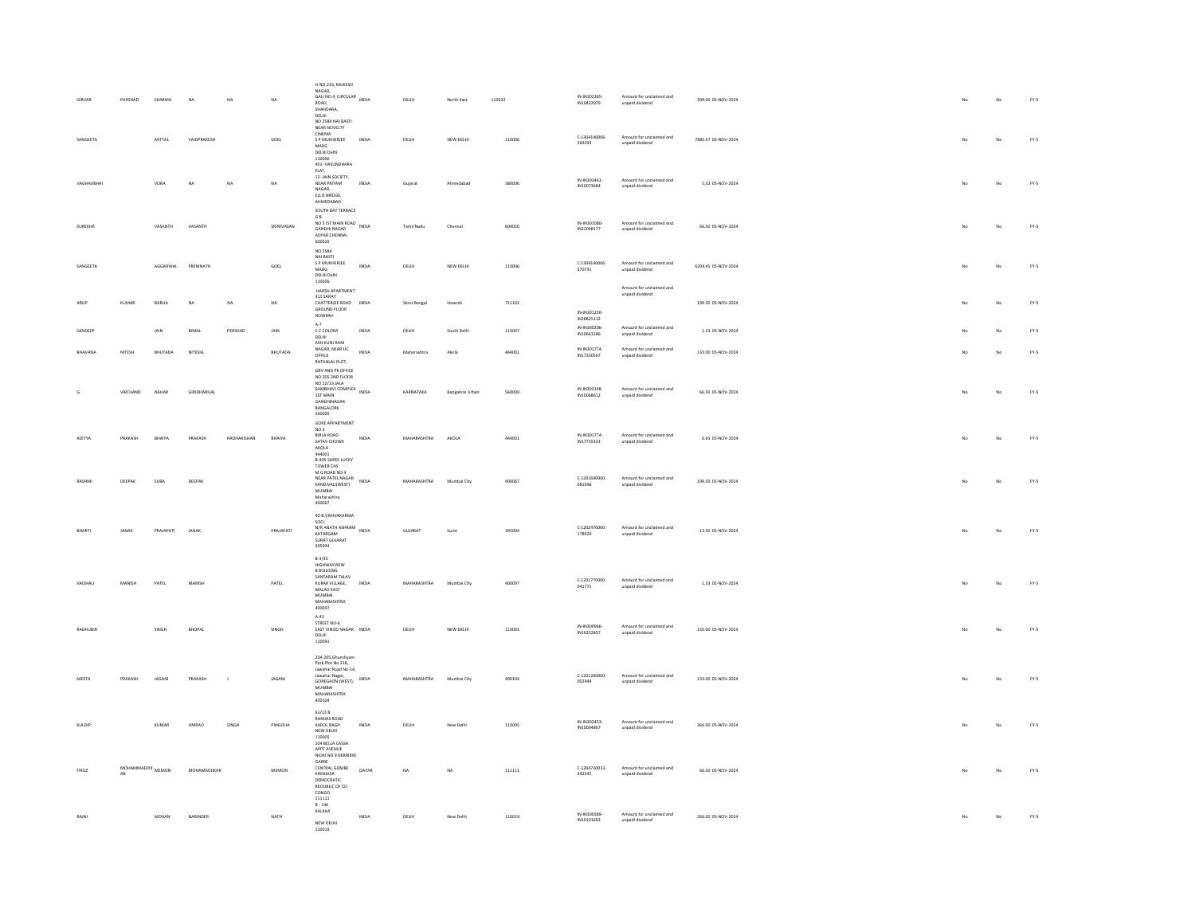| | | | | | | | | | | | | | | | | | |
|---|---|---|---|---|---|---|---|---|---|---|---|---|---|---|---|---|---|
| GIRVAR | PARSHAD | SHARMA | NA | NA | NA | H NO.216, MUKESH NAGAR, GALI NO.4, CIRCULAR ROAD, SHAHDARA, DELHI | INDIA | DELHI | North East | 110032 | IN-IN302365-IN10422079 | Amount for unclaimed and unpaid dividend | 399.00 | 05-NOV-2024 | No | No | FY-5 |
| SANGEETA | | MITTAL | VAIDPRAKESH | | GOEL | NO 2584 NAI BASTI NEAR NOVELTY CINEMA S P MUKHERJEE MARG DELHI Delhi 110006 | INDIA | DELHI | NEW DELHI | 110006 | C-1304140006-569293 | Amount for unclaimed and unpaid dividend | 7885.57 | 05-NOV-2024 | No | No | FY-5 |
| VAGHAJIBHAI | | VORA | NA | NA | NA | 401- VASUNDHARA FLAT, 12- JAIN SOCIETY, NEAR PRITAM NAGAR, ELLIS BRIDGE, AHMEDABAD | INDIA | Gujarat | Ahmedabad | 380006 | IN-IN302461-IN10073684 | Amount for unclaimed and unpaid dividend | 5.32 | 05-NOV-2024 | No | No | FY-5 |
| SUREKHA | | VASANTH | VASANTH | | SRINIVASAN | SOUTH BAY TERRACE G B NO 5 IST MAIN ROAD GANDHI NAGAR ADYAR CHENNAI 600020 | INDIA | Tamil Nadu | Chennai | 600020 | IN-IN301080-IN22048177 | Amount for unclaimed and unpaid dividend | 66.50 | 05-NOV-2024 | No | No | FY-5 |
| SANGEETA | | AGGARWAL | PREMNATH | | GOEL | NO 2584 NAI BASTI S P MUKHERJEE MARG DELHI Delhi 110006 | INDIA | DELHI | NEW DELHI | 110006 | C-1304140006-570731 | Amount for unclaimed and unpaid dividend | 6204.45 | 05-NOV-2024 | No | No | FY-5 |
| ARUP | KUMAR | BARUA | NA | NA | NA | HARSH APARTMENT 311 SARAT CHATTERJEE ROAD GROUND FLOOR HOWRAH | INDIA | West Bengal | Howrah | 711102 | IN-IN301250-IN28825112 | Amount for unclaimed and unpaid dividend | 199.50 | 05-NOV-2024 | No | No | FY-5 |
| SANDEEP | | JAIN | BIMAL | PERSHAD | JAIN | A-7 C C COLONY DELHI | INDIA | DELHI | South Delhi | 110007 | IN-IN300206-IN10663286 | Amount for unclaimed and unpaid dividend | 1.33 | 05-NOV-2024 | No | No | FY-5 |
| BHAVANA | NITESH | BHUTADA | NITESHL | | BHUTADA | ASH KUNJ RAM NAGAR, NEAR LIC OFFICE RATANLAL PLOT, | INDIA | Maharashtra | Akola | 444001 | IN-IN301774-IN17330567 | Amount for unclaimed and unpaid dividend | 133.00 | 05-NOV-2024 | No | No | FY-5 |
| G | VIRCHAND | NAHAR | GIRIDHARILAL | | | GRV AND PK OFFICE NO 205 2ND FLOOR NO 22/23 JALA SAMBHAVI COMPLEX 1ST MAIN GANDHINAGAR BANGALORE 560009 | INDIA | KARNATAKA | Bangalore Urban | 560009 | IN-IN302148-IN10068612 | Amount for unclaimed and unpaid dividend | 66.50 | 05-NOV-2024 | No | No | FY-5 |
| ADITYA | PRAKASH | BHAIYA | PRAKASH | RADHAKISHAN | BHAIYA | GORE APPARTMENT NO 3 BIRLA ROAD SATAV CHOWK AKOLA 444001 | INDIA | MAHARASHTRA | AKOLA | 444001 | IN-IN301774-IN17735333 | Amount for unclaimed and unpaid dividend | 6.65 | 05-NOV-2024 | No | No | FY-5 |
| RASHMI | DEEPAK | SUBA | DEEPAK | | | B-405 SHREE LUCKY TOWER CHS M G ROAD NO 4 NEAR PATEL NAGAR KANDIVALI(WEST) MUMBAI Maharashtra 400067 | INDIA | MAHARASHTRA | Mumbai City | 400067 | C-1201690000-081996 | Amount for unclaimed and unpaid dividend | 199.50 | 05-NOV-2024 | No | No | FY-5 |
| BHARTI | JANAK | PRAJAPATI | JANAK | | PRAJAPATI | 40-B,VISHVAKARMA SOCI, N/R ANATH ASHRAM KATARGAM SURAT GUJARAT 395004 | INDIA | GUJARAT | Surat | 395004 | C-1202470000-178929 | Amount for unclaimed and unpaid dividend | 13.30 | 05-NOV-2024 | No | No | FY-5 |
| VAISHALI | MANISH | PATEL | MANISH | | PATEL | B-3/35 HIGHWAYVIEW B BUILDING SANTARAM TALAV KURAR VILLAGE, MALAD EAST MUMBAI MAHARASHTRA 400097 | INDIA | MAHARASHTRA | Mumbai City | 400097 | C-1201770000-041771 | Amount for unclaimed and unpaid dividend | 1.33 | 05-NOV-2024 | No | No | FY-5 |
| RAGHUBIR | | SINGH | BHOPAL | | SINGH | A-43 STREET NO-6 EAST VINOD NAGAR DELHI 110091 | INDIA | DELHI | NEW DELHI | 110091 | IN-IN300966-IN10252857 | Amount for unclaimed and unpaid dividend | 133.00 | 05-NOV-2024 | No | No | FY-5 |
| MEETA | PRAKASH | JAGANI | PRAKASH | J | JAGANI | 204-205,Ghanshyam Park,Plot No 21B, Jawahar Road No-14, Jawahar Nagar, GOREGAON (WEST), MUMBAI MAHARASHTRA 400104 | INDIA | MAHARASHTRA | Mumbai City | 400104 | C-1201290000-002944 | Amount for unclaimed and unpaid dividend | 133.00 | 05-NOV-2024 | No | No | FY-5 |
| KULDIP | | KUMAR | UMRAO | SINGH | PINGOLIA | 61/13 B RAMJAS ROAD KAROL BAGH NEW DELHI 110005 | INDIA | DELHI | New Delhi | 110005 | IN-IN302453-IN10004867 | Amount for unclaimed and unpaid dividend | 266.00 | 05-NOV-2024 | No | No | FY-5 |
| FIROZ | MOHAMMADZIKAR | MEMON | MOHAMADHIKAR | | MEMON | 104 BELLA CASSA APPT AVENUE NIOKI NO 9 DERRIERE GARRE CENTRAL GOMBE KINSHASA DEMOCRATIC REOUBLIC OF CO CONGO 111111 | QATAR | NA | NA | 111111 | C-1204720013-342545 | Amount for unclaimed and unpaid dividend | 66.50 | 05-NOV-2024 | No | No | FY-5 |
| RAJNI | | MOHAN | NARINDER | | NATH | B - 146 KALKAJI NEW DELHI 110019 | INDIA | DELHI | New Delhi | 110019 | IN-IN300589-IN10191692 | Amount for unclaimed and unpaid dividend | 266.00 | 05-NOV-2024 | No | No | FY-5 |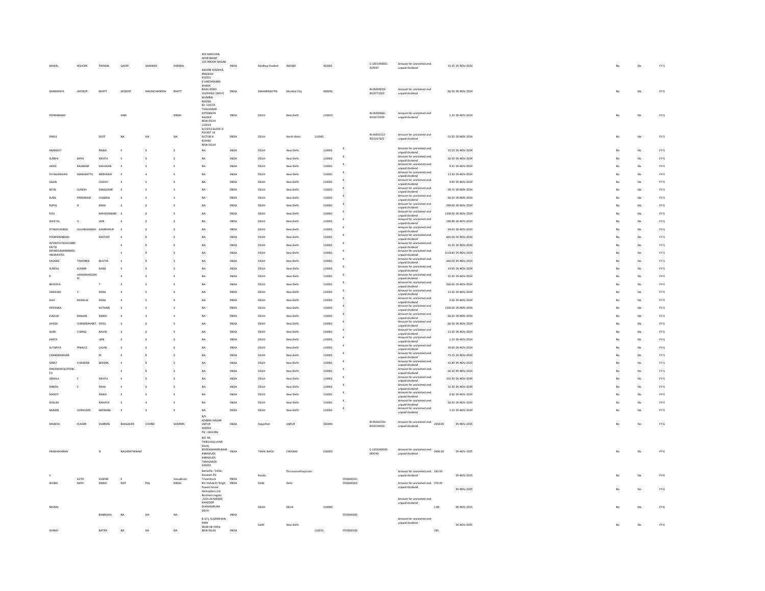| NAWAL | KISHORE | PARWAL | GAURI | SHANKER | PARWAL | 403 KANCHAN APARTMENT 133 ANOOP NAGAR INDORE MADHYA PRADESH 452001 | INDIA | Madhya Pradesh | INDORE | 452001 | | C-1203350001-207047 | Amount for unclaimed and unpaid dividend | 33.25 | 05-NOV-2024 | No | No | FY-5 |
|---|---|---|---|---|---|---|---|---|---|---|---|---|---|---|---|---|---|---|
| DHARMISTA | JAYDEEP | BHATT | JAYDEEP | NAVINCHANDRA | BHATT | 9 VIRESHWARA DHARA BAJAJ ROAD VILEPARLE (WEST) MUMBAI 400056 | INDIA | MAHARASHTRA | Mumbai City | 400056 | | IN-IN300239-IN10771025 | Amount for unclaimed and unpaid dividend | 66.50 | 05-NOV-2024 | No | No | FY-5 |
| PERMANAND | | | HARI | | SINGH | RZ- 535/24 TUGLKABAD EXTENSION KALKAJI NEW DELHI 110019 | INDIA | DELHI | New Delhi | 110019 | | IN-IN300966-IN10272595 | Amount for unclaimed and unpaid dividend | 1.33 | 05-NOV-2024 | No | No | FY-5 |
| PARUL | | DEEP | NA | NA | NA | D/14/51 BLOCK D POCKET 14 SECTOR 8 ROHINI NEW DELHI | INDIA | DELHI | North West | 110085 | | IN-IN301313-IN21017622 | Amount for unclaimed and unpaid dividend | 53.20 | 05-NOV-2024 | No | No | FY-5 |
| ANANDJIT | | SINGH | X | X | X | NA | INDIA | DELHI | New Delhi | 110001 | X | | Amount for unclaimed and unpaid dividend | 33.25 | 05-NOV-2024 | No | No | FY-5 |
| SURBHI | BIPIN | MEHTA | X | X | X | NA | INDIA | DELHI | New Delhi | 110001 | X | | Amount for unclaimed and unpaid dividend | 66.50 | 05-NOV-2024 | No | No | FY-5 |
| AMOL | RAJARAM | MAHAJAN | X | X | X | NA | INDIA | DELHI | New Delhi | 110001 | X | | Amount for unclaimed and unpaid dividend | 9.31 | 05-NOV-2024 | No | No | FY-5 |
| THYAGARAJAN | MANAKATTIL | KRISHNAN | X | X | X | NA | INDIA | DELHI | New Delhi | 110001 | X | | Amount for unclaimed and unpaid dividend | 13.30 | 05-NOV-2024 | No | No | FY-5 |
| SAJAN | | JOSEPH | X | X | X | NA | INDIA | DELHI | New Delhi | 110001 | X | | Amount for unclaimed and unpaid dividend | 4.99 | 05-NOV-2024 | No | No | FY-5 |
| NITIN | SURESH | SANGLIKAR | X | X | X | NA | INDIA | DELHI | New Delhi | 110001 | X | | Amount for unclaimed and unpaid dividend | 99.75 | 05-NOV-2024 | No | No | FY-5 |
| SUNIL | PARSARAM | CHABRIA | X | X | X | NA | INDIA | DELHI | New Delhi | 110001 | X | | Amount for unclaimed and unpaid dividend | 66.50 | 05-NOV-2024 | No | No | FY-5 |
| RUPAL | B | SHAH | X | X | X | NA | INDIA | DELHI | New Delhi | 110001 | X | | Amount for unclaimed and unpaid dividend | 399.00 | 05-NOV-2024 | No | No | FY-5 |
| RITU | | MAHESHWARI | X | X | X | NA | INDIA | DELHI | New Delhi | 110001 | X | | Amount for unclaimed and unpaid dividend | 1330.00 | 05-NOV-2024 | No | No | FY-5 |
| SHEETAL | V | JAIN | X | X | X | NA | INDIA | DELHI | New Delhi | 110001 | X | | Amount for unclaimed and unpaid dividend | 180.88 | 05-NOV-2024 | No | No | FY-5 |
| PITAMCHANDJI | GULABCHANDJI | GANDHIHUF | X | X | X | NA | INDIA | DELHI | New Delhi | 110001 | X | | Amount for unclaimed and unpaid dividend | 94.43 | 05-NOV-2024 | No | No | FY-5 |
| POORNIMARANI | | MATURY | X | X | X | NA | INDIA | DELHI | New Delhi | 110001 | X | | Amount for unclaimed and unpaid dividend | 665.00 | 05-NOV-2024 | No | No | FY-5 |
| INTERSTATEOILCARRIERLTD | | | X | X | X | NA | INDIA | DELHI | New Delhi | 110001 | X | | Amount for unclaimed and unpaid dividend | 33.25 | 05-NOV-2024 | No | No | FY-5 |
| DIPAKKUMARRAMESHBHAIPATEL | | | X | X | X | NA | INDIA | DELHI | New Delhi | 110001 | X | | Amount for unclaimed and unpaid dividend | 3118.85 | 05-NOV-2024 | No | No | FY-5 |
| PASANG | TSHERING | BHUTIA | X | X | X | NA | INDIA | DELHI | New Delhi | 110001 | X | | Amount for unclaimed and unpaid dividend | 266.00 | 05-NOV-2024 | No | No | FY-5 |
| SURESH | KUMAR | GARG | X | X | X | NA | INDIA | DELHI | New Delhi | 110001 | X | | Amount for unclaimed and unpaid dividend | 19.95 | 05-NOV-2024 | No | No | FY-5 |
| R | UMAMAHESWARI | | X | X | X | NA | INDIA | DELHI | New Delhi | 110001 | X | | Amount for unclaimed and unpaid dividend | 31.92 | 05-NOV-2024 | No | No | FY-5 |
| SRIVIDYA | | T | X | X | X | NA | INDIA | DELHI | New Delhi | 110001 | X | | Amount for unclaimed and unpaid dividend | 266.00 | 05-NOV-2024 | No | No | FY-5 |
| HARSHAD | Y | SHAH | X | X | X | NA | INDIA | DELHI | New Delhi | 110001 | X | | Amount for unclaimed and unpaid dividend | 13.30 | 05-NOV-2024 | No | No | FY-5 |
| AJAY | RASIKLAL | SHAH | X | X | X | NA | INDIA | DELHI | New Delhi | 110001 | X | | Amount for unclaimed and unpaid dividend | 2.66 | 05-NOV-2024 | No | No | FY-5 |
| PRIYANKA | | KOTHARI | X | X | X | NA | INDIA | DELHI | New Delhi | 110001 | X | | Amount for unclaimed and unpaid dividend | 1330.00 | 05-NOV-2024 | No | No | FY-5 |
| KUMUD | RANJAN | SINGH | X | X | X | NA | INDIA | DELHI | New Delhi | 110001 | X | | Amount for unclaimed and unpaid dividend | 66.50 | 05-NOV-2024 | No | No | FY-5 |
| JAYESH | CHANDRAKANT | PATEL | X | X | X | NA | INDIA | DELHI | New Delhi | 110001 | X | | Amount for unclaimed and unpaid dividend | 66.50 | 05-NOV-2024 | No | No | FY-5 |
| SHAH | CHIRAG | NAVIN | X | X | X | NA | INDIA | DELHI | New Delhi | 110001 | X | | Amount for unclaimed and unpaid dividend | 13.30 | 05-NOV-2024 | No | No | FY-5 |
| AMITA | | JAIN | X | X | X | NA | INDIA | DELHI | New Delhi | 110001 | X | | Amount for unclaimed and unpaid dividend | 1.33 | 05-NOV-2024 | No | No | FY-5 |
| SUTARIYA | PINALEE | LALAN | X | X | X | NA | INDIA | DELHI | New Delhi | 110001 | X | | Amount for unclaimed and unpaid dividend | 39.90 | 05-NOV-2024 | No | No | FY-5 |
| CHANDRASEKAR | | M | X | X | X | NA | INDIA | DELHI | New Delhi | 110001 | X | | Amount for unclaimed and unpaid dividend | 73.15 | 05-NOV-2024 | No | No | FY-5 |
| SARAT | CHANDRA | BEHERA | X | X | X | NA | INDIA | DELHI | New Delhi | 110001 | X | | Amount for unclaimed and unpaid dividend | 43.89 | 05-NOV-2024 | No | No | FY-5 |
| SYKESRAYEQUITIESLTD | | | X | X | X | NA | INDIA | DELHI | New Delhi | 110001 | X | | Amount for unclaimed and unpaid dividend | 66.50 | 05-NOV-2024 | No | No | FY-5 |
| URMILA | C | MEHTA | X | X | X | NA | INDIA | DELHI | New Delhi | 110001 | X | | Amount for unclaimed and unpaid dividend | 332.50 | 05-NOV-2024 | No | No | FY-5 |
| DINESH | S | SHAH | X | X | X | NA | INDIA | DELHI | New Delhi | 110001 | X | | Amount for unclaimed and unpaid dividend | 31.92 | 05-NOV-2024 | No | No | FY-5 |
| MANJIT | | SINGH | X | X | X | NA | INDIA | DELHI | New Delhi | 110001 | X | | Amount for unclaimed and unpaid dividend | 2.66 | 05-NOV-2024 | No | No | FY-5 |
| SHALINI | | NAHATA | X | X | X | NA | INDIA | DELHI | New Delhi | 110001 | X | | Amount for unclaimed and unpaid dividend | 66.50 | 05-NOV-2024 | No | No | FY-5 |
| NARAIN | GOPALDAS | KHEMANI | X | X | X | NA | INDIA | DELHI | New Delhi | 110001 | X | | Amount for unclaimed and unpaid dividend | 1.33 | 05-NOV-2024 | No | No | FY-5 |
| RAMESH | KUMAR | SHARMA | BHAGWAN | CHAND | SHARMA | B/5 ADARSH NAGAR JAIPUR 302004 PH : 2602286 | INDIA | Rajasthan | JAIPUR | 302004 | | IN-IN302236-IN10134020 | Amount for unclaimed and unpaid dividend | 1850.00 | 05-NOV-2025 | No | No | FY-6 |
| PRABHAKARAN | | N | NAGARATHINAM | | | NO. 94, THIRUVALLUVAR SALAI, SOODAMANIPURAM, KARAIKUDI KARAIKUDI. TAMILNADU 630003 | INDIA | TAMIL NADU | CHENNAI | 630003 | | C-1302340000-084240 | Amount for unclaimed and unpaid dividend | 2405.00 | 05-NOV-2025 | No | No | FY-6 |
| V | AJITH | KUMAR | S | | Vasudevan | Samatha - Vellar, Kovalam PO Trivandrum | INDIA | Kerala | Thiruvananthapuram | | ITD0000341 | | Amount for unclaimed and unpaid dividend | 185.00 | 05-NOV-2025 | No | No | FY-6 |
| SHOBH | NATH | SINGH | RATI | PAL | SINGH | Shri Ashok Kr Singh, Pawan House Helicopters Ltd. Northern region | INDIA | Delhi | Delhi | | ITD0000163 | | Amount for unclaimed and unpaid dividend | 370.00 | 05-NOV-2025 | No | No | FY-6 |
| NEERAJ | | BHARGAVA | NA | NA | NA | 2225-26 MASJID KHAZOOR DHARAMPURA DELHI | INDIA | DELHI | DELHI | 110006 | ITD0000282 | | Amount for unclaimed and unpaid dividend | 1.85 | 05-NOV-2025 | No | No | FY-6 |
| SHASHI | | BATRA | NA | NA | NA | B-371, SUDERSHAN PARK NEAR DR POPLI NEW DELHI | INDIA | Delhi | New Delhi | 110015 | ITD0000192 | | Amount for unclaimed and unpaid dividend | 185 | 05-NOV-2025 | No | No | FY-6 |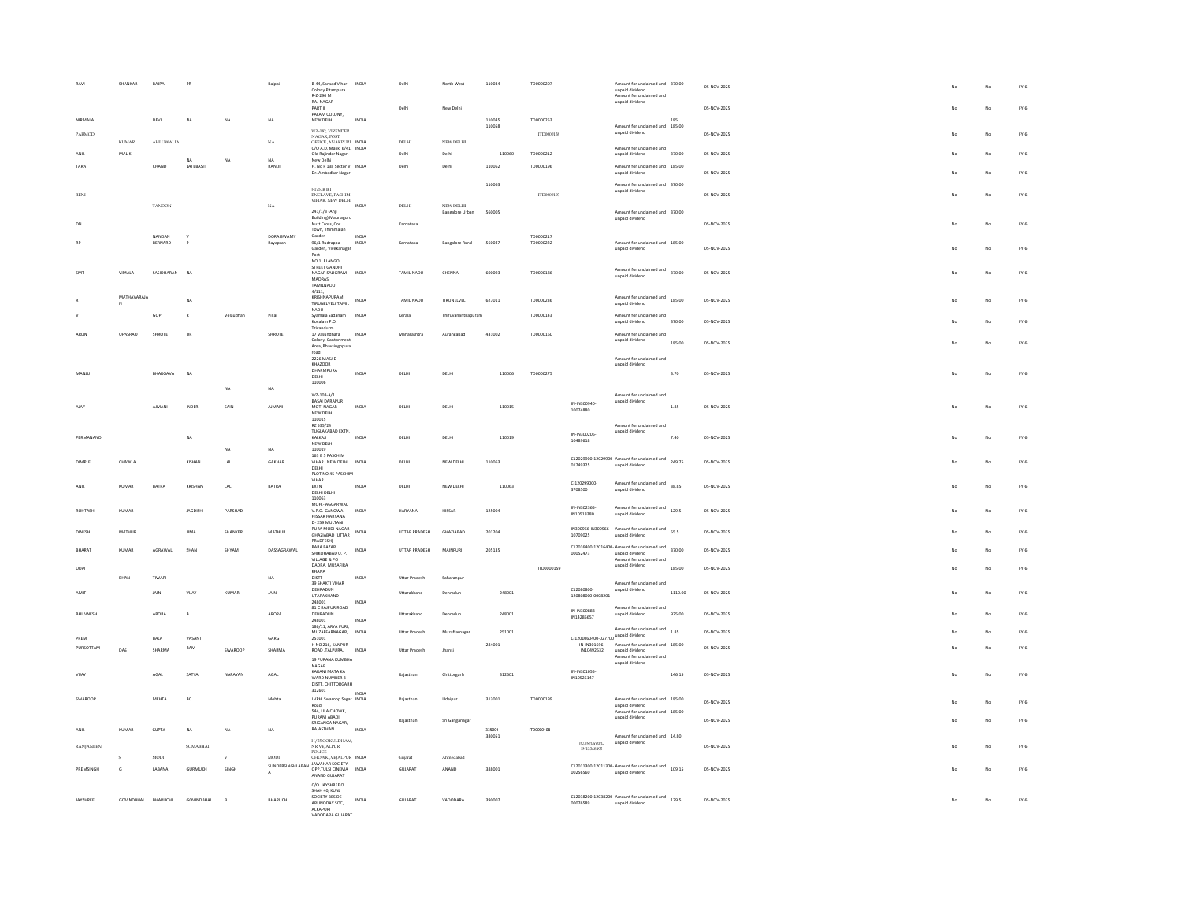| | | | | | | | | | | | | | | | | | | | |
|---|---|---|---|---|---|---|---|---|---|---|---|---|---|---|---|---|---|---|---|
| RAVI | SHANKAR | BAJPAI | PR | | Bajpai | B-44, Sanyad Vihar Colony Pitampura | INDIA | Delhi | North West | 110034 | ITD0000207 | | Amount for unclaimed and unpaid dividend | 370.00 | 05-NOV-2025 | No | No | FY-6 |
| | | | | | | R-2-290 M RAJ NAGAR PART II PALAM COLONY, NEW DELHI | | Delhi | New Delhi | | | | Amount for unclaimed and unpaid dividend | | 05-NOV-2025 | No | No | FY-6 |
| NIRMALA | | DEVI | NA | NA | NA | | INDIA | | | 110045 | ITD0000253 | | | 185 | | | | |
| PARMOD | KUMAR | AHLUWALIA | | | NA | WZ-182, VIRENDER NAGAR, POST OFFICE, JANAKPURI, | INDIA | DELHI | NEW DELHI | 110058 | ITD0000158 | | Amount for unclaimed and unpaid dividend | 185.00 | 05-NOV-2025 | No | No | FY-6 |
| ANIL | MALIK | | | | | C/O A.D. Malik, 6/43, Old Rajinder Nagar, New Delhi | INDIA | Delhi | Delhi | 110060 | ITD0000212 | | Amount for unclaimed and unpaid dividend | 370.00 | 05-NOV-2025 | No | No | FY-6 |
| TARA | | CHAND | NA LATEBASTI | NA | NA RAMJI | H. No F 188 Sector V Dr. Ambedkar Nagar | INDIA | Delhi | Delhi | 110062 | ITD0000196 | | Amount for unclaimed and unpaid dividend | 185.00 | 05-NOV-2025 | No | No | FY-6 |
| RENI | | TANDON | | | NA | J-175, R B I ENCLAVE, PASHIM VIHAR, NEW DELHI | INDIA | DELHI | NEW DELHI | 110063 | ITD0000193 | | Amount for unclaimed and unpaid dividend | 370.00 | 05-NOV-2025 | No | No | FY-6 |
| DN | | NANDAN | V | | DORAISWAMY | 241/1/3 (Anji Building) Maunaguru Nutt Cross, Cox Town, Thimmaiah Garden | INDIA | Karnataka | Bangalore Urban | 560005 | ITD0000217 | | Amount for unclaimed and unpaid dividend | 370.00 | 05-NOV-2025 | No | No | FY-6 |
| RP | | BERNARD | P | | Rayapran | 96/1 Rudrappa Garden, Vivekanagar Post | INDIA | Karnataka | Bangalore Rural | 560047 | ITD0000222 | | Amount for unclaimed and unpaid dividend | 185.00 | 05-NOV-2025 | No | No | FY-6 |
| SMT | VIMALA | SASIDHARAN | NA | | | NO 1: ELANGO STREET GANDHI NAGAR SALIGRAM MADRAS, TAMILNADU | INDIA | TAMIL NADU | CHENNAI | 600093 | ITD0000186 | | Amount for unclaimed and unpaid dividend | 370.00 | 05-NOV-2025 | No | No | FY-6 |
| R | MATHAVARAJA N | | NA | | | 4/111, KRISHNAPURAM TIRUNELVELI TAMIL NADU | INDIA | TAMIL NADU | TIRUNELVELI | 627011 | ITD0000236 | | Amount for unclaimed and unpaid dividend | 185.00 | 05-NOV-2025 | No | No | FY-6 |
| V | | GOPI | R | Velaudhan | Pillai | Syamala Sadanam Kovalam P.O. Trivandurm | INDIA | Kerala | Thiruvananthapuram | | ITD0000143 | | Amount for unclaimed and unpaid dividend | 370.00 | 05-NOV-2025 | No | No | FY-6 |
| ARUN | UPASRAO | SHROTE | UR | | SHROTE | 17 Vasundhara Colony, Cantonment Area, Bhavsinghpura road | INDIA | Maharashtra | Aurangabad | 431002 | ITD0000160 | | Amount for unclaimed and unpaid dividend | 185.00 | 05-NOV-2025 | No | No | FY-6 |
| MANJU | | BHARGAVA | NA | NA | NA | 2226 MASJID KHAZOOR DHARMPURA DELHI-110006 | INDIA | DELHI | DELHI | 110006 | ITD0000275 | | Amount for unclaimed and unpaid dividend | 3.70 | 05-NOV-2025 | No | No | FY-6 |
| AJAY | | AJMANI | INDER | SAIN | AJMANI | WZ-108-A/1 BASAI DARAPUR MOTI NAGAR NEW DELHI 110015 | INDIA | DELHI | DELHI | 110015 | | IN-IN300940-10074880 | Amount for unclaimed and unpaid dividend | 1.85 | 05-NOV-2025 | No | No | FY-6 |
| PERMANAND | | | NA | NA | NA | RZ 535/24 TUGLAKABAD EXTN. KALKAJI NEW DELHI 110019 | INDIA | DELHI | DELHI | 110019 | | IN-IN300206-10489618 | Amount for unclaimed and unpaid dividend | 7.40 | 05-NOV-2025 | No | No | FY-6 |
| DIMPLE | CHAWLA | | KISHAN | LAL | GAKHAR | 163 B 5 PASCHIM VIHAR NEW DELHI DELHI | INDIA | DELHI | NEW DELHI | 110063 | | C12029900-12029900-01749325 | Amount for unclaimed and unpaid dividend | 249.75 | 05-NOV-2025 | No | No | FY-6 |
| ANIL | KUMAR | BATRA | KRISHAN | LAL | BATRA | PLOT NO 45 PASCHIM VIHAR EXTN DELHI DELHI 110063 | INDIA | DELHI | NEW DELHI | 110063 | | C-120299000-3708500 | Amount for unclaimed and unpaid dividend | 38.85 | 05-NOV-2025 | No | No | FY-6 |
| ROHTASH | KUMAR | | JAGDISH | PARSHAD | | MOH.- AGGARWAL V.P.O.-GANGWA HISSAR HARYANA | INDIA | HARYANA | HISSAR | 125004 | | IN-IN302365-IN10518380 | Amount for unclaimed and unpaid dividend | 129.5 | 05-NOV-2025 | No | No | FY-6 |
| DINESH | MATHUR | | UMA | SHANKER | MATHUR | D- 259 MULTANI PURA MODI NAGAR GHAZIABAD (UTTAR PRADESH) | INDIA | UTTAR PRADESH | GHAZIABAD | 201204 | | IN300966-IN300966-10709025 | Amount for unclaimed and unpaid dividend | 55.5 | 05-NOV-2025 | No | No | FY-6 |
| BHARAT | KUMAR | AGRAWAL | SHAN | SHYAM | DASSAGRAWAL | BARA BAZAR SHIKOHABAD U. P. | INDIA | UTTAR PRADESH | MAINPURI | 205135 | | C12016400-12016400-00052473 | Amount for unclaimed and unpaid dividend | 370.00 | 05-NOV-2025 | No | No | FY-6 |
| UDAI | BHAN | TIWARI | | | NA | VILLAGE & PO. DADRA, MUSAFIRA KHANA DISTT | INDIA | Uttar Pradesh | Saharanpur | | ITD0000159 | | Amount for unclaimed and unpaid dividend | 185.00 | 05-NOV-2025 | No | No | FY-6 |
| AMIT | | JAIN | VIJAY | KUMAR | JAIN | 39 SHAKTI VIHAR DEHRADUN UTTARAKHAND 248001 | INDIA | Uttarakhand | Dehradun | 248001 | | C12080800-120808000-0008201 | Amount for unclaimed and unpaid dividend | 1110.00 | 05-NOV-2025 | No | No | FY-6 |
| BHUVNESH | | ARORA | B | | ARORA | 81 C RAJPUR ROAD DEHRADUN 248001 | INDIA | Uttarakhand | Dehradun | 248001 | | IN-IN300888-IN14285657 | Amount for unclaimed and unpaid dividend | 925.00 | 05-NOV-2025 | No | No | FY-6 |
| PREM | | BALA | VASANT | | GARG | 186/11, ARYA PURI, MUZAFFARNAGAR, 251001 | INDIA | Uttar Pradesh | Muzaffarnagar | 251001 | | C-1201060400-027700 | Amount for unclaimed and unpaid dividend | 1.85 | 05-NOV-2025 | No | No | FY-6 |
| PURSOTTAM | DAS | SHARMA | RAM | SWAROOP | SHARMA | H NO 216, KANPUR ROAD ,TALPURA, | INDIA | Uttar Pradesh | Jhansi | 284001 | | IN-IN301696-IN10492532 | Amount for unclaimed and unpaid dividend | 185.00 | 05-NOV-2025 | No | No | FY-6 |
| VIJAY | | AGAL | SATYA | NARAYAN | AGAL | 19 PURANA KUMBHA NAGAR KARANI MATA KA WARD NUMBER 8 DISTT. CHITTORGARH 312601 | INDIA | Rajasthan | Chittorgarh | 312601 | | IN-IN301055-IN10525147 | Amount for unclaimed and unpaid dividend | 146.15 | 05-NOV-2025 | No | No | FY-6 |
| SWAROOP | | MEHTA | BC | | Mehta | LVPH, Swaroop Sagar Road | INDIA | Rajasthan | Udaipur | 313001 | ITD0000199 | | Amount for unclaimed and unpaid dividend | 185.00 | 05-NOV-2025 | No | No | FY-6 |
| ANIL | KUMAR | GUPTA | NA | NA | NA | 544, LILA CHOWK, PURANI ABADI, SRIGANGA NAGAR, RAJASTHAN | INDIA | Rajasthan | Sri Ganganagar | 335001 | ITD0000108 | | Amount for unclaimed and unpaid dividend | 185.00 | 05-NOV-2025 | No | No | FY-6 |
| RANJANBEN | S | MODI | SOMABHAI | V | MODI | H/33 GOKULDHAM, NR VEJALPUR POLICE CHOWKI,VEJALPUR | INDIA | Gujarat | Ahmedabad | 380051 | | IN-IN300513-IN133eb695 | Amount for unclaimed and unpaid dividend | 14.80 | 05-NOV-2025 | No | No | FY-6 |
| PREMSINGH | G | LABANA | GURMUKH | SINGH | SUNDERSINGHLABAN A | JAWAHAR SOCIETY, OPP-TULSI CINEMA ANAND GUJARAT | INDIA | GUJARAT | ANAND | 388001 | | C12011300-12011300-00256560 | Amount for unclaimed and unpaid dividend | 109.15 | 05-NOV-2025 | No | No | FY-6 |
| JAYSHREE | GOVINDBHAI | BHARUCHI | GOVINDBHAI | B | BHARUCHI | C/O. JAYSHREE D SHAH 40, KUNJ SOCIETY BESIDE ARUNODAY SOC, ALKAPURI VADODARA GUJARAT | INDIA | GUJARAT | VADODARA | 390007 | | C12038200-12038200-00076589 | Amount for unclaimed and unpaid dividend | 129.5 | 05-NOV-2025 | No | No | FY-6 |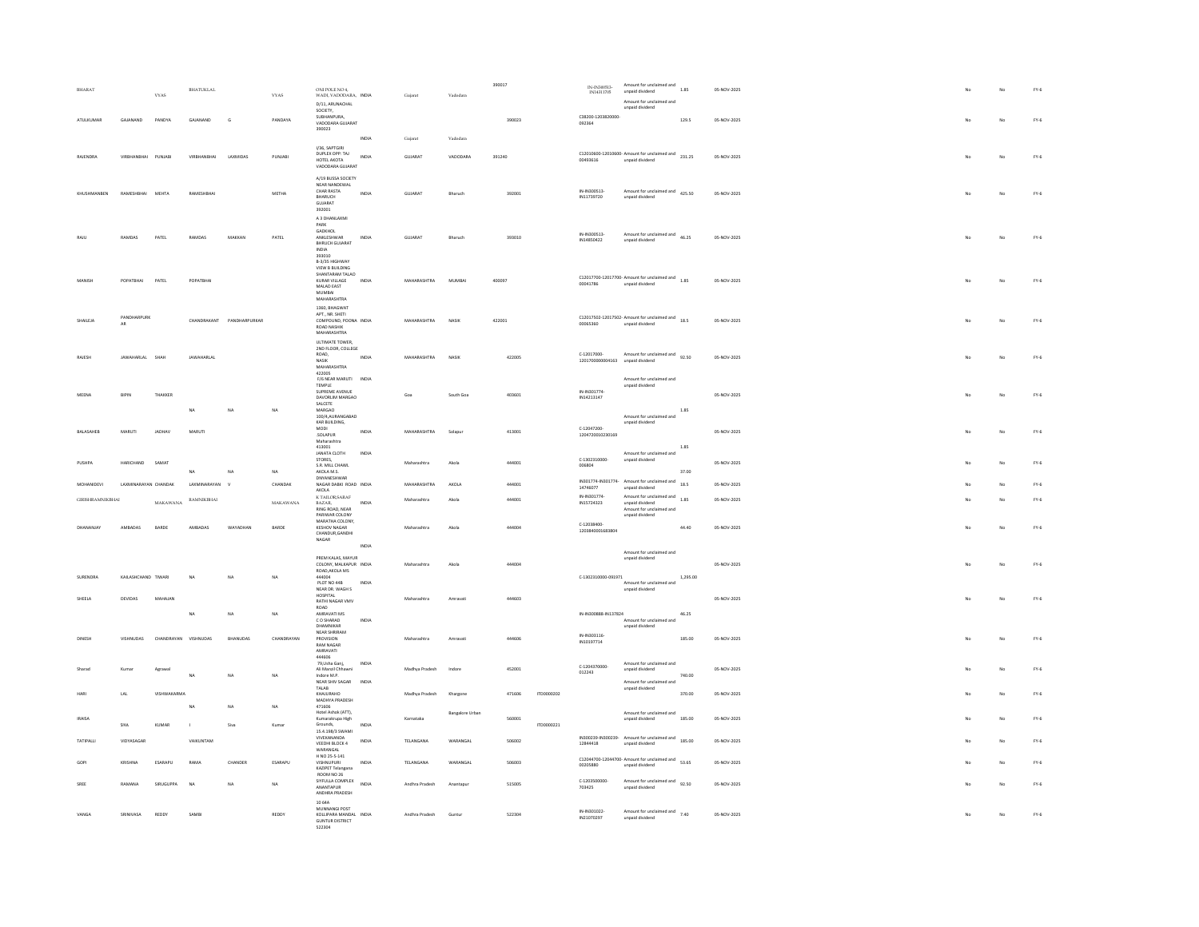| | | | | | | | | | | | | | | | | | | |
|---|---|---|---|---|---|---|---|---|---|---|---|---|---|---|---|---|---|---|
| BHARAT | | VYAS | BHATUKLAL | | VYAS | OM POLE NO 4, WADI, VADODARA, | INDIA | Gujarat | Vadodara | 390017 | | IN-IN30051-IN14311705 | Amount for unclaimed and unpaid dividend | 1.85 | 05-NOV-2025 | No | No | FY-6 |
| ATULKUMAR | GAJANAND | PANDYA | GAJANAND | G | PANDAYA | D/11, ARUNACHAL SOCIETY, SUBHANPURA, VADODARA GUJARAT 390023 | INDIA | Gujarat | Vadodara | 390023 | | C38200-1203820000-092364 | Amount for unclaimed and unpaid dividend | 129.5 | 05-NOV-2025 | No | No | FY-6 |
| RAJENDRA | VIRBHANBHAI | PUNJABI | VIRBHANBHAI | LAXMIDAS | PUNJABI | I/36, SAPTGIRI DUPLEX OPP: TAJ HOTEL AKOTA VADODARA GUJARAT | INDIA | GUJARAT | VADODARA | 391240 | | C12010600-12010600-00493616 | Amount for unclaimed and unpaid dividend | 231.25 | 05-NOV-2025 | No | No | FY-6 |
| KHUSHMANBEN | RAMESHBHAI | MEHTA | RAMESHBHAI | | METHA | A/19 BUSSA SOCIETY NEAR NANDEWAL CHAR RASTA BHARUCH GUJARAT 392001 | INDIA | GUJARAT | Bharuch | 392001 | | IN-IN300513-IN11739720 | Amount for unclaimed and unpaid dividend | 425.50 | 05-NOV-2025 | No | No | FY-6 |
| RAJU | RAMDAS | PATEL | RAMDAS | MAKKAN | PATEL | A 3 DHANLAXMI PARK GADKHOL ANKLESHWAR BHRUCH GUJARAT INDIA 393010 | INDIA | GUJARAT | Bharuch | 393010 | | IN-IN300513-IN34850422 | Amount for unclaimed and unpaid dividend | 46.25 | 05-NOV-2025 | No | No | FY-6 |
| MANISH | POPATBHAI | PATEL | POPATBHAI | | | B-3/35 HIGHWAY VIEW B BUILDING SHANTARAM TALAO KURAR VILLAGE MALAD EAST MUMBAI MAHARASHTRA | INDIA | MAHARASHTRA | MUMBAI | 400097 | | C12017700-12017700-00041786 | Amount for unclaimed and unpaid dividend | 1.85 | 05-NOV-2025 | No | No | FY-6 |
| SHAILEJA | PANDHARPURKAR | | CHANDRAKANT | PANDHARPURKAR | | 1360, BHAGWAT APT., NR. SHETI COMPOUND, POONA ROAD NASHIK MAHARASHTRA | INDIA | MAHARASHTRA | NASIK | 422001 | | C12017502-12017502-00065360 | Amount for unclaimed and unpaid dividend | 18.5 | 05-NOV-2025 | No | No | FY-6 |
| RAJESH | JAWAHARLAL | SHAH | JAWAHARLAL | | | ULTIMATE TOWER, 2ND FLOOR, COLLEGE ROAD, NASIK MAHARASHTRA 422005 | INDIA | MAHARASHTRA | NASIK | 422005 | | C-12017000-1201700000004163 | Amount for unclaimed and unpaid dividend | 92.50 | 05-NOV-2025 | No | No | FY-6 |
| MEENA | BIPIN | THAKKER | NA | NA | NA | F/G NEAR MARUTI TEMPLE SUPREME AVENUE DAVORLIM MARGAO SALCETE MARGAO | INDIA | Goa | South Goa | 403601 | | IN-IN301774-IN14213147 | Amount for unclaimed and unpaid dividend | 1.85 | 05-NOV-2025 | No | No | FY-6 |
| BALASAHEB | MARUTI | JADHAV | MARUTI | | | 100/4,AURANGABAD KAR BUILDING, MODI .SOLAPUR Maharashtra 413001 | INDIA | MAHARASHTRA | Solapur | 413001 | | C-12047200-1204720010230169 | Amount for unclaimed and unpaid dividend | 1.85 | 05-NOV-2025 | No | No | FY-6 |
| PUSHPA | HARICHAND | SAMAT | NA | NA | NA | JANATA CLOTH STORES, S.R. MILL CHAWL AKOLA M.S. | INDIA | Maharashtra | Akola | 444001 | | C-1302310000-006804 | Amount for unclaimed and unpaid dividend | 37.00 | 05-NOV-2025 | No | No | FY-6 |
| MOHANIDEVI | LAXMINARAYAN | CHANDAK | LAXMINARAYAN | V | CHANDAK | DNYANESHWAR NAGAR DABKI ROAD AKOLA | INDIA | MAHARASHTRA | AKOLA | 444001 | | IN301774-IN301774-14746077 | Amount for unclaimed and unpaid dividend | 18.5 | 05-NOV-2025 | No | No | FY-6 |
| GIRISHRAMNIKBHAI | | MAKAWANA | RAMNIKBHAI | | MAKAWANA | K TAILOR,SARAF BAZAR, | INDIA | Maharashtra | Akola | 444001 | | IN-IN301774-IN15724323 | Amount for unclaimed and unpaid dividend | 1.85 | 05-NOV-2025 | No | No | FY-6 |
| DHANANJAY | AMBADAS | BARDE | AMBADAS | WAYADHAN | BARDE | RING ROAD, NEAR PARIWAR COLONY MARATHA COLONY, KESHOV NAGAR CHANDUR,GANDHI NAGAR | INDIA | Maharashtra | Akola | 444004 | | C-12038400-1203840001683804 | Amount for unclaimed and unpaid dividend | 44.40 | 05-NOV-2025 | No | No | FY-6 |
| SURENDRA | KAILASHCHAND | TIWARI | NA | NA | NA | PREM KALAS, MAYURI COLONY, MALKAPUR ROAD,AKOLA MS 444004 | INDIA | Maharashtra | Akola | 444004 | | C-1302310000-091971 | Amount for unclaimed and unpaid dividend | 1,295.00 | 05-NOV-2025 | No | No | FY-6 |
| SHEELA | DEVIDAS | MAHAJAN | NA | NA | NA | PLOT NO 44B NEAR DR. WAGH S HOSPITAL RATHI NAGAR VMV ROAD AMRAVATI MS | INDIA | Maharashtra | Amravati | 444603 | | IN-IN300888-IN137824 | Amount for unclaimed and unpaid dividend | 46.25 | 05-NOV-2025 | No | No | FY-6 |
| DINESH | VISHNUDAS | CHANDRAYAN | VISHNUDAS | BHANUDAS | CHANDRAYAN | C O SHARAD DHAMNIKAR NEAR SHRIRAM PROVISION RAM NAGAR AMRAVATI 444606 | INDIA | Maharashtra | Amravati | 444606 | | IN-IN303116-IN10197714 | Amount for unclaimed and unpaid dividend | 185.00 | 05-NOV-2025 | No | No | FY-6 |
| Sharad | Kumar | Agrawal | NA | NA | NA | 79,Usha Ganj, Ali Manzil Chhawni Indore M.P. | INDIA | Madhya Pradesh | Indore | 452001 | | C-1204370000-012243 | Amount for unclaimed and unpaid dividend | 740.00 | 05-NOV-2025 | No | No | FY-6 |
| HARI | LAL | VISHWAKARMA | NA | NA | NA | NEAR SHIV SAGAR TALAB KHAJURAHO MADHYA PRADESH 471606 | INDIA | Madhya Pradesh | Khargone | 471606 | ITD0000202 | | Amount for unclaimed and unpaid dividend | 370.00 | 05-NOV-2025 | No | No | FY-6 |
| IRAISA SIVA | | KUMAR | I | Siva | Kumar | Hotel Ashok (ATT), Kumarakrupa High Grounds, | INDIA | Karnataka | Bangalore Urban | 560001 | ITD0000221 | | Amount for unclaimed and unpaid dividend | 185.00 | 05-NOV-2025 | No | No | FY-6 |
| TATIPALLI | VIDYASAGAR | | VAIKUNTAM | | | 15.4.108/3 SWAMI VIVEKANANDA VEEDHI BLOCK 4 WARANGAL | INDIA | TELANGANA | WARANGAL | 506002 | | IN300239-IN300239-12844418 | Amount for unclaimed and unpaid dividend | 185.00 | 05-NOV-2025 | No | No | FY-6 |
| GOPI | KRISHNA | ESARAPU | RAMA | CHANDER | ESARAPU | H NO 25-5-141 VISHNUPURI KAZIPET Telangana | INDIA | TELANGANA | WARANGAL | 506003 | | C12044700-12044700-00205880 | Amount for unclaimed and unpaid dividend | 53.65 | 05-NOV-2025 | No | No | FY-6 |
| SREE | RAMANA | SIRUGUPPA | NA | NA | NA | ROOM NO 26 SYFULLA COMPLEX ANANTAPUR ANDHRA PRADESH | INDIA | Andhra Pradesh | Anantapur | 515005 | | C-1203500000-703425 | Amount for unclaimed and unpaid dividend | 92.50 | 05-NOV-2025 | No | No | FY-6 |
| VANGA | SRINIVASA | REDDY | SAMBI | | REDDY | 10 64A MUNNANGI POST KOLLIPARA MANDAL GUNTUR DISTRICT 522304 | INDIA | Andhra Pradesh | Guntur | 522304 | | IN-IN301022-IN21070297 | Amount for unclaimed and unpaid dividend | 7.40 | 05-NOV-2025 | No | No | FY-6 |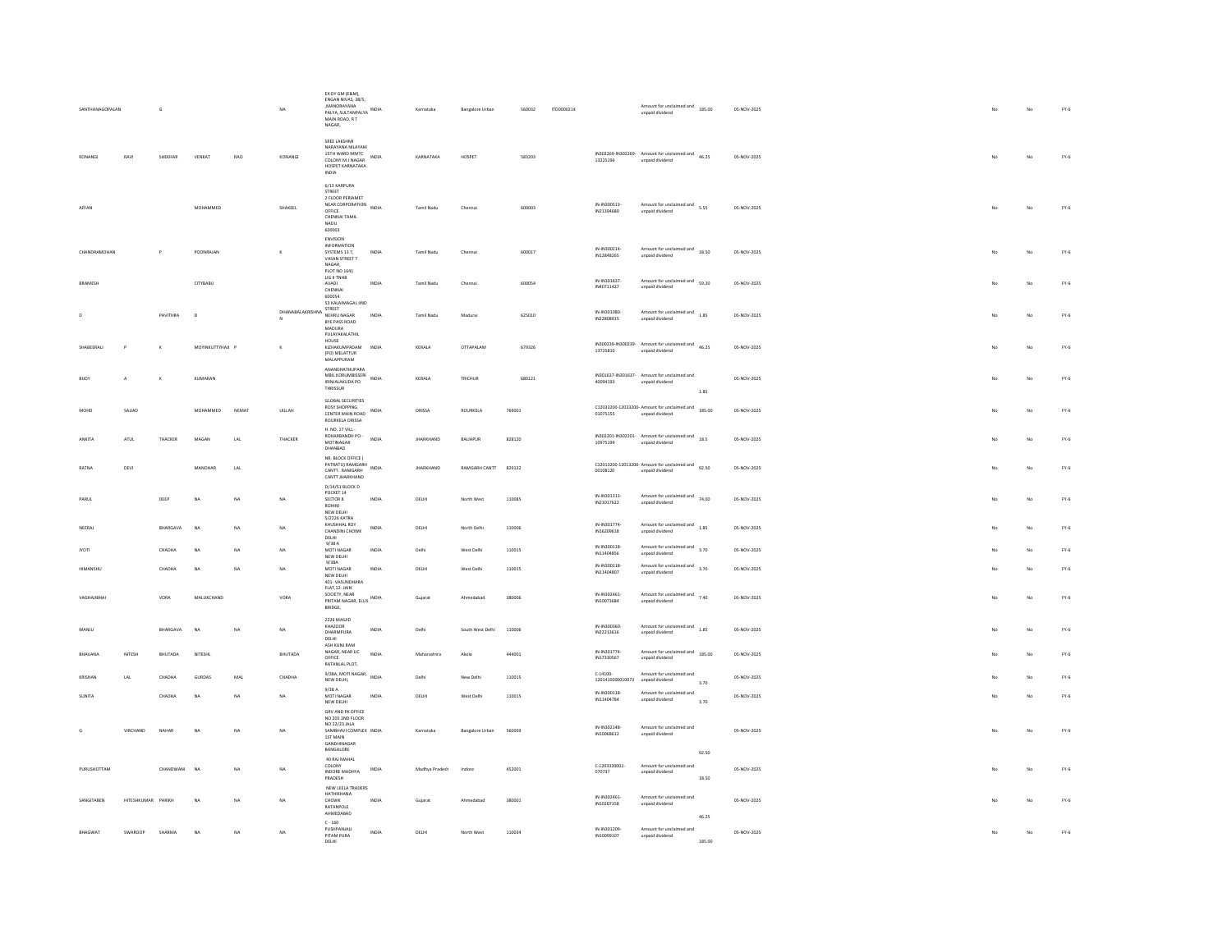| | | | | | | | | | | | | | | | | | | | |
|---|---|---|---|---|---|---|---|---|---|---|---|---|---|---|---|---|---|---|---|
| SANTHANAGOPALAN | | G | | | NA | EX DY GM (E&M), ENGAN NIVAS, 38/5, JNANORAYANA PALYA, SULTANPALYA MAIN ROAD, R T NAGAR, | INDIA | Karnataka | Bangalore Urban | 560032 | ITD0000214 | | Amount for unclaimed and unpaid dividend | 185.00 | 05-NOV-2025 | | No | No | FY-6 |
| KONANGI | RAVI | SHEKHAR | VENKAT | RAO | KONANGI | SREE LAKSHMI NARAYANA NILAYAM 15TH WARD MMTC COLONY M J NAGAR HOSPET KARNATAKA INDIA | INDIA | KARNATAKA | HOSPET | 583203 | | IN302269-IN302269-13225196 | Amount for unclaimed and unpaid dividend | 46.25 | 05-NOV-2025 | | No | No | FY-6 |
| AFFAN | | | MOHAMMED | | SHAKEEL | 6/13 KARPURA STREET 2 FLOOR PERIAMET NEAR CORPORATION OFFICE CHENNAI TAMIL NADU 600003 | INDIA | Tamil Nadu | Chennai | 600003 | | IN-IN300513-IN21394680 | Amount for unclaimed and unpaid dividend | 5.55 | 05-NOV-2025 | | No | No | FY-6 |
| CHANDRAMOHAN | | P | POONRAJAN | | K | ENVISION INFORMATION SYSTEMS 13 7, VASAN STREET T NAGAR, | INDIA | Tamil Nadu | Chennai | 600017 | | IN-IN300214-IN12848265 | Amount for unclaimed and unpaid dividend | 18.50 | 05-NOV-2025 | | No | No | FY-6 |
| BRAMESH | | | CITYBABU | | | PLOT NO 1641 LIG II TNHB AVADI CHENNAI 600054 | INDIA | Tamil Nadu | Chennai | 600054 | | IN-IN301637-IN40711427 | Amount for unclaimed and unpaid dividend | 59.20 | 05-NOV-2025 | | No | No | FY-6 |
| D | | PAVITHRA | D | | DHANABALAKRISHNAN | 53 KALAIMAGAL IIND STREET NEHRU NAGAR BYE PASS ROAD MADURA | INDIA | Tamil Nadu | Madurai | 625010 | | IN-IN301080-IN22808915 | Amount for unclaimed and unpaid dividend | 1.85 | 05-NOV-2025 | | No | No | FY-6 |
| SHABEERALI | P | K | MOYINKUTTYHAJI | P | K | PULAYAKALATHIL HOUSE EDHAKUMPADAM (PO) MELATTUR MALAPPURAM | INDIA | KERALA | OTTAPALAM | 679326 | | IN300239-IN300239-13725810 | Amount for unclaimed and unpaid dividend | 46.25 | 05-NOV-2025 | | No | No | FY-6 |
| BIJOY | A | K | KUMARAN | | | ANANDHATHUPARA MBIL KORUMBISSERI IRINJALAKUDA PO THRISSUR | INDIA | KERALA | TRICHUR | 680121 | | IN301637-IN301637-40094193 | Amount for unclaimed and unpaid dividend | 1.85 | 05-NOV-2025 | | No | No | FY-6 |
| MOHD | SAJJAD | | MOHAMMED | NEMAT | ULLAH | GLOBAL SECURITIES ROSY SHOPPING CENTER MAIN ROAD ROURKELA ORISSA | INDIA | ORISSA | ROURKELA | 769001 | | C12033200-12033200-01075155 | Amount for unclaimed and unpaid dividend | 185.00 | 05-NOV-2025 | | No | No | FY-6 |
| ANKITA | ATUL | THACKER | MAGAN | LAL | THACKER | H. NO. 17 VILL.- ROHARBANDH PO - MOTINAGAR DHANBAD | INDIA | JHARKHAND | BALIAPUR | 828120 | | IN302201-IN302201-10975199 | Amount for unclaimed and unpaid dividend | 18.5 | 05-NOV-2025 | | No | No | FY-6 |
| RATNA | DEVI | | MANOHAR | LAL | | NR. BLOCK OFFICE ( PATRATU) RAMGARH CANTT. RAMGARH CANTT JHARKHAND | INDIA | JHARKHAND | RAMGARH CANTT | 829122 | | C12013200-12013200-00108120 | Amount for unclaimed and unpaid dividend | 92.50 | 05-NOV-2025 | | No | No | FY-6 |
| PARUL | | DEEP | NA | NA | NA | D/14/51 BLOCK D POCKET 14 SECTOR 8 ROHINI NEW DELHI | INDIA | DELHI | North West | 110085 | | IN-IN301313-IN21017622 | Amount for unclaimed and unpaid dividend | 74.00 | 05-NOV-2025 | | No | No | FY-6 |
| NEERAJ | | BHARGAVA | NA | NA | NA | 5/2226 KATRA KHUSHHAL ROY CHANDINI CHOWK DELHI | INDIA | DELHI | North Delhi | 110006 | | IN-IN301774-IN16209618 | Amount for unclaimed and unpaid dividend | 1.85 | 05-NOV-2025 | | No | No | FY-6 |
| JYOTI | | CHADHA | NA | NA | NA | 9/38 A MOTI NAGAR NEW DELHI | INDIA | Delhi | West Delhi | 110015 | | IN-IN300118-IN11404856 | Amount for unclaimed and unpaid dividend | 3.70 | 05-NOV-2025 | | No | No | FY-6 |
| HIMANSHU | | CHADHA | NA | NA | NA | 9/38A MOTI NAGAR NEW DELHI | INDIA | DELHI | West Delhi | 110015 | | IN-IN300118-IN11404807 | Amount for unclaimed and unpaid dividend | 3.70 | 05-NOV-2025 | | No | No | FY-6 |
| VAGHAJIBHAI | | VORA | MALUKCHAND | | VORA | 401- VASUNDHARA FLAT,12- JAIN SOCIETY, NEAR PRITAM NAGAR, ELLIS BRIDGE, | INDIA | Gujarat | Ahmedabad | 380006 | | IN-IN302461-IN10073684 | Amount for unclaimed and unpaid dividend | 7.40 | 05-NOV-2025 | | No | No | FY-6 |
| MANJU | | BHARGAVA | NA | NA | NA | 2226 MASJID KHAZOOR DHARMPURA DELHI | INDIA | Delhi | South West Delhi | 110006 | | IN-IN300360-IN22213616 | Amount for unclaimed and unpaid dividend | 1.85 | 05-NOV-2025 | | No | No | FY-6 |
| BHAVANA | NITESH | BHUTADA | NITESH | | BHUTADA | ASH KUNJ RAM NAGAR, NEAR LIC OFFICE RATANLAL PLOT, | INDIA | Maharashtra | Akola | 444001 | | IN-IN301774-IN17330567 | Amount for unclaimed and unpaid dividend | 185.00 | 05-NOV-2025 | | No | No | FY-6 |
| KRISHAN | LAL | CHADHA | GURDAS | MAL | CHADHA | 9/38A, MOTI NAGAR, NEW DELHI, | INDIA | Delhi | New Delhi | 110015 | | C-14100-1201410000010073 | Amount for unclaimed and unpaid dividend | 3.70 | 05-NOV-2025 | | No | No | FY-6 |
| SUNITA | | CHADHA | NA | NA | NA | 9/38 A MOTI NAGAR NEW DELHI | INDIA | DELHI | West Delhi | 110015 | | IN-IN300118-IN11404784 | Amount for unclaimed and unpaid dividend | 3.70 | 05-NOV-2025 | | No | No | FY-6 |
| G | VIRCHAND | NAHAR | NA | NA | NA | GRV AND PK OFFICE NO 205 2ND FLOOR NO 22/23 JALA SAMBHAVI COMPLEX 1ST MAIN GANDHINAGAR BANGALORE | INDIA | Karnataka | Bangalore Urban | 560009 | | IN-IN302148-IN10068612 | Amount for unclaimed and unpaid dividend | 92.50 | 05-NOV-2025 | | No | No | FY-6 |
| PURUSHOTTAM | | CHANDWANI | NA | NA | NA | 40 RAJ MAHAL COLONY INDORE MADHYA PRADESH | INDIA | Madhya Pradesh | Indore | 452001 | | C-1203320002-070737 | Amount for unclaimed and unpaid dividend | 18.50 | 05-NOV-2025 | | No | No | FY-6 |
| SANGITABEN | HITESHKUMAR | PARIKH | NA | NA | NA | NEW LEELA TRADERS HATHIKHANA CHOWK RATANPOLE AHMEDABAD | INDIA | Gujarat | Ahmedabad | 380001 | | IN-IN302461-IN10207158 | Amount for unclaimed and unpaid dividend | 46.25 | 05-NOV-2025 | | No | No | FY-6 |
| BHAGWAT | SWAROOP | SHARMA | NA | NA | NA | C - 160 PUSHPANJALI PITAM PURA DELHI | INDIA | DELHI | North West | 110034 | | IN-IN301209-IN10099107 | Amount for unclaimed and unpaid dividend | 185.00 | 05-NOV-2025 | | No | No | FY-6 |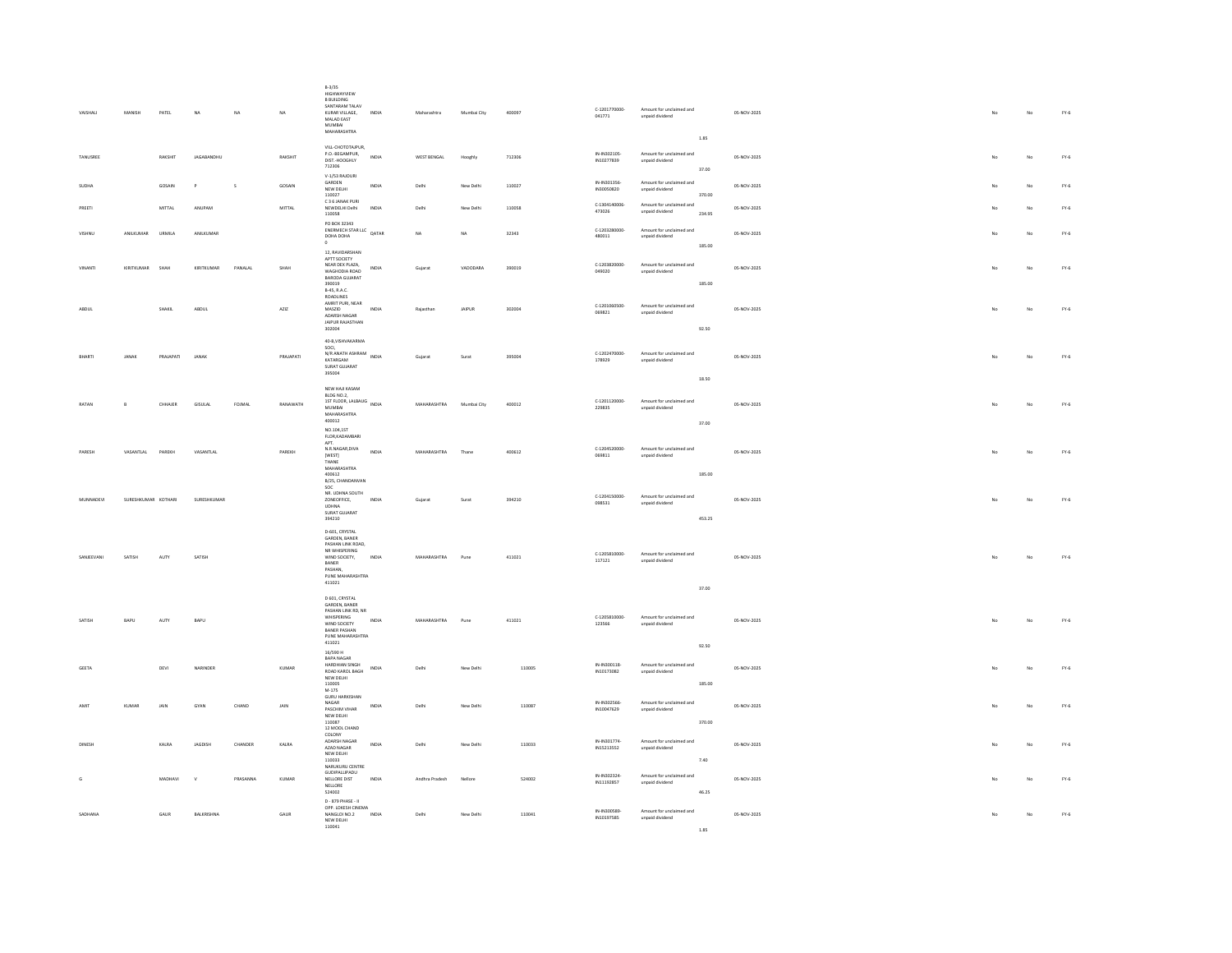| | | | | | | | | | | | | | | | | | | |
|---|---|---|---|---|---|---|---|---|---|---|---|---|---|---|---|---|---|---|
| VAISHALI | MANISH | PATEL | NA | NA | NA | B-3/35 HIGHWAYVIEW B BUILDING SANTARAM TALAV KURAR VILLAGE, MALAD EAST MUMBAI MAHARASHTRA | INDIA | Maharashtra | Mumbai City | 400097 | C-1201770000-041771 | Amount for unclaimed and unpaid dividend | 1.85 | 05-NOV-2025 | | No | No | FY-6 |
| TANUSREE | | RAKSHIT | JAGABANDHU | | RAKSHIT | VILL-CHOTOTAJPUR, P.O.-BEGAMPUR, DIST.-HOOGHLY 712306 | INDIA | WEST BENGAL | Hooghly | 712306 | IN-IN302105-IN10277839 | Amount for unclaimed and unpaid dividend | 37.00 | 05-NOV-2025 | | No | No | FY-6 |
| SUDHA | | GOSAIN | P | S | GOSAIN | V-1/53 RAJOURI GARDEN NEW DELHI 110027 | INDIA | Delhi | New Delhi | 110027 | IN-IN301356-IN30050820 | Amount for unclaimed and unpaid dividend | 370.00 | 05-NOV-2025 | | No | No | FY-6 |
| PREETI | | MITTAL | ANUPAM | | MITTAL | C 3 6 JANAK PURI NEWDELHI Delhi 110058 | INDIA | Delhi | New Delhi | 110058 | C-1304140006-473026 | Amount for unclaimed and unpaid dividend | 234.95 | 05-NOV-2025 | | No | No | FY-6 |
| VISHNU | ANILKUMAR | URMILA | ANILKUMAR | | | PO BOX 32343 ENERMECH STAR LLC DOHA DOHA 0 | QATAR | NA | NA | 32343 | C-1203280000-480011 | Amount for unclaimed and unpaid dividend | 185.00 | 05-NOV-2025 | | No | No | FY-6 |
| VINANTI | KIRITKUMAR | SHAH | KIRITKUMAR | PANALAL | SHAH | 12, RAVIDARSHAN APTT SOCIETY NEAR DEX PLAZA, WAGHODIA ROAD BARODA GUJARAT 390019 | INDIA | Gujarat | VADODARA | 390019 | C-1203820000-049020 | Amount for unclaimed and unpaid dividend | 185.00 | 05-NOV-2025 | | No | No | FY-6 |
| ABDUL | | SHAKIL | ABDUL | | AZIZ | B-45, R.A.C. ROADLINES AMRIT PURI, NEAR MASZID ADARSH NAGAR JAIPUR RAJASTHAN 302004 | INDIA | Rajasthan | JAIPUR | 302004 | C-1201060500-069821 | Amount for unclaimed and unpaid dividend | 92.50 | 05-NOV-2025 | | No | No | FY-6 |
| BHARTI | JANAK | PRAJAPATI | JANAK | | PRAJAPATI | 40-B,VISHVAKARMA SOCI, N/R ANATH ASHRAM KATARGAM SURAT GUJARAT 395004 | INDIA | Gujarat | Surat | 395004 | C-1202470000-178929 | Amount for unclaimed and unpaid dividend | 18.50 | 05-NOV-2025 | | No | No | FY-6 |
| RATAN | B | CHHAJER | GISULAL | FOJMAL | RANAWATH | NEW HAJI KASAM BLDG NO.2, 1ST FLOOR, LALBAUG MUMBAI MAHARASHTRA 400012 | INDIA | MAHARASHTRA | Mumbai City | 400012 | C-1201120000-229835 | Amount for unclaimed and unpaid dividend | 37.00 | 05-NOV-2025 | | No | No | FY-6 |
| PARESH | VASANTLAL | PAREKH | VASANTLAL | | PAREKH | NO.104,1ST FLOR,KADAMBARI APT. N.R.NAGAR,DIVA [WEST] THANE MAHARASHTRA 400612 | INDIA | MAHARASHTRA | Thane | 400612 | C-1204520000-069811 | Amount for unclaimed and unpaid dividend | 185.00 | 05-NOV-2025 | | No | No | FY-6 |
| MUNNADEVI | SURESHKUMAR | KOTHARI | SURESHKUMAR | | | B/25, CHANDANVAN SOC NR. UDHNA SOUTH ZONEOFFICE, UDHNA SURAT GUJARAT 394210 | INDIA | Gujarat | Surat | 394210 | C-1204150000-098531 | Amount for unclaimed and unpaid dividend | 453.25 | 05-NOV-2025 | | No | No | FY-6 |
| SANJEEVANI | SATISH | AUTY | SATISH | | | D-601, CRYSTAL GARDEN, BANER PASHAN LINK ROAD, NR WHISPERING WIND SOCIETY, BANER PASHAN, PUNE MAHARASHTRA 411021 | INDIA | MAHARASHTRA | Pune | 411021 | C-1205810000-117121 | Amount for unclaimed and unpaid dividend | 37.00 | 05-NOV-2025 | | No | No | FY-6 |
| SATISH | BAPU | AUTY | BAPU | | | D 601, CRYSTAL GARDEN, BANER PASHAN LINK RD, NR WHISPERING WIND SOCIETY BANER PASHAN PUNE MAHARASHTRA 411021 | INDIA | MAHARASHTRA | Pune | 411021 | C-1205810000-123566 | Amount for unclaimed and unpaid dividend | 92.50 | 05-NOV-2025 | | No | No | FY-6 |
| GEETA | | DEVI | NARINDER | | KUMAR | 16/590 H BAPA NAGAR HARDHIAN SINGH ROAD KAROL BAGH NEW DELHI 110005 | INDIA | Delhi | New Delhi | 110005 | IN-IN300118-IN10173082 | Amount for unclaimed and unpaid dividend | 185.00 | 05-NOV-2025 | | No | No | FY-6 |
| AMIT | KUMAR | JAIN | GYAN | CHAND | JAIN | M-175 GURU HARKISHAN NAGAR PASCHIM VIHAR NEW DELHI 110087 | INDIA | Delhi | New Delhi | 110087 | IN-IN302566-IN10047629 | Amount for unclaimed and unpaid dividend | 370.00 | 05-NOV-2025 | | No | No | FY-6 |
| DINESH | | KALRA | JAGDISH | CHANDER | KALRA | 12 MOOL CHAND COLONY ADARSH NAGAR AZAD NAGAR NEW DELHI 110033 | INDIA | Delhi | New Delhi | 110033 | IN-IN301774-IN15213552 | Amount for unclaimed and unpaid dividend | 7.40 | 05-NOV-2025 | | No | No | FY-6 |
| G | | MADHAVI | V | PRASANNA | KUMAR | NARUKURU CENTRE GUDIPALLIPADU NELLORE DIST NELLORE 524002 | INDIA | Andhra Pradesh | Nellore | 524002 | IN-IN302324-IN11102857 | Amount for unclaimed and unpaid dividend | 46.25 | 05-NOV-2025 | | No | No | FY-6 |
| SADHANA | | GAUR | BALKRISHNA | | GAUR | D - 879 PHASE - II OPP. LOKESH CINEMA NANGLOI NO.2 NEW DELHI 110041 | INDIA | Delhi | New Delhi | 110041 | IN-IN300589-IN10197585 | Amount for unclaimed and unpaid dividend | 1.85 | 05-NOV-2025 | | No | No | FY-6 |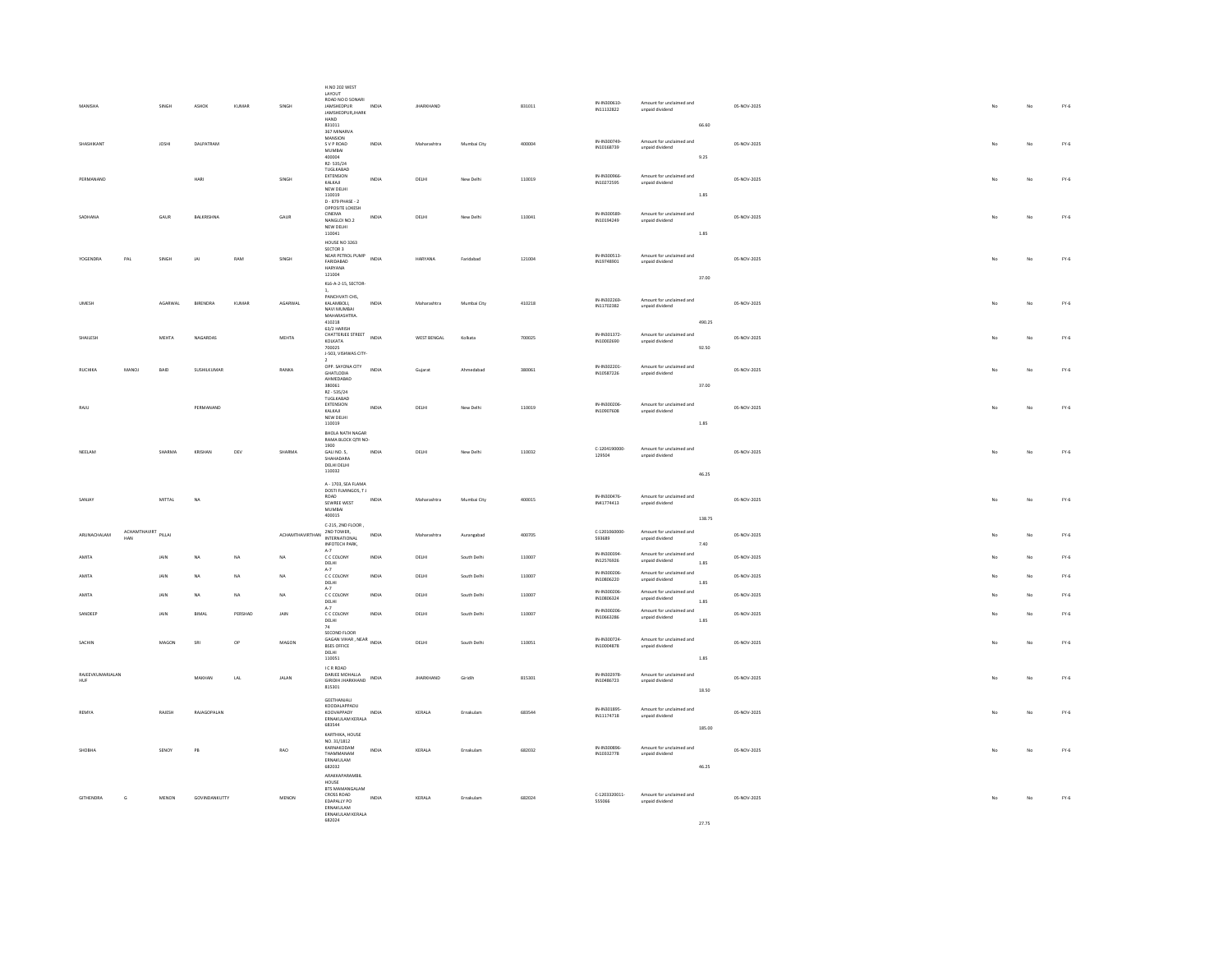| MANISHA | | SINGH | ASHOK | KUMAR | SINGH | H NO 202 WEST LAYOUT ROAD NO.O SONARI JAMSHEDPUR JAMSHEDPUR,JHARKHAND 831011 | INDIA | JHARKHAND | | 831011 | IN-IN300610-IN11132822 | Amount for unclaimed and unpaid dividend | 66.60 | 05-NOV-2025 | No | No | FY-6 |
|---|---|---|---|---|---|---|---|---|---|---|---|---|---|---|---|---|---|
| SHASHIKANT | | JOSHI | DALPATRAM | | | 367 MINARVA MANSION S V P ROAD MUMBAI 400004 | INDIA | Maharashtra | Mumbai City | 400004 | IN-IN300749-IN10168739 | Amount for unclaimed and unpaid dividend | 9.25 | 05-NOV-2025 | No | No | FY-6 |
| PERMANAND | | | HARI | | SINGH | RZ- 535/24 TUGLKABAD EXTENSION KALKAJI NEW DELHI 110019 | INDIA | DELHI | New Delhi | 110019 | IN-IN300966-IN10272595 | Amount for unclaimed and unpaid dividend | 1.85 | 05-NOV-2025 | No | No | FY-6 |
| SADHANA | | GAUR | BALKRISHNA | | GAUR | D - 879 PHASE - 2 OPPOSITE LOKESH CINEMA NANGLOI NO 2 NEW DELHI 110041 | INDIA | DELHI | New Delhi | 110041 | IN-IN300589-IN10194249 | Amount for unclaimed and unpaid dividend | 1.85 | 05-NOV-2025 | No | No | FY-6 |
| YOGENDRA | PAL | SINGH | JAI | RAM | SINGH | HOUSE NO 3263 SECTOR 3 NEAR PETROL PUMP FARIDABAD HARYANA 121004 | INDIA | HARYANA | Faridabad | 121004 | IN-IN300513-IN19748901 | Amount for unclaimed and unpaid dividend | 37.00 | 05-NOV-2025 | No | No | FY-6 |
| UMESH | | AGARWAL | BIRENDRA | KUMAR | AGARWAL | KL6-A-2-15, SECTOR-1, PANCHVATI CHS, KALAMBOLI, NAVI MUMBAI MAHARASHTRA. 410218 | INDIA | Maharashtra | Mumbai City | 410218 | IN-IN302269-IN11702382 | Amount for unclaimed and unpaid dividend | 490.25 | 05-NOV-2025 | No | No | FY-6 |
| SHAILESH | | MEHTA | NAGARDAS | | MEHTA | 63/2 HARISH CHATTERJEE STREET KOLKATA 700025 | INDIA | WEST BENGAL | Kolkata | 700025 | IN-IN301372-IN10002690 | Amount for unclaimed and unpaid dividend | 92.50 | 05-NOV-2025 | No | No | FY-6 |
| RUCHIKA | MANOJ | BAID | SUSHILKUMAR | | RANKA | J-503, VISHWAS CITY-2 OPP. SAYONA CITY GHATLODIA AHMEDABAD 380061 | INDIA | Gujarat | Ahmedabad | 380061 | IN-IN302201-IN10587226 | Amount for unclaimed and unpaid dividend | 37.00 | 05-NOV-2025 | No | No | FY-6 |
| RAJU | | | PERMANAND | | | RZ - 535/24 TUGLKABAD EXTENSION KALKAJI NEW DELHI 110019 | INDIA | DELHI | New Delhi | 110019 | IN-IN300206-IN10907608 | Amount for unclaimed and unpaid dividend | 1.85 | 05-NOV-2025 | No | No | FY-6 |
| NEELAM | | SHARMA | KRISHAN | DEV | SHARMA | BHOLA NATH NAGAR RAMA BLOCK QTR NO-1900 GALI NO. 5, SHAHADARA DELHI DELHI 110032 | INDIA | DELHI | New Delhi | 110032 | C-1204190000-129504 | Amount for unclaimed and unpaid dividend | 46.25 | 05-NOV-2025 | No | No | FY-6 |
| SANJAY | | MITTAL | NA | | | A - 1703, SEA FLAMA DOSTI FLMINGOS, T J ROAD SEWREE WEST MUMBAI 400015 | INDIA | Maharashtra | Mumbai City | 400015 | IN-IN300476-IN41774413 | Amount for unclaimed and unpaid dividend | 138.75 | 05-NOV-2025 | No | No | FY-6 |
| ARUNACHALAM | ACHAMTHAVIRTHAN | PILLAI | | | ACHAMTHAVIRTHAN | C-215, 2ND FLOOR , 2ND TOWER, INTERNATIONAL INFOTECH PARK, | INDIA | Maharashtra | Aurangabad | 400705 | C-1201060000-593689 | Amount for unclaimed and unpaid dividend | 7.40 | 05-NOV-2025 | No | No | FY-6 |
| AMITA | | JAIN | NA | NA | NA | A-7 C C COLONY DELHI | INDIA | DELHI | South Delhi | 110007 | IN-IN300394-IN12576926 | Amount for unclaimed and unpaid dividend | 1.85 | 05-NOV-2025 | No | No | FY-6 |
| AMITA | | JAIN | NA | NA | NA | A-7 C C COLONY DELHI | INDIA | DELHI | South Delhi | 110007 | IN-IN300206-IN10806220 | Amount for unclaimed and unpaid dividend | 1.85 | 05-NOV-2025 | No | No | FY-6 |
| AMITA | | JAIN | NA | NA | NA | A-7 C C COLONY DELHI | INDIA | DELHI | South Delhi | 110007 | IN-IN300206-IN10806324 | Amount for unclaimed and unpaid dividend | 1.85 | 05-NOV-2025 | No | No | FY-6 |
| SANDEEP | | JAIN | BIMAL | PERSHAD | JAIN | A-7 C C COLONY DELHI | INDIA | DELHI | South Delhi | 110007 | IN-IN300206-IN10663286 | Amount for unclaimed and unpaid dividend | 1.85 | 05-NOV-2025 | No | No | FY-6 |
| SACHIN | | MAGON | SRI | OP | MAGON | 74 SECOND FLOOR GAGAN VIHAR , NEAR BSES OFFICE DELHI 110051 | INDIA | DELHI | South Delhi | 110051 | IN-IN300724-IN10004878 | Amount for unclaimed and unpaid dividend | 1.85 | 05-NOV-2025 | No | No | FY-6 |
| RAJEEVKUMARJALAN HUF | | | MAKHAN | LAL | JALAN | J C R ROAD DARJEE MOHALLA GIRIDIH JHARKHAND 815301 | INDIA | JHARKHAND | Giridih | 815301 | IN-IN302978-IN10486723 | Amount for unclaimed and unpaid dividend | 18.50 | 05-NOV-2025 | No | No | FY-6 |
| REMYA | | RAJESH | RAJAGOPALAN | | | GEETHANJALI KOODALAPPADU KOOVAPPADY ERNAKULAM KERALA 683544 | INDIA | KERALA | Ernakulam | 683544 | IN-IN301895-IN11174718 | Amount for unclaimed and unpaid dividend | 185.00 | 05-NOV-2025 | No | No | FY-6 |
| SHOBHA | | SENOY | PB | | RAO | KARTHIKA, HOUSE NO. 31/1812 KARNAKODAM THAMMANAM ERNAKULAM 682032 | INDIA | KERALA | Ernakulam | 682032 | IN-IN300896-IN10332778 | Amount for unclaimed and unpaid dividend | 46.25 | 05-NOV-2025 | No | No | FY-6 |
| GITHENDRA | G | MENON | GOVINDANKUTTY | | MENON | ARAKKAPARAMBIL HOUSE BTS MAMANGALAM CROSS ROAD EDAPALLY PO ERNAKULAM ERNAKULAM KERALA 682024 | INDIA | KERALA | Ernakulam | 682024 | C-1203320011-555066 | Amount for unclaimed and unpaid dividend | 27.75 | 05-NOV-2025 | No | No | FY-6 |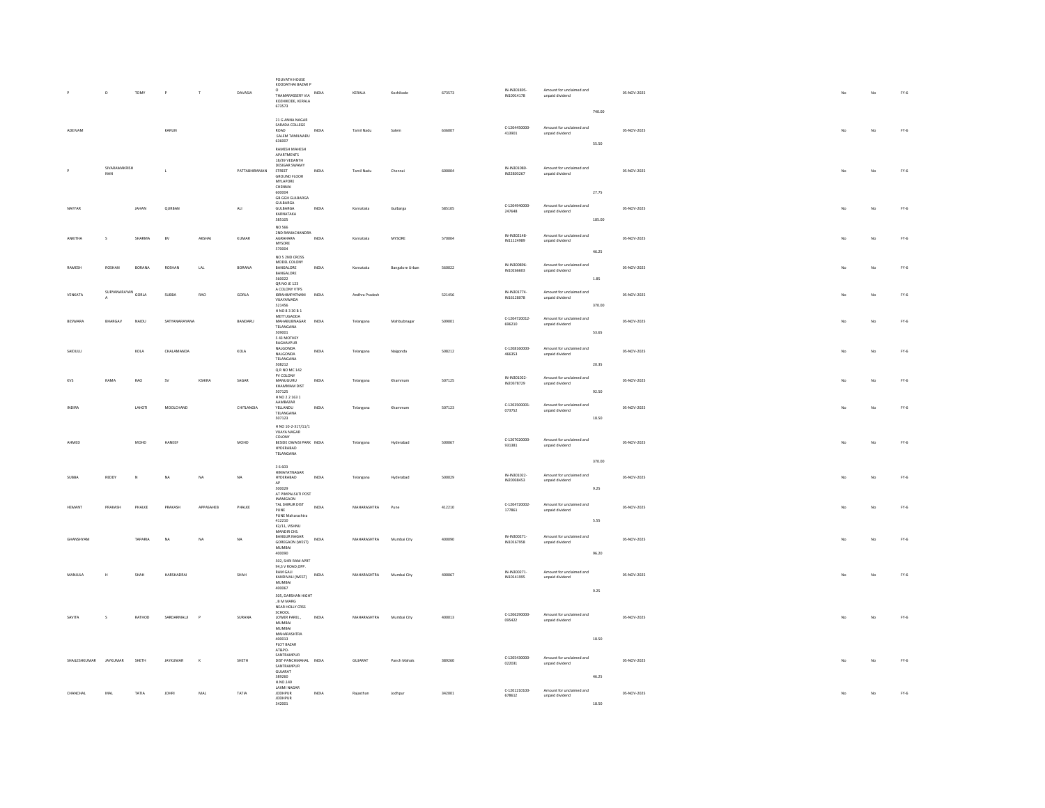| | | | | | | | | | | | | | | | | | | | |
|---|---|---|---|---|---|---|---|---|---|---|---|---|---|---|---|---|---|---|---|
| P | D | TOMY | P | T | DAVASIA | POUVATH HOUSE KOODATHAI BAZAR P O THAMARASSERY VIA KOZHIKODE, KERALA 673573 | INDIA | KERALA | Kozhikode | 673573 | IN-IN301895-IN10014178 | Amount for unclaimed and unpaid dividend | 740.00 | 05-NOV-2025 | | | No | No | FY-6 |
| ADEIVAM | | | KARUN | | | 21 G ANNA NAGAR SARADA COLLEGE ROAD .SALEM TAMILNADU 636007 | INDIA | Tamil Nadu | Salem | 636007 | C-1204450000-413901 | Amount for unclaimed and unpaid dividend | 55.50 | 05-NOV-2025 | | | No | No | FY-6 |
| P | SIVARAMAKRISHNAN | | L | | PATTABHIRAMAN | RAMESH MAHESH APARTMENTS 18/39 VEDANTH DESIGAR SWAMY STREET GROUND FLOOR MYLAPORE CHENNAI 600004 | INDIA | Tamil Nadu | Chennai | 600004 | IN-IN301080-IN22803267 | Amount for unclaimed and unpaid dividend | 27.75 | 05-NOV-2025 | | | No | No | FY-6 |
| NAYYAR | | JAHAN | QURBAN | | ALI | GB GGH GULBARGA GULBARGA GULBARGA KARNATAKA 585105 | INDIA | Karnataka | Gulbarga | 585105 | C-1204940000-247648 | Amount for unclaimed and unpaid dividend | 185.00 | 05-NOV-2025 | | | No | No | FY-6 |
| ANKITHA | S | SHARMA | BV | AKSHAI | KUMAR | NO 566 2ND RAMACHANDRA AGRAHARA MYSORE 570004 | INDIA | Karnataka | MYSORE | 570004 | IN-IN302148-IN11124989 | Amount for unclaimed and unpaid dividend | 46.25 | 05-NOV-2025 | | | No | No | FY-6 |
| RAMESH | ROSHAN | BORANA | ROSHAN | LAL | BORANA | NO 5 2ND CROSS MODEL COLONY BANGALORE BANGALORE 560022 | INDIA | Karnataka | Bangalore Urban | 560022 | IN-IN300896-IN10266603 | Amount for unclaimed and unpaid dividend | 1.85 | 05-NOV-2025 | | | No | No | FY-6 |
| VENKATA | SURYANARAYANA | GORLA | SUBBA | RAO | GORLA | QR NO JE 123 A COLONY VTPS IBRAHIMPATNAM VIJAYAWADA 521456 | INDIA | Andhra Pradesh | | 521456 | IN-IN301774-IN16128078 | Amount for unclaimed and unpaid dividend | 370.00 | 05-NOV-2025 | | | No | No | FY-6 |
| BESWARA | BHARGAV | NAIDU | SATYANARAYANA | | BANDARU | H NO 8 3 30 B 1 METTUGADDA MAHABUBNAGAR TELANGANA 509001 | INDIA | Telangana | Mahbubnagar | 509001 | C-1204720012-696210 | Amount for unclaimed and unpaid dividend | 53.65 | 05-NOV-2025 | | | No | No | FY-6 |
| SAIDULU | | KOLA | CHALAMANDA | | KOLA | 5 43 MOTHEY RAGHAVPUR NALGONDA NALGONDA TELANGANA 508212 | INDIA | Telangana | Nalgonda | 508212 | C-1208160000-466353 | Amount for unclaimed and unpaid dividend | 20.35 | 05-NOV-2025 | | | No | No | FY-6 |
| KVS | RAMA | RAO | SV | KSHIRA | SAGAR | Q R NO MC 142 PV COLONY MANUGURU KHAMMAM DIST 507125 | INDIA | Telangana | Khammam | 507125 | IN-IN301022-IN20378729 | Amount for unclaimed and unpaid dividend | 92.50 | 05-NOV-2025 | | | No | No | FY-6 |
| INDIRA | | LAHOTI | MOOLCHAND | | CHITLANGIA | H NO 2 2 163 1 AAMBAZAR YELLANDU TELANGANA 507123 | INDIA | Telangana | Khammam | 507123 | C-1203500001-073752 | Amount for unclaimed and unpaid dividend | 18.50 | 05-NOV-2025 | | | No | No | FY-6 |
| AHMED | | MOHD | HANEEF | | MOHD | H NO 10-2-317/11/1 VIJAYA NAGAR COLONY BESIDE OWAISI PARK HYDERABAD TELANGANA | INDIA | Telangana | Hyderabad | 500067 | C-1207020000-931381 | Amount for unclaimed and unpaid dividend | 370.00 | 05-NOV-2025 | | | No | No | FY-6 |
| SUBBA | REDDY | N | NA | NA | NA | 3 6 603 HIMAYATNAGAR HYDERABAD AP 500029 | INDIA | Telangana | Hyderabad | 500029 | IN-IN301022-IN20038453 | Amount for unclaimed and unpaid dividend | 9.25 | 05-NOV-2025 | | | No | No | FY-6 |
| HEMANT | PRAKASH | PHALKE | PRAKASH | APPASAHEB | PHALKE | AT PIMPALSUTI POST INAMGAON TAL SHIRUR DIST PUNE PUNE Maharashtra 412210 | INDIA | MAHARASHTRA | Pune | 412210 | C-1204720002-177861 | Amount for unclaimed and unpaid dividend | 5.55 | 05-NOV-2025 | | | No | No | FY-6 |
| GHANSHYAM | | TAPARIA | NA | NA | NA | K2/11, VISHNU MANDIR CHS. BANGUR NAGAR GOREGAON (WEST) MUMBAI 400090 | INDIA | MAHARASHTRA | Mumbai City | 400090 | IN-IN300271-IN10167958 | Amount for unclaimed and unpaid dividend | 96.20 | 05-NOV-2025 | | | No | No | FY-6 |
| MANJULA | H | SHAH | HARSHADRAI | | SHAH | 502, SHRI RAM APRT 94,S V ROAD,OPP. RAM GALI KANDIVALI (WEST) MUMBAI 400067 | INDIA | MAHARASHTRA | Mumbai City | 400067 | IN-IN300271-IN10141995 | Amount for unclaimed and unpaid dividend | 9.25 | 05-NOV-2025 | | | No | No | FY-6 |
| SAVITA | S | RATHOD | SARDARMALJI | P | SURANA | 505, DARSHAN HIGHT , B M MARG NEAR HOLLY CRSS SCHOOL LOWER PAREL , MUMBAI MUMBAI MAHARASHTRA 400013 | INDIA | MAHARASHTRA | Mumbai City | 400013 | C-1206290000-095422 | Amount for unclaimed and unpaid dividend | 18.50 | 05-NOV-2025 | | | No | No | FY-6 |
| SHAILESHKUMAR | JAYKUMAR | SHETH | JAYKUMAR | K | SHETH | PLOT BAZAR AT&PO-SANTRAMPUR DIST-PANCHMAHAL SANTRAMPUR GUJARAT 389260 | INDIA | GUJARAT | Panch Mahals | 389260 | C-1205430000-022031 | Amount for unclaimed and unpaid dividend | 46.25 | 05-NOV-2025 | | | No | No | FY-6 |
| CHANCHAL | MAL | TATIA | JOHRI | MAL | TATIA | H.NO.149 LAXMI NAGAR JODHPUR JODHPUR 342001 | INDIA | Rajasthan | Jodhpur | 342001 | C-1201210100-678612 | Amount for unclaimed and unpaid dividend | 18.50 | 05-NOV-2025 | | | No | No | FY-6 |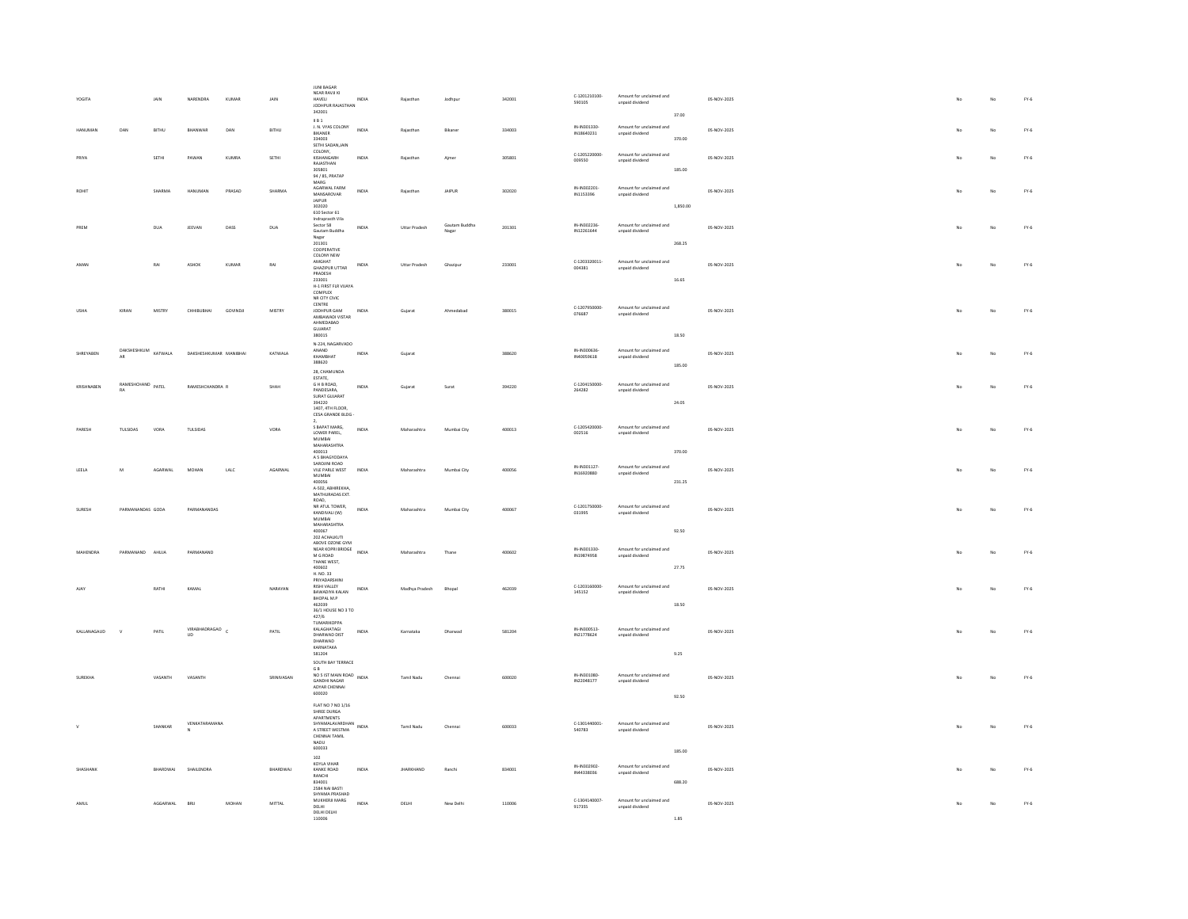| | | | | | | | | | | | | | | | | | | |
|---|---|---|---|---|---|---|---|---|---|---|---|---|---|---|---|---|---|---|
| YOGITA | | JAIN | NARENDRA | KUMAR | JAIN | JUNI BAGAR NEAR RAVJI KI HAVELI JODHPUR RAJASTHAN 342001 | INDIA | Rajasthan | Jodhpur | 342001 | C-1201210100-590105 | Amount for unclaimed and unpaid dividend | 37.00 | 05-NOV-2025 | No | No | FY-6 |
| HANUMAN | DAN | BITHU | BHANWAR | DAN | BITHU | II B 1 J. N. VYAS COLONY BIKANER 334003 | INDIA | Rajasthan | Bikaner | 334003 | IN-IN301330-IN18640231 | Amount for unclaimed and unpaid dividend | 370.00 | 05-NOV-2025 | No | No | FY-6 |
| PRIYA | | SETHI | PAWAN | KUMRA | SETHI | SETHI SADAN,JAIN COLONY, KISHANGARH RAJASTHAN 305801 | INDIA | Rajasthan | Ajmer | 305801 | C-1205220000-009550 | Amount for unclaimed and unpaid dividend | 185.00 | 05-NOV-2025 | No | No | FY-6 |
| ROHIT | | SHARMA | HANUMAN | PRASAD | SHARMA | 94 / 85, PRATAP MARG AGARWAL FARM MANSAROVAR JAIPUR 302020 | INDIA | Rajasthan | JAIPUR | 302020 | IN-IN302201-IN1153396 | Amount for unclaimed and unpaid dividend | 1,850.00 | 05-NOV-2025 | No | No | FY-6 |
| PREM | | DUA | JEEVAN | DASS | DUA | 610 Sector 61 Indraprasth Vila Sector 58 Gautam Buddha Nagar 201301 | INDIA | Uttar Pradesh | Gautam Buddha Nagar | 201301 | IN-IN302236-IN12261644 | Amount for unclaimed and unpaid dividend | 268.25 | 05-NOV-2025 | No | No | FY-6 |
| AMAN | | RAI | ASHOK | KUMAR | RAI | COOPERATIVE COLONY NEW AMGHAT GHAZIPUR UTTAR PRADESH 233001 | INDIA | Uttar Pradesh | Ghazipur | 233001 | C-1203320011-004381 | Amount for unclaimed and unpaid dividend | 16.65 | 05-NOV-2025 | No | No | FY-6 |
| USHA | KIRAN | MISTRY | CHHIBUBHAI | GOVINDJI | MISTRY | H-1 FIRST FLR VIJAYA COMPLEX NR CITY CIVIC CENTRE JODHPUR GAM AMBAWADI VISTAR AHMEDABAD GUJARAT 380015 | INDIA | Gujarat | Ahmedabad | 380015 | C-1207950000-076687 | Amount for unclaimed and unpaid dividend | 18.50 | 05-NOV-2025 | No | No | FY-6 |
| SHREYABEN | DAKSHESHKUMAR | KATWALA | DAKSHESHKUMAR | MANIBHAI | KATWALA | N-224, NAGARVADO ANAND KHAMBHAT 388620 | INDIA | Gujarat | | 388620 | IN-IN300636-IN40059618 | Amount for unclaimed and unpaid dividend | 185.00 | 05-NOV-2025 | No | No | FY-6 |
| KRISHNABEN | RAMESHCHANDRA | PATEL | RAMESHCHANDRA | R | SHAH | 28, CHAMUNDA ESTATE, G H B ROAD, PANDESARA, SURAT GUJARAT 394220 | INDIA | Gujarat | Surat | 394220 | C-1204150000-264282 | Amount for unclaimed and unpaid dividend | 24.05 | 05-NOV-2025 | No | No | FY-6 |
| PARESH | TULSIDAS | VORA | TULSIDAS | | VORA | 1407, 4TH FLOOR, CESA GRANDE BLDG - 2, S BAPAT MARG, LOWER PAREL, MUMBAI MAHARASHTRA 400013 | INDIA | Maharashtra | Mumbai City | 400013 | C-1205420000-002516 | Amount for unclaimed and unpaid dividend | 370.00 | 05-NOV-2025 | No | No | FY-6 |
| LEELA | M | AGARWAL | MOHAN | LALC | AGARWAL | A S BHAGYODAYA SAROJINI ROAD VILE PARLE WEST MUMBAI 400056 | INDIA | Maharashtra | Mumbai City | 400056 | IN-IN301127-IN16920880 | Amount for unclaimed and unpaid dividend | 231.25 | 05-NOV-2025 | No | No | FY-6 |
| SURESH | PARMANANDAS | GODA | PARMANANDAS | | | A-502, ABHIREKHA, MATHURADAS EXT. ROAD, NR ATUL TOWER, KANDIVALI (W) MUMBAI MAHARASHTRA 400067 | INDIA | Maharashtra | Mumbai City | 400067 | C-1201750000-031995 | Amount for unclaimed and unpaid dividend | 92.50 | 05-NOV-2025 | No | No | FY-6 |
| MAHENDRA | PARMANAND | AHUJA | PARMANAND | | | 202 ACHALKUTI ABOVE OZONE GYM NEAR KOPRI BRIDGE M G ROAD THANE WEST, 400602 | INDIA | Maharashtra | Thane | 400602 | IN-IN301330-IN19874958 | Amount for unclaimed and unpaid dividend | 27.75 | 05-NOV-2025 | No | No | FY-6 |
| AJAY | | RATHI | KAMAL | | NARAYAN | H. NO. 33 PRIYADARSHINI RISHI VALLEY BAWADIYA KALAN BHOPAL M.P 462039 | INDIA | Madhya Pradesh | Bhopal | 462039 | C-1203160000-145152 | Amount for unclaimed and unpaid dividend | 18.50 | 05-NOV-2025 | No | No | FY-6 |
| KALLANAGAUD | V | PATIL | VIRABHADRAGAUD | C | PATIL | 36/1 HOUSE NO 3 TO 427/6 TUMARIKOPPA KALAGHATAGI DHARWAD DIST DHARWAD KARNATAKA 581204 | INDIA | Karnataka | Dharwad | 581204 | IN-IN300513-IN21778624 | Amount for unclaimed and unpaid dividend | 9.25 | 05-NOV-2025 | No | No | FY-6 |
| SUREKHA | | VASANTH | VASANTH | | SRINIVASAN | SOUTH BAY TERRACE G B NO 5 IST MAIN ROAD GANDHI NAGAR ADYAR CHENNAI 600020 | INDIA | Tamil Nadu | Chennai | 600020 | IN-IN301080-IN22048177 | Amount for unclaimed and unpaid dividend | 92.50 | 05-NOV-2025 | No | No | FY-6 |
| V | | SHANKAR | VENKATARAMANAN | | | FLAT NO 7 NO 1/16 SHREE DURGA APARTMENTS SHYAMALAVARDHANA STREET WESTMA CHENNAI TAMIL NADU 600033 | INDIA | Tamil Nadu | Chennai | 600033 | C-1301440001-540783 | Amount for unclaimed and unpaid dividend | 185.00 | 05-NOV-2025 | No | No | FY-6 |
| SHASHANK | | BHARDWAJ | SHAILENDRA | | BHARDWAJ | 102 KOYLA VIHAR KANKE ROAD RANCHI 834001 | INDIA | JHARKHAND | Ranchi | 834001 | IN-IN302902-IN44338036 | Amount for unclaimed and unpaid dividend | 688.20 | 05-NOV-2025 | No | No | FY-6 |
| AMUL | | AGGARWAL | BRIJ | MOHAN | MITTAL | 2584 NAI BASTI SHYAMA PRASHAD MUKHERJI MARG DELHI DELHI DELHI 110006 | INDIA | DELHI | New Delhi | 110006 | C-1304140007-917355 | Amount for unclaimed and unpaid dividend | 1.85 | 05-NOV-2025 | No | No | FY-6 |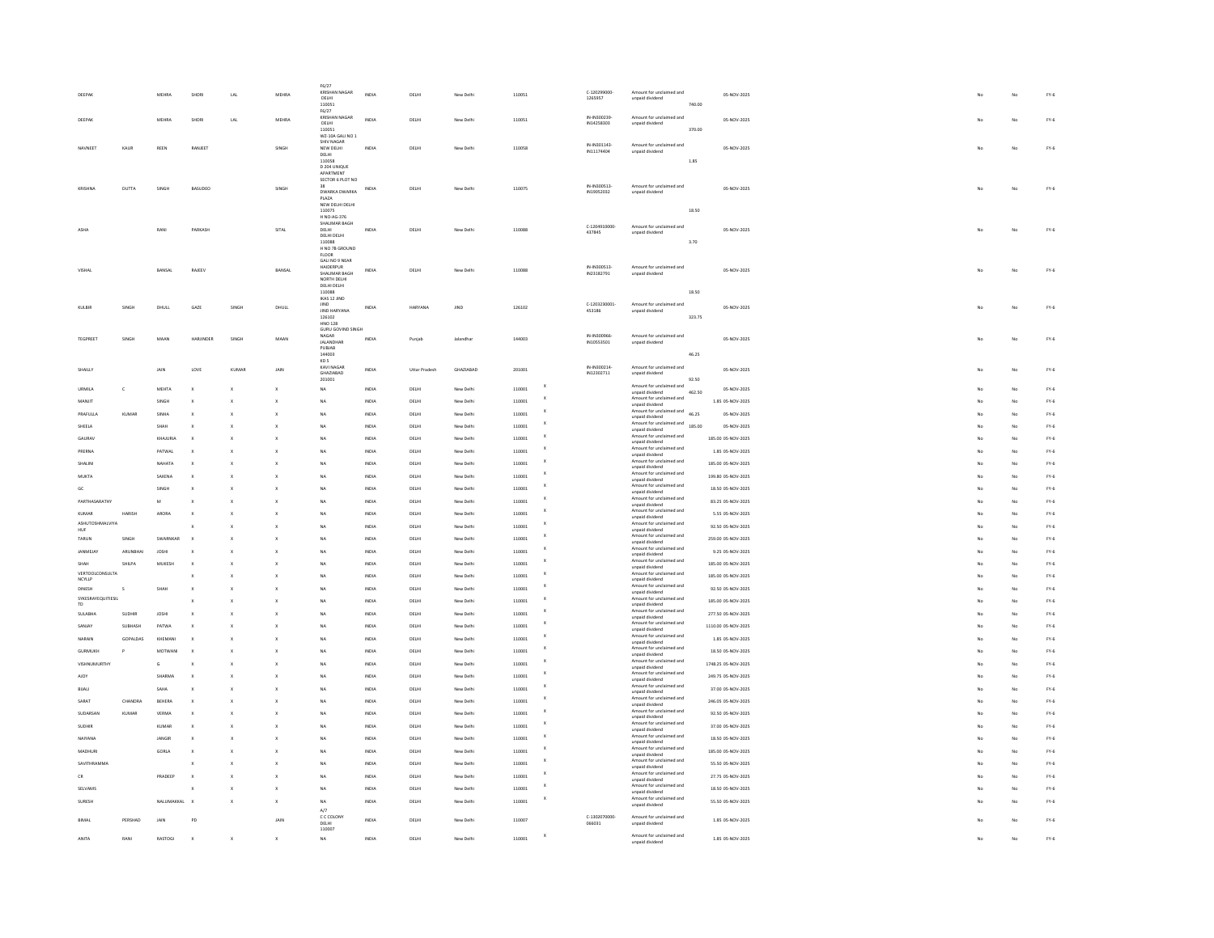| | | | | | | | | | | | | | | | | | | | | |
|---|---|---|---|---|---|---|---|---|---|---|---|---|---|---|---|---|---|---|---|---|
| DEEPAK | | MEHRA | SHORI | LAL | MEHRA | F6/27 KRISHAN NAGAR DELHI 110051 | INDIA | DELHI | New Delhi | 110051 | | C-1202990000-1265957 | Amount for unclaimed and unpaid dividend | 740.00 | 05-NOV-2025 | | | No | No | FY-6 |
| DEEPAK | | MEHRA | SHORI | LAL | MEHRA | F6/27 KRISHAN NAGAR DELHI 110051 | INDIA | DELHI | New Delhi | 110051 | | IN-IN300239-IN34258303 | Amount for unclaimed and unpaid dividend | 370.00 | 05-NOV-2025 | | | No | No | FY-6 |
| NAVNEET | KAUR | REEN | RANJEET | | SINGH | WZ-10A GALI NO 1 SHIV NAGAR NEW DELHI DELHI 110058 | INDIA | DELHI | New Delhi | 110058 | | IN-IN301143-IN11174404 | Amount for unclaimed and unpaid dividend | 1.85 | 05-NOV-2025 | | | No | No | FY-6 |
| KRISHNA | DUTTA | SINGH | BASUDEO | | SINGH | D 204 UNIQUE APARTMENT SECTOR 6 PLOT NO 38 DWARKA DWARKA PLAZA NEW DELHI DELHI 110075 | INDIA | DELHI | New Delhi | 110075 | | IN-IN300513-IN19052032 | Amount for unclaimed and unpaid dividend | 18.50 | 05-NOV-2025 | | | No | No | FY-6 |
| ASHA | | RANI | PARKASH | | SITAL | H NO-AG-376 SHALIMAR BAGH DELHI DELHI DELHI 110088 | INDIA | DELHI | New Delhi | 110088 | | C-1204910000-437845 | Amount for unclaimed and unpaid dividend | 3.70 | 05-NOV-2025 | | | No | No | FY-6 |
| VISHAL | | BANSAL | RAJEEV | | BANSAL | H NO 78 GROUND FLOOR GALI NO 9 NEAR HAIDERPUR SHALIMAR BAGH NORTH DELHI DELHI DELHI 110088 | INDIA | DELHI | New Delhi | 110088 | | IN-IN300513-IN23182791 | Amount for unclaimed and unpaid dividend | 18.50 | 05-NOV-2025 | | | No | No | FY-6 |
| KULBIR | SINGH | DHULL | GAZE | SINGH | DHULL | IKAS 12 JIND JIND JIND HARYANA 126102 | INDIA | HARYANA | JIND | 126102 | | C-1203230001-453186 | Amount for unclaimed and unpaid dividend | 323.75 | 05-NOV-2025 | | | No | No | FY-6 |
| TEGPREET | SINGH | MAAN | HARJINDER | SINGH | MAAN | HNO 128 GURU GOVIND SINGH NAGAR JALANDHAR PUBJAB 144003 | INDIA | Punjab | Jalandhar | 144003 | | IN-IN300966-IN10553501 | Amount for unclaimed and unpaid dividend | 46.25 | 05-NOV-2025 | | | No | No | FY-6 |
| SHAILLY | | JAIN | LOVE | KUMAR | JAIN | KD 5 KAVI NAGAR GHAZIABAD 201001 | INDIA | Uttar Pradesh | GHAZIABAD | 201001 | | IN-IN300214-IN12302711 | Amount for unclaimed and unpaid dividend | 92.50 | 05-NOV-2025 | | | No | No | FY-6 |
| URMILA | C | MEHTA | X | X | X | NA | INDIA | DELHI | New Delhi | 110001 | X | | Amount for unclaimed and unpaid dividend | 462.50 | 05-NOV-2025 | | | No | No | FY-6 |
| MANJIT | | SINGH | X | X | X | NA | INDIA | DELHI | New Delhi | 110001 | X | | Amount for unclaimed and unpaid dividend | 1.85 | 05-NOV-2025 | | | No | No | FY-6 |
| PRAFULLA | KUMAR | SINHA | X | X | X | NA | INDIA | DELHI | New Delhi | 110001 | X | | Amount for unclaimed and unpaid dividend | 46.25 | 05-NOV-2025 | | | No | No | FY-6 |
| SHEELA | | SHAH | X | X | X | NA | INDIA | DELHI | New Delhi | 110001 | X | | Amount for unclaimed and unpaid dividend | 185.00 | 05-NOV-2025 | | | No | No | FY-6 |
| GAURAV | | KHAJURIA | X | X | X | NA | INDIA | DELHI | New Delhi | 110001 | X | | Amount for unclaimed and unpaid dividend | 185.00 | 05-NOV-2025 | | | No | No | FY-6 |
| PRERNA | | PATWAL | X | X | X | NA | INDIA | DELHI | New Delhi | 110001 | X | | Amount for unclaimed and unpaid dividend | 1.85 | 05-NOV-2025 | | | No | No | FY-6 |
| SHALINI | | NAHATA | X | X | X | NA | INDIA | DELHI | New Delhi | 110001 | X | | Amount for unclaimed and unpaid dividend | 185.00 | 05-NOV-2025 | | | No | No | FY-6 |
| MUKTA | | SAXENA | X | X | X | NA | INDIA | DELHI | New Delhi | 110001 | X | | Amount for unclaimed and unpaid dividend | 199.80 | 05-NOV-2025 | | | No | No | FY-6 |
| GC | | SINGH | X | X | X | NA | INDIA | DELHI | New Delhi | 110001 | X | | Amount for unclaimed and unpaid dividend | 18.50 | 05-NOV-2025 | | | No | No | FY-6 |
| PARTHASARATHY | | M | X | X | X | NA | INDIA | DELHI | New Delhi | 110001 | X | | Amount for unclaimed and unpaid dividend | 83.25 | 05-NOV-2025 | | | No | No | FY-6 |
| KUMAR | HARISH | ARORA | X | X | X | NA | INDIA | DELHI | New Delhi | 110001 | X | | Amount for unclaimed and unpaid dividend | 5.55 | 05-NOV-2025 | | | No | No | FY-6 |
| ASHUTOSHMALVIYA HUF | | | X | X | X | NA | INDIA | DELHI | New Delhi | 110001 | X | | Amount for unclaimed and unpaid dividend | 92.50 | 05-NOV-2025 | | | No | No | FY-6 |
| TARUN | SINGH | SWARNKAR | X | X | X | NA | INDIA | DELHI | New Delhi | 110001 | X | | Amount for unclaimed and unpaid dividend | 259.00 | 05-NOV-2025 | | | No | No | FY-6 |
| JANMEJAY | ARUNBHAI | JOSHI | X | X | X | NA | INDIA | DELHI | New Delhi | 110001 | X | | Amount for unclaimed and unpaid dividend | 9.25 | 05-NOV-2025 | | | No | No | FY-6 |
| SHAH | SHILPA | MUKESH | X | X | X | NA | INDIA | DELHI | New Delhi | 110001 | X | | Amount for unclaimed and unpaid dividend | 185.00 | 05-NOV-2025 | | | No | No | FY-6 |
| VERTOOLCONSULTANCYLLP | | | X | X | X | NA | INDIA | DELHI | New Delhi | 110001 | X | | Amount for unclaimed and unpaid dividend | 185.00 | 05-NOV-2025 | | | No | No | FY-6 |
| DINESH | S | SHAH | X | X | X | NA | INDIA | DELHI | New Delhi | 110001 | X | | Amount for unclaimed and unpaid dividend | 92.50 | 05-NOV-2025 | | | No | No | FY-6 |
| SYKESRAYEQUITIESLTD | | | X | X | X | NA | INDIA | DELHI | New Delhi | 110001 | X | | Amount for unclaimed and unpaid dividend | 185.00 | 05-NOV-2025 | | | No | No | FY-6 |
| SULABHA | SUDHIR | JOSHI | X | X | X | NA | INDIA | DELHI | New Delhi | 110001 | X | | Amount for unclaimed and unpaid dividend | 277.50 | 05-NOV-2025 | | | No | No | FY-6 |
| SANJAY | SUBHASH | PATWA | X | X | X | NA | INDIA | DELHI | New Delhi | 110001 | X | | Amount for unclaimed and unpaid dividend | 1110.00 | 05-NOV-2025 | | | No | No | FY-6 |
| NARAIN | GOPALDAS | KHEMANI | X | X | X | NA | INDIA | DELHI | New Delhi | 110001 | X | | Amount for unclaimed and unpaid dividend | 1.85 | 05-NOV-2025 | | | No | No | FY-6 |
| GURMUKH | P | MOTWANI | X | X | X | NA | INDIA | DELHI | New Delhi | 110001 | X | | Amount for unclaimed and unpaid dividend | 18.50 | 05-NOV-2025 | | | No | No | FY-6 |
| VISHNUMURTHY | | G | X | X | X | NA | INDIA | DELHI | New Delhi | 110001 | X | | Amount for unclaimed and unpaid dividend | 1748.25 | 05-NOV-2025 | | | No | No | FY-6 |
| AJOY | | SHARMA | X | X | X | NA | INDIA | DELHI | New Delhi | 110001 | X | | Amount for unclaimed and unpaid dividend | 249.75 | 05-NOV-2025 | | | No | No | FY-6 |
| BIJALI | | SAHA | X | X | X | NA | INDIA | DELHI | New Delhi | 110001 | X | | Amount for unclaimed and unpaid dividend | 37.00 | 05-NOV-2025 | | | No | No | FY-6 |
| SARAT | CHANDRA | BEHERA | X | X | X | NA | INDIA | DELHI | New Delhi | 110001 | X | | Amount for unclaimed and unpaid dividend | 246.05 | 05-NOV-2025 | | | No | No | FY-6 |
| SUDARSAN | KUMAR | VERMA | X | X | X | NA | INDIA | DELHI | New Delhi | 110001 | X | | Amount for unclaimed and unpaid dividend | 92.50 | 05-NOV-2025 | | | No | No | FY-6 |
| SUDHIR | | KUMAR | X | X | X | NA | INDIA | DELHI | New Delhi | 110001 | X | | Amount for unclaimed and unpaid dividend | 37.00 | 05-NOV-2025 | | | No | No | FY-6 |
| NAIYANA | | JANGIR | X | X | X | NA | INDIA | DELHI | New Delhi | 110001 | X | | Amount for unclaimed and unpaid dividend | 18.50 | 05-NOV-2025 | | | No | No | FY-6 |
| MADHURI | | GORLA | X | X | X | NA | INDIA | DELHI | New Delhi | 110001 | X | | Amount for unclaimed and unpaid dividend | 185.00 | 05-NOV-2025 | | | No | No | FY-6 |
| SAVITHRAMMA | | | X | X | X | NA | INDIA | DELHI | New Delhi | 110001 | X | | Amount for unclaimed and unpaid dividend | 55.50 | 05-NOV-2025 | | | No | No | FY-6 |
| CR | | PRADEEP | X | X | X | NA | INDIA | DELHI | New Delhi | 110001 | X | | Amount for unclaimed and unpaid dividend | 27.75 | 05-NOV-2025 | | | No | No | FY-6 |
| SELVAMS | | | X | X | X | NA | INDIA | DELHI | New Delhi | 110001 | X | | Amount for unclaimed and unpaid dividend | 18.50 | 05-NOV-2025 | | | No | No | FY-6 |
| SURESH | | NALLAMAKKAL | X | X | X | NA | INDIA | DELHI | New Delhi | 110001 | X | | Amount for unclaimed and unpaid dividend | 55.50 | 05-NOV-2025 | | | No | No | FY-6 |
| BIMAL | PERSHAD | JAIN | PD | | JAIN | A/7 C C COLONY DELHI 110007 | INDIA | DELHI | New Delhi | 110007 | | C-1302070000-066031 | Amount for unclaimed and unpaid dividend | 1.85 | 05-NOV-2025 | | | No | No | FY-6 |
| ANITA | RANI | RASTOGI | X | X | X | NA | INDIA | DELHI | New Delhi | 110001 | X | | Amount for unclaimed and unpaid dividend | 1.85 | 05-NOV-2025 | | | No | No | FY-6 |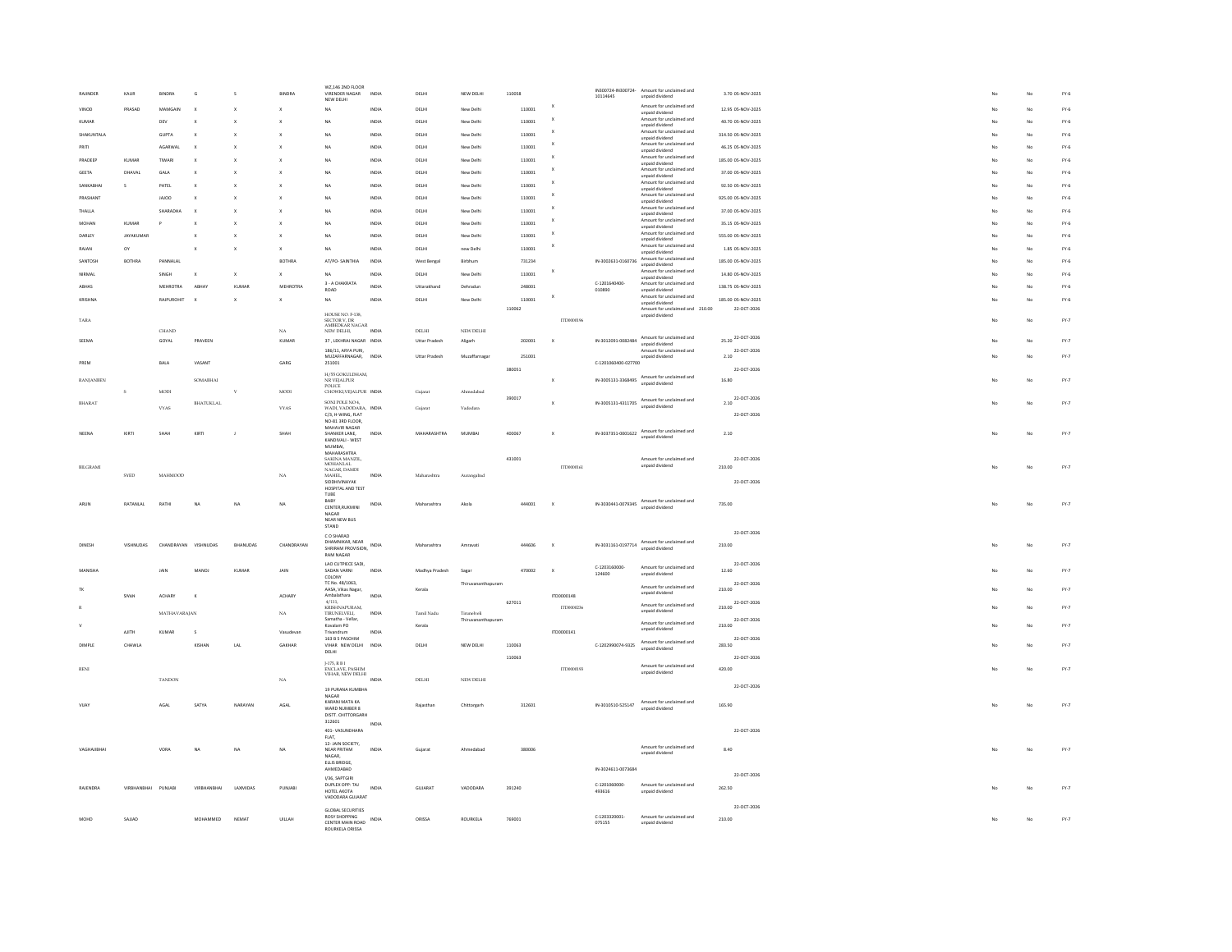| | | | | | | | | | | | | | | | | | | |
|---|---|---|---|---|---|---|---|---|---|---|---|---|---|---|---|---|---|---|
| RAJINDER | KAUR | BINDRA | G | S | BINDRA | WZ,146 2ND FLOOR VIRENDER NAGAR NEW DELHI | INDIA | DELHI | NEW DELHI | 110058 | | IN300724-IN300724-10114645 | Amount for unclaimed and unpaid dividend | 3.70 | 05-NOV-2025 | No | No | FY-6 |
| VINOD | PRASAD | MAMGAIN | X | X | X | NA | INDIA | DELHI | New Delhi | 110001 | X | | Amount for unclaimed and unpaid dividend | 12.95 | 05-NOV-2025 | No | No | FY-6 |
| KUMAR | | DEV | X | X | X | NA | INDIA | DELHI | New Delhi | 110001 | X | | Amount for unclaimed and unpaid dividend | 40.70 | 05-NOV-2025 | No | No | FY-6 |
| SHAKUNTALA | | GUPTA | X | X | X | NA | INDIA | DELHI | New Delhi | 110001 | X | | Amount for unclaimed and unpaid dividend | 314.50 | 05-NOV-2025 | No | No | FY-6 |
| PRITI | | AGARWAL | X | X | X | NA | INDIA | DELHI | New Delhi | 110001 | X | | Amount for unclaimed and unpaid dividend | 46.25 | 05-NOV-2025 | No | No | FY-6 |
| PRADEEP | KUMAR | TIWARI | X | X | X | NA | INDIA | DELHI | New Delhi | 110001 | X | | Amount for unclaimed and unpaid dividend | 185.00 | 05-NOV-2025 | No | No | FY-6 |
| GEETA | DHAVAL | GALA | X | X | X | NA | INDIA | DELHI | New Delhi | 110001 | X | | Amount for unclaimed and unpaid dividend | 37.00 | 05-NOV-2025 | No | No | FY-6 |
| SANKABHAI | S | PATEL | X | X | X | NA | INDIA | DELHI | New Delhi | 110001 | X | | Amount for unclaimed and unpaid dividend | 92.50 | 05-NOV-2025 | No | No | FY-6 |
| PRASHANT | | JAJOO | X | X | X | NA | INDIA | DELHI | New Delhi | 110001 | X | | Amount for unclaimed and unpaid dividend | 925.00 | 05-NOV-2025 | No | No | FY-6 |
| THALLA | | SHARADHA | X | X | X | NA | INDIA | DELHI | New Delhi | 110001 | X | | Amount for unclaimed and unpaid dividend | 37.00 | 05-NOV-2025 | No | No | FY-6 |
| MOHAN | KUMAR | P | X | X | X | NA | INDIA | DELHI | New Delhi | 110001 | X | | Amount for unclaimed and unpaid dividend | 35.15 | 05-NOV-2025 | No | No | FY-6 |
| DARLEY | JAYAKUMAR | | X | X | X | NA | INDIA | DELHI | New Delhi | 110001 | X | | Amount for unclaimed and unpaid dividend | 555.00 | 05-NOV-2025 | No | No | FY-6 |
| RAJAN | OY | | X | X | X | NA | INDIA | DELHI | new Delhi | 110001 | X | | Amount for unclaimed and unpaid dividend | 1.85 | 05-NOV-2025 | No | No | FY-6 |
| SANTOSH | BOTHRA | PANNALAL | | | BOTHRA | AT/PO- SAINTHIA | INDIA | West Bengal | Birbhum | 731234 | | IN-3002631-0160736 | Amount for unclaimed and unpaid dividend | 185.00 | 05-NOV-2025 | No | No | FY-6 |
| NIRMAL | | SINGH | X | X | X | NA | INDIA | DELHI | New Delhi | 110001 | X | | Amount for unclaimed and unpaid dividend | 14.80 | 05-NOV-2025 | No | No | FY-6 |
| ABHAS | | MEHROTRA | ABHAY | KUMAR | MEHROTRA | 3 - A CHAKRATA ROAD | INDIA | Uttarakhand | Dehradun | 248001 | | C-1201640400-010890 | Amount for unclaimed and unpaid dividend | 138.75 | 05-NOV-2025 | No | No | FY-6 |
| KRISHNA | | RAJPUROHIT | X | X | X | NA | INDIA | DELHI | New Delhi | 110001 | X | | Amount for unclaimed and unpaid dividend | 185.00 | 05-NOV-2025 | No | No | FY-6 |
| TARA | | CHAND | | | NA | HOUSE NO. F-138, SECTOR V, DR AMBEDKAR NAGAR NEW DELHI, | INDIA | DELHI | NEW DELHI | 110062 | ITD0000196 | | Amount for unclaimed and unpaid dividend | 210.00 | 22-OCT-2026 | No | No | FY-7 |
| SEEMA | | GOYAL | PRAVEEN | | KUMAR | 37 , LEKHRAJ NAGAR | INDIA | Uttar Pradesh | Aligarh | 202001 | X | IN-3012091-0082484 | Amount for unclaimed and unpaid dividend | 25.20 | 22-OCT-2026 | No | No | FY-7 |
| PREM | | BALA | VASANT | | GARG | 186/11, ARYA PURI, MUZAFFARNAGAR, 251001 | INDIA | Uttar Pradesh | Muzaffarnagar | 251001 | | C-1201060400-027700 | Amount for unclaimed and unpaid dividend | 2.10 | 22-OCT-2026 | No | No | FY-7 |
| RANJANBEN | S | MODI | SOMABHAI | V | MODI | H/33 GOKULDHAM, NR VEJALPUR POLICE CHOWKI,VEJALPUR | INDIA | Gujarat | Ahmedabad | 380051 | X | IN-3005131-3368495 | Amount for unclaimed and unpaid dividend | 16.80 | 22-OCT-2026 | No | No | FY-7 |
| BHARAT | | VYAS | BHATUKLAL | | VYAS | SONI POLE NO 4, WADI, VADODARA, | INDIA | Gujarat | Vadodara | 390017 | X | IN-3005131-4311705 | Amount for unclaimed and unpaid dividend | 2.10 | 22-OCT-2026 | No | No | FY-7 |
| NEENA | KIRTI | SHAH | KIRTI | J | SHAH | C/3, H-WING, FLAT NO-81 3RD FLOOR, MAHAVIR NAGAR SHANKER LANE, KANDIVALI - WEST MUMBAI, MAHARASHTRA | INDIA | MAHARASHTRA | MUMBAI | 400067 | X | IN-3037351-0001622 | Amount for unclaimed and unpaid dividend | 2.10 | 22-OCT-2026 | No | No | FY-7 |
| BILGRAMI | SYED | MAHMOOD | | | NA | SAKINA MANZIL, MOHANLAL NAGAR, DAMDI MAHEL, | INDIA | Maharashtra | Aurangabad | 431001 | ITD0000161 | | Amount for unclaimed and unpaid dividend | 210.00 | 22-OCT-2026 | No | No | FY-7 |
| ARUN | RATANLAL | RATHI | NA | NA | NA | SIDDHIVINAYAK HOSPITAL AND TEST TUBE BABY CENTER,RUKMINI NAGAR NEAR NEW BUS STAND | INDIA | Maharashtra | Akola | 444001 | X | IN-3030441-0079345 | Amount for unclaimed and unpaid dividend | 735.00 | 22-OCT-2026 | No | No | FY-7 |
| DINESH | VISHNUDAS | CHANDRAYAN | VISHNUDAS | BHANUDAS | CHANDRAYAN | C O SHARAD DHAMNIKAR, NEAR SHRIRAM PROVISION, RAM NAGAR | INDIA | Maharashtra | Amravati | 444606 | X | IN-3031161-0197714 | Amount for unclaimed and unpaid dividend | 210.00 | 22-OCT-2026 | No | No | FY-7 |
| MANISHA | | JAIN | MANOJ | KUMAR | JAIN | LAD CUTPIECE SADI, SADAN VARNI COLONY | INDIA | Madhya Pradesh | Sagar | 470002 | X | C-1203160000-124600 | Amount for unclaimed and unpaid dividend | 12.60 | 22-OCT-2026 | No | No | FY-7 |
| TK | SIVAN | ACHARY | K | | ACHARY | TC No. 48/1063, AASA, Vikas Nagar, Ambalathara | INDIA | Kerala | Thiruvananthapuram | | ITD0000148 | | Amount for unclaimed and unpaid dividend | 210.00 | 22-OCT-2026 | No | No | FY-7 |
| B | | MATHAVARAJAN | | | NA | 4/111, KRISHNAPURAM, TIRUNELVELI, | INDIA | Tamil Nadu | Tirunelveli | 627011 | ITD0000236 | | Amount for unclaimed and unpaid dividend | 210.00 | 22-OCT-2026 | No | No | FY-7 |
| V | AJITH | KUMAR | S | | Vasudevan | Samatha - Vellar, Kovalam PO Trivandrum | INDIA | Kerala | Thiruvananthapuram | | ITD0000141 | | Amount for unclaimed and unpaid dividend | 210.00 | 22-OCT-2026 | No | No | FY-7 |
| DIMPLE | CHAWLA | | KISHAN | LAL | GAKHAR | 163 B S PASCHIM VIHAR NEW DELHI DELHI | INDIA | DELHI | NEW DELHI | 110063 | | C-1202990074-9325 | Amount for unclaimed and unpaid dividend | 283.50 | 22-OCT-2026 | No | No | FY-7 |
| RENI | | TANDON | | | NA | J-175, R B I ENCLAVE, PASHIM VIHAR, NEW DELHI | INDIA | DELHI | NEW DELHI | 110063 | ITD0000193 | | Amount for unclaimed and unpaid dividend | 420.00 | 22-OCT-2026 | No | No | FY-7 |
| VIJAY | | AGAL | SATYA | NARAYAN | AGAL | 19 PURANA KUMBHA NAGAR KARANI MATA KA WARD NUMBER 8 DISTT. CHITTORGARH 312601 | INDIA | Rajasthan | Chittorgarh | 312601 | | IN-3010510-525147 | Amount for unclaimed and unpaid dividend | 165.90 | 22-OCT-2026 | No | No | FY-7 |
| VAGHAJIBHAI | | VORA | NA | NA | NA | 401- VASUNDHARA FLAT, 12- JAIN SOCIETY, NEAR PRITAM NAGAR, ELLIS BRIDGE, AHMEDABAD | INDIA | Gujarat | Ahmedabad | 380006 | | IN-3024611-0073684 | Amount for unclaimed and unpaid dividend | 8.40 | 22-OCT-2026 | No | No | FY-7 |
| RAJENDRA | VIRBHANBHAI | PUNJABI | VIRBHANBHAI | LAXMIDAS | PUNJABI | I/36, SAPTGIRI DUPLEX OPP: TAJ HOTEL AKOTA VADODARA GUJARAT | INDIA | GUJARAT | VADODARA | 391240 | | C-1201060000-493616 | Amount for unclaimed and unpaid dividend | 262.50 | 22-OCT-2026 | No | No | FY-7 |
| MOHD | SAJJAD | | MOHAMMED | NEMAT | ULLAH | GLOBAL SECURITIES ROSY SHOPPING CENTER MAIN ROAD ROURKELA ORISSA | INDIA | ORISSA | ROURKELA | 769001 | | C-1203320001-075155 | Amount for unclaimed and unpaid dividend | 210.00 | 22-OCT-2026 | No | No | FY-7 |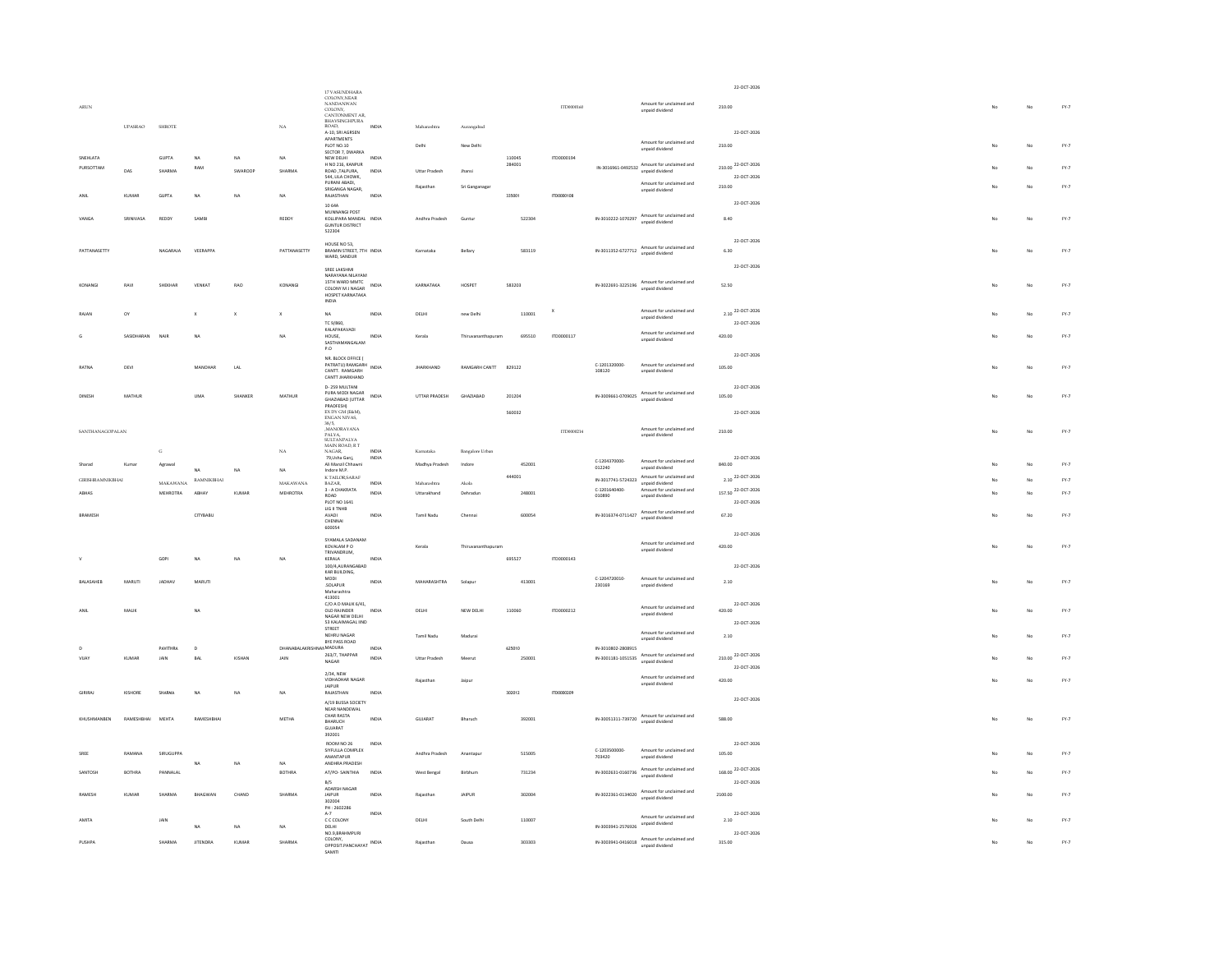| | | | | | | | | | | | | | | | | | | |
|---|---|---|---|---|---|---|---|---|---|---|---|---|---|---|---|---|---|---|
| ARUN | UPASRAO | SHIROTE | | | NA | 17 VASUNDHARA COLONY, NEAR NANDANWAN COLONY, CANTONMENT AR, BHAYSINGHPURA ROAD, | INDIA | Maharashtra | Aurangabad | | ITD000160 | | Amount for unclaimed and unpaid dividend | 210.00 | 22-OCT-2026 | No | No | FY-7 |
| SNEHLATA | | GUPTA | NA | NA | NA | A-10, SRI AGRSEN APARTMENTS PLOT NO.10 SECTOR 7, DWARKA NEW DELHI | INDIA | Delhi | New Delhi | 110045 | ITD0000194 | | Amount for unclaimed and unpaid dividend | 210.00 | 22-OCT-2026 | No | No | FY-7 |
| PURSOTTAM | DAS | SHARMA | RAM | SWAROOP | SHARMA | H NO 216, KANPUR ROAD, TALPURA, | INDIA | Uttar Pradesh | Jhansi | 284001 | | IN-3016961-0492532 | Amount for unclaimed and unpaid dividend | 210.00 | 22-OCT-2026 | No | No | FY-7 |
| ANIL | KUMAR | GUPTA | NA | NA | NA | 544, LILA CHOWK, PURANI ABADI, SRIGANGA NAGAR, RAJASTHAN | INDIA | Rajasthan | Sri Ganganagar | 335001 | ITD0000108 | | Amount for unclaimed and unpaid dividend | 210.00 | 22-OCT-2026 | No | No | FY-7 |
| VANGA | SRINIVASA | REDDY | SAMBI | | REDDY | 10 64A MUNNANGI POST KOLLIPARA MANDAL GUNTUR DISTRICT 522304 | INDIA | Andhra Pradesh | Guntur | 522304 | | IN-3010222-1070297 | Amount for unclaimed and unpaid dividend | 8.40 | 22-OCT-2026 | No | No | FY-7 |
| PATTANASETTY | | NAGARAJA | VEERAPPA | | PATTANASETTY | HOUSE NO 53, BRAMIN STREET, 7TH WARD, SANDUR | INDIA | Karnataka | Bellary | 583119 | | IN-3011352-6727712 | Amount for unclaimed and unpaid dividend | 6.30 | 22-OCT-2026 | No | No | FY-7 |
| KONANGI | RAVI | SHEKHAR | VENKAT | RAO | KONANGI | SREE LAKSHMI NARAYANA NILAYAM 15TH WARD MMTC COLONY M J NAGAR HOSPET KARNATAKA INDIA | INDIA | KARNATAKA | HOSPET | 583203 | | IN-3022691-3225196 | Amount for unclaimed and unpaid dividend | 52.50 | 22-OCT-2026 | No | No | FY-7 |
| RAJAN | OY | | X | X | X | NA | INDIA | DELHI | new Delhi | 110001 | X | | Amount for unclaimed and unpaid dividend | 2.10 | 22-OCT-2026 | No | No | FY-7 |
| G | SASIDHARAN | NAIR | NA | | NA | TC 9/860, KALAPAKAVADI HOUSE, SASTHAMANGALAM P.O | INDIA | Kerala | Thiruvananthapuram | 695510 | ITD0000117 | | Amount for unclaimed and unpaid dividend | 420.00 | 22-OCT-2026 | No | No | FY-7 |
| RATNA | DEVI | | MANOHAR | LAL | | NR. BLOCK OFFICE ( PATRATU) RAMGARH CANTT. RAMGARH CANTT JHARKHAND | INDIA | JHARKHAND | RAMGARH CANTT | 829122 | | C-1201320000-108120 | Amount for unclaimed and unpaid dividend | 105.00 | 22-OCT-2026 | No | No | FY-7 |
| DINESH | MATHUR | | UMA | SHANKER | MATHUR | D- 259 MULTANI PURA MODI NAGAR GHAZIABAD (UTTAR PRADESH) | INDIA | UTTAR PRADESH | GHAZIABAD | 201204 | | IN-3009661-0709025 | Amount for unclaimed and unpaid dividend | 105.00 | 22-OCT-2026 | No | No | FY-7 |
| SANTHANAGOPALAN | | G | | | NA | EX DY GM (E&M), ENGAN NIVAS, 36/5, ,MANORAYANA PALYA, SULTANPALYA MAIN ROAD, R T NAGAR, | INDIA | Karnataka | Bangalore Urban | 560032 | ITD000214 | | Amount for unclaimed and unpaid dividend | 210.00 | 22-OCT-2026 | No | No | FY-7 |
| Sharad | Kumar | Agrawal | NA | NA | NA | 79,Usha Ganj, Ali Manzil Chhawni Indore M.P. | INDIA | Madhya Pradesh | Indore | 452001 | | C-1204370000-012240 | Amount for unclaimed and unpaid dividend | 840.00 | 22-OCT-2026 | No | No | FY-7 |
| GIRISHBHAMNIKBHAI | | MAKAWANA | RAMNIKBHAI | | MAKAWANA | K TAILOR,SARAF BAZAR, | INDIA | Maharashtra | Akola | 444001 | | IN-3017741-5724323 | Amount for unclaimed and unpaid dividend | 2.10 | 22-OCT-2026 | No | No | FY-7 |
| ABHAS | | MEHROTRA | ABHAY | KUMAR | MEHROTRA | 3 - A CHAKRATA ROAD | INDIA | Uttarakhand | Dehradun | 248001 | | C-1201640400-010890 | Amount for unclaimed and unpaid dividend | 157.50 | 22-OCT-2026 | No | No | FY-7 |
| BRAMESH | | | CITYBABU | | | PLOT NO 1641 LIG II TNHB AVADI CHENNAI 600054 | INDIA | Tamil Nadu | Chennai | 600054 | | IN-3016374-0711427 | Amount for unclaimed and unpaid dividend | 67.20 | 22-OCT-2026 | No | No | FY-7 |
| V | | GOPI | NA | NA | NA | SYAMALA SADANAM KOVALAM P O TRIVANDRUM, KERALA | INDIA | Kerala | Thiruvananthapuram | 695527 | ITD0000143 | | Amount for unclaimed and unpaid dividend | 420.00 | 22-OCT-2026 | No | No | FY-7 |
| BALASAHEB | MARUTI | JADHAV | MARUTI | | | 100/4,AURANGABAD KAR BUILDING, MODI ,SOLAPUR Maharashtra 413001 | INDIA | MAHARASHTRA | Solapur | 413001 | | C-1204720010-230169 | Amount for unclaimed and unpaid dividend | 2.10 | 22-OCT-2026 | No | No | FY-7 |
| ANIL | MALIK | | NA | | | C/O A D MALIK 6/41, OLD RAJINDER NAGAR NEW DELHI | INDIA | DELHI | NEW DELHI | 110060 | ITD0000212 | | Amount for unclaimed and unpaid dividend | 420.00 | 22-OCT-2026 | No | No | FY-7 |
| D | | PAVITHRA | D | | DHANABALAKRISHNAN | 53 KALAIMAGAL IIND STREET NEHRU NAGAR BYE PASS ROAD MADURA | INDIA | Tamil Nadu | Madurai | 625010 | | IN-3010802-2808915 | Amount for unclaimed and unpaid dividend | 2.10 | 22-OCT-2026 | No | No | FY-7 |
| VIJAY | KUMAR | JAIN | BAL | KISHAN | JAIN | 263/7, THAPPAR NAGAR | INDIA | Uttar Pradesh | Meerut | 250001 | | IN-3001181-1051535 | Amount for unclaimed and unpaid dividend | 210.00 | 22-OCT-2026 | No | No | FY-7 |
| GIRIRAJ | KISHORE | SHARMA | NA | NA | NA | 2/34, NEW VIDHADHAR NAGAR JAIPUR RAJASTHAN | INDIA | Rajasthan | Jaipur | 302012 | ITD0000209 | | Amount for unclaimed and unpaid dividend | 420.00 | 22-OCT-2026 | No | No | FY-7 |
| KHUSHMANBEN | RAMESHBHAI | MEHTA | RAMESHBHAI | | METHA | A/19 BUSSA SOCIETY NEAR NANDEWAL CHAR RASTA BHARUCH GUJARAT 392001 | INDIA | GUJARAT | Bharuch | 392001 | | IN-30051311-739720 | Amount for unclaimed and unpaid dividend | 588.00 | 22-OCT-2026 | No | No | FY-7 |
| SREE | RAMANA | SIRUGUPPA | NA | NA | NA | ROOM NO 26 SIYFULLA COMPLEX ANANTAPUR ANDHRA PRADESH | INDIA | Andhra Pradesh | Anantapur | 515005 | | C-1203500000-703420 | Amount for unclaimed and unpaid dividend | 105.00 | 22-OCT-2026 | No | No | FY-7 |
| SANTOSH | BOTHRA | PANNALAL | | | BOTHRA | AT/PO- SAINTHIA | INDIA | West Bengal | Birbhum | 731234 | | IN-3002631-0160736 | Amount for unclaimed and unpaid dividend | 168.00 | 22-OCT-2026 | No | No | FY-7 |
| RAMESH | KUMAR | SHARMA | BHAGWAN | CHAND | SHARMA | B/5 ADARSH NAGAR JAIPUR 302004 PH : 2602286 | INDIA | Rajasthan | JAIPUR | 302004 | | IN-3022361-0134020 | Amount for unclaimed and unpaid dividend | 2100.00 | 22-OCT-2026 | No | No | FY-7 |
| AMITA | | JAIN | NA | NA | NA | A-7 C C COLONY DELHI | INDIA | DELHI | South Delhi | 110007 | | IN-3003941-2576926 | Amount for unclaimed and unpaid dividend | 2.10 | 22-OCT-2026 | No | No | FY-7 |
| PUSHPA | | SHARMA | JITENDRA | KUMAR | SHARMA | NO.3,BRAHMPURI COLONY, OPPOSIT,PANCHAYAT SAMITI | INDIA | Rajasthan | Dausa | 303303 | | IN-3003941-0416018 | Amount for unclaimed and unpaid dividend | 315.00 | 22-OCT-2026 | No | No | FY-7 |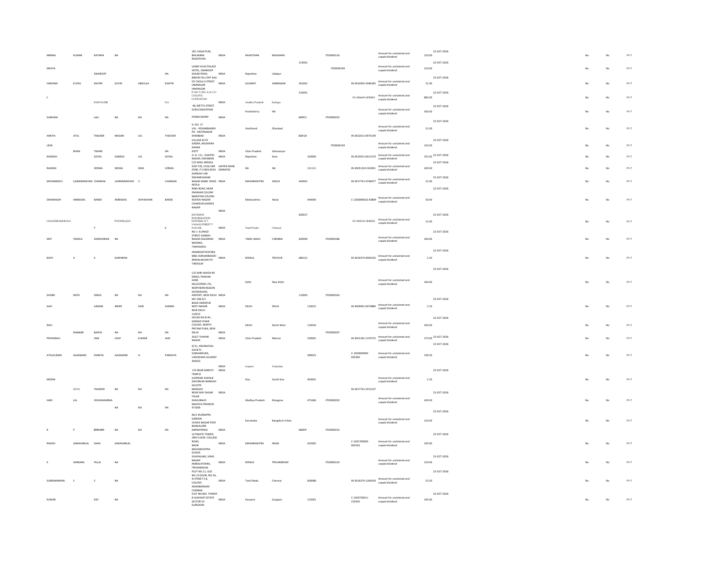| NIRMAL | KUMAR | KATARIA | NA | | | 187, KASHI PURI, BHILWARA RAJASTHAN | INDIA | RAJASTHAN | BHILWARA | 311001 | ITD0000116 | | Amount for unclaimed and unpaid dividend | 210.00 | 22-OCT-2026 | No | No | FY-7 |
|---|---|---|---|---|---|---|---|---|---|---|---|---|---|---|---|---|---|---|
| MEHTA | | SWAROOP | | | NA | LAXMI VILAS PALACE HOTEL, SWAROOP SAGAR ROAD, | INDIA | Rajasthan | Udaipur | 313001 | ITD0000199 | | Amount for unclaimed and unpaid dividend | 210.00 | 22-OCT-2026 | No | No | FY-7 |
| FARZANA | ELIYAS | KHATRI | ELIYAS | ABDULLA | KHATRI | BIBODI FALI OPP GALI OF CHOLA S STREET JAMNAGAR JAMNAGAR | INDIA | GUJARAT | JAMNAGAR | 361001 | | IN-3010392-4346282 | Amount for unclaimed and unpaid dividend | 21.00 | 22-OCT-2026 | No | No | FY-7 |
| S | | DASTAGIRI | | | NA | D NO 7/451-A,N G O COLONY, CUDDAPAH | INDIA | Andhra Pradesh | Kadapa | 516001 | | IN-3006691-0092865 | Amount for unclaimed and unpaid dividend | 882.00 | 22-OCT-2026 | No | No | FY-7 |
| SUBHASH | | LALL | NA | NA | NA | 48, METTU STREET KURUCHIKUPPAM PONDICHERRY | INDIA | Pondicherry | NA | 605012 | ITD0000252 | | Amount for unclaimed and unpaid dividend | 420.00 | 22-OCT-2026 | No | No | FY-7 |
| ANKITA | ATUL | THACKER | MAGAN | LAL | THACKER | H. NO. 17 VILL - ROHARBANDH PO - MOTINAGAR DHANBAD | INDIA | Jharkhand | Dhanbad | 828120 | | IN-3022011-0975199 | Amount for unclaimed and unpaid dividend | 21.00 | 22-OCT-2026 | No | No | FY-7 |
| UDAI | BHAN | TIWARI | | | NA | VILLAGE & PO DADRA, MUSAFIRA KHANA DISTT | INDIA | Uttar Pradesh | Saharanpur | | ITD0000159 | | Amount for unclaimed and unpaid dividend | 210.00 | 22-OCT-2026 | No | No | FY-7 |
| RAJNESH | | GOYAL | GANESH | LAL | GOYAL | H. N. 111, SHASTRI NAGAR, DADABARI | INDIA | Rajasthan | Kota | 324009 | | IN-3010551-0011570 | Amount for unclaimed and unpaid dividend | 252.00 | 22-OCT-2026 | No | No | FY-7 |
| RAJNISH | | VERMA | SEEMA | RANI | VERMA | C/O MSSL MIDDLE EAST FZE, H316 SAIF ZONE, P O BOX 8510 SHARJAH UAE | UNITED ARAB EMIRATES | NA | NA | 111111 | | IN-30051323-592901 | Amount for unclaimed and unpaid dividend | 420.00 | 22-OCT-2026 | No | No | FY-7 |
| MOHANIDEVI | LAXMINARAYAN | CHANDAK | LAXMINARAYAN | V | CHANDAK | DNYANESHWAR NAGAR DABKI ROAD AKOLA | INDIA | MAHARASHTRA | AKOLA | 444001 | | IN-3017741-4746077 | Amount for unclaimed and unpaid dividend | 21.00 | 22-OCT-2026 | No | No | FY-7 |
| DHANANJAY | AMBADAS | BARDE | AMBADAS | WAYADHAN | BARDE | RING ROAD, NEAR PARIWAR COLONY MARATHA COLONY, KESHOV NAGAR CHANDUR,GANDHI NAGAR | INDIA | Maharashtra | Akola | 444004 | | C-1203840016-83806 | Amount for unclaimed and unpaid dividend | 50.40 | 22-OCT-2026 | No | No | FY-7 |
| CHANDRAMOHAN | | P | POONRAJAN | | K | ENVISION INFORMATION SYSTEMS 33 7, VASAN STREET T NAGAR, | INDIA | Tamil Nadu | Chennai | 600017 | | IN-3002141-2848265 | Amount for unclaimed and unpaid dividend | 21.00 | 22-OCT-2026 | No | No | FY-7 |
| SMT | VIMALA | SASIDHARAN | NA | | | NO 1: ELANGO STREET GANDHI NAGAR SALIGRAM MADRAS, TAMILNADU | INDIA | TAMIL NADU | CHENNAI | 600093 | ITD0000186 | | Amount for unclaimed and unpaid dividend | 420.00 | 22-OCT-2026 | No | No | FY-7 |
| BIJOY | A | K | KUMARAN | | | ANANDHATHUPARA MBIL KORUMBISSERI IRINJALAKUDA PO THRISSUR | INDIA | KERALA | TRICHUR | 680121 | | IN-3016374-0094193 | Amount for unclaimed and unpaid dividend | 2.10 | 22-OCT-2026 | No | No | FY-7 |
| SHOBH | NATH | SINGH | NA | NA | NA | C/O SHRI ASHOK KR SINGH, PAWAN HANS HELICOPERS LTD, NORTHERN REGION SAFDARJUNG AIRPORT, NEW DELHI | INDIA | Delhi | New Delhi | 110003 | ITD0000163 | | Amount for unclaimed and unpaid dividend | 420.00 | 22-OCT-2026 | No | No | FY-7 |
| AJAY | | AJMANI | INDER | SAIN | AJMANI | WZ-108-A/1 BASAI DARAPUR MOTI NAGAR NEW DELHI 110015 | INDIA | DELHI | DELHI | 110015 | | IN-3009401-0074880 | Amount for unclaimed and unpaid dividend | 2.10 | 22-OCT-2026 | No | No | FY-7 |
| RAVI | SHANKAR | BAJPAI | NA | NA | NA | HOUSE NO.B-44 , SANSAD VIHAR COLONY, NORTH PRITAM PURA, NEW DELHI | INDIA | DELHI | North West | 110034 | ITD0000207 | | Amount for unclaimed and unpaid dividend | 420.00 | 22-OCT-2026 | No | No | FY-7 |
| PRIYANSHU | | JAIN | VIJAY | KUMAR | JAIN | 263/7 THAPAR NAGAR | INDIA | Uttar Pradesh | Meerut | 250001 | | IN-3001181-1197575 | Amount for unclaimed and unpaid dividend | 273.00 | 22-OCT-2026 | No | No | FY-7 |
| ATULKUMAR | GAJANAND | PANDYA | GAJANAND | G | PANDAYA | D/11, ARUNACHAL SOCIETY, SUBHANPURA, VADODARA GUJARAT 390023 | INDIA | Gujarat | Vadodara | 390023 | | C-1203820000-092360 | Amount for unclaimed and unpaid dividend | 199.50 | 22-OCT-2026 | No | No | FY-7 |
| MEENA | BIPIN | THAKKER | NA | NA | NA | F/6 NEAR MARUTI TEMPLE SUPREME AVENUE DAVORLIM MARGAO SALCETE MARGAO | INDIA | Goa | South Goa | 403601 | | IN-3017741-4213147 | Amount for unclaimed and unpaid dividend | 2.10 | 22-OCT-2026 | No | No | FY-7 |
| HARI | LAL | VISHWAKARMA | NA | NA | NA | NEAR SHIV SAGAR TALAB KHAJURAHO MADHYA PRADESH 471606 | INDIA | Madhya Pradesh | Khargone | 471606 | ITD0000202 | | Amount for unclaimed and unpaid dividend | 420.00 | 22-OCT-2026 | No | No | FY-7 |
| R | P | BERNARD | NA | NA | NA | 96/1 RUDRAPPA GARDEN VIVEKA NAGAR POST BANGALORE KARNATRAKA | INDIA | Karnataka | Bangalore Urban | 560047 | ITD0000222 | | Amount for unclaimed and unpaid dividend | 210.00 | 22-OCT-2026 | No | No | FY-7 |
| RAJESH | JAWAHARLAL | SHAH | JAWAHARLAL | | | ULTIMATE TOWER, 2ND FLOOR, COLLEGE ROAD, NASIK MAHARASHTRA 422005 | INDIA | MAHARASHTRA | NASIK | 422005 | | C-1201700000-004163 | Amount for unclaimed and unpaid dividend | 105.00 | 22-OCT-2026 | No | No | FY-7 |
| K | SANKARA | PILLAI | NA | | | SIVASAILAM, VIKAS NAGAR AMBALATHARA, TRIVANDRUM | INDIA | KERALA | TRIVANDRUM | | ITD0000133 | | Amount for unclaimed and unpaid dividend | 210.00 | 22-OCT-2026 | No | No | FY-7 |
| SUBRAMANIAN | S | S | NA | | | PLOT NO.11, OLD NO.13 DOOR, NO.2A, III STREET E B, COLONY, ADAMBAKKAM CHENNAI | INDIA | Tamil Nadu | Chennai | 600088 | | IN-3016374-1264539 | Amount for unclaimed and unpaid dividend | 52.50 | 22-OCT-2026 | No | No | FY-7 |
| KUMAR | | DEV | NA | | | FLAT NO.803 TOWER-8 SUSHANT ESTATE SECTOR-52 GURGAON | INDIA | Haryana | Gurgaon | 122001 | | C-1204720011-225420 | Amount for unclaimed and unpaid dividend | 105.00 | 22-OCT-2026 | No | No | FY-7 |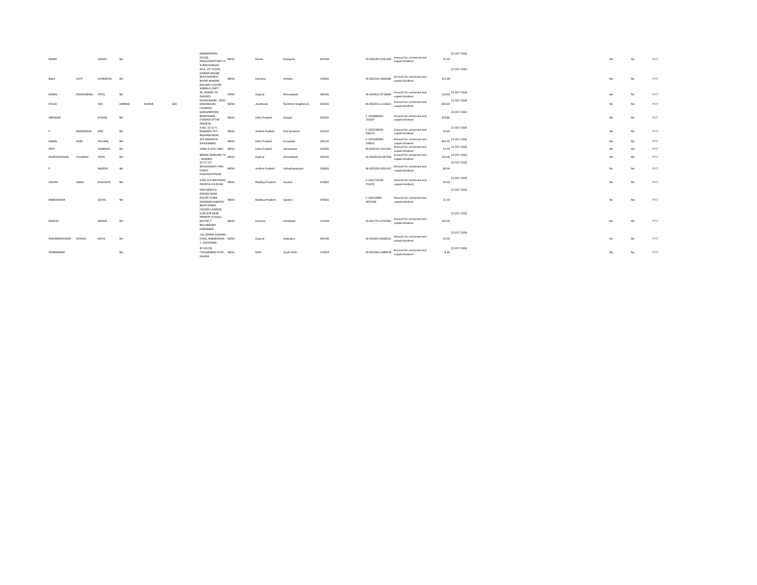| | | | | | | | | | | | | | | | | | | | |
|---|---|---|---|---|---|---|---|---|---|---|---|---|---|---|---|---|---|---|---|
| BENNY | | JOSEPH | NA | | | ENNAMPRAYIL HOUSE, PAKALOMATTAM P O KURAVILANGAD | INDIA | Kerala | Kottayam | 691583 | | IN-3002391-0161250 | Amount for unclaimed and unpaid dividend | 52.50 | 22-OCT-2026 | | No | No | FY-7 |
| BALA | DUTT | DUNGRIYAL | NA | | | 49-A, 1ST FLOOR, GOBIND NAGAR, NEAR BAANKEY BIHARI MANDIR, RAILWAY COLONY AMBALA CANTT. | INDIA | Haryana | Ambala | 133001 | | IN-3023161-0060306 | Amount for unclaimed and unpaid dividend | 231.00 | 22-OCT-2026 | | No | No | FY-7 |
| KOMAL | MUKESHBHAI | PATEL | NA | | | 36, NANDEJ TA. DASKROI | INDIA | Gujarat | Ahmedabad | 382435 | | IN-3030521-0718069 | Amount for unclaimed and unpaid dividend | 210.00 | 22-OCT-2026 | | No | No | FY-7 |
| POOJA | | SAO | AMRISH | KUMAR | SAO | SADAR BAZAR, WEST SINGHBHUM, CHAIBASA | INDIA | Jharkhand | Pashchim Singhbhum | 833201 | | IN-3022011-1110622 | Amount for unclaimed and unpaid dividend | 420.00 | 22-OCT-2026 | | No | No | FY-7 |
| ABHISHEK | | KUMAR | NA | | | GIRDHARIPURA BHARTHANA, ETAWAH UTTAR PRADESH | INDIA | Uttar Pradesh | Etawah | 206242 | | C-1203840001-703207 | Amount for unclaimed and unpaid dividend | 226.80 | 22-OCT-2026 | | No | No | FY-7 |
| K | NARASIMHA | RAO | NA | | | D NO. 10-12-5 RANGREEJ PET, RAJAHMUNDRY | INDIA | Andhra Pradesh | East Godavari | 533101 | | C-1202230000-046210 | Amount for unclaimed and unpaid dividend | 10.50 | 22-OCT-2026 | | No | No | FY-7 |
| KAMAL | KANT | PALIWAL | NA | | | 354 GARAHIYA SHIKOHABAD | INDIA | Uttar Pradesh | Firozabad | 205135 | | C-1201640000-158651 | Amount for unclaimed and unpaid dividend | 367.50 | 22-OCT-2026 | | No | No | FY-7 |
| PRITI | | AGARWAL | NA | | | 2/846 A CIVIL LINES | INDIA | Uttar Pradesh | Saharanpur | 247001 | | IN-3002141-2417001 | Amount for unclaimed and unpaid dividend | 52.50 | 22-OCT-2026 | | No | No | FY-7 |
| MUKESHKUMAR | FULABHAI | PATEL | NA | | | NANDEJ BAREJADI TA - DASKROI | INDIA | Gujarat | Ahmedabad | 382435 | | IN-30305210-087706 | Amount for unclaimed and unpaid dividend | 210.00 | 22-OCT-2026 | | No | No | FY-7 |
| P | | NAGESH | NA | | | 22-72-2/1 MUSALIKANTI VARI, STREET VISAKHAPATNAM | INDIA | Andhra Pradesh | Vishakhapatnam | 530001 | | IN-3023241-0931452 | Amount for unclaimed and unpaid dividend | 84.00 | 22-OCT-2026 | | No | No | FY-7 |
| HEKAM | SINGH | KUSHWAH | NA | | | H NO-312 MATAWALI PAHDIYA A B ROAD | INDIA | Madhya Pradesh | Gwalior | 474001 | | C-1201770100-731470 | Amount for unclaimed and unpaid dividend | 42.00 | 22-OCT-2026 | | No | No | FY-7 |
| RAMESHWAR | | GOYAL | NA | | | HEM SINGH KI PARADE NEAR POLTRY FORM SIKANDER KAMPOO NEAR DURGA COLONY LASHKAR | INDIA | Madhya Pradesh | Gwalior | 474001 | | C-120332000-3874160 | Amount for unclaimed and unpaid dividend | 31.50 | 22-OCT-2026 | | No | No | FY-7 |
| MADHU | | BANSAL | NA | | | H NO 879 NEAR PRIMERY SCHOOL, SECTOR 3 BALLABGARH FARIDABAD | INDIA | Haryana | Faridabad | 121004 | | IN-301774-11759361 | Amount for unclaimed and unpaid dividend | 105.00 | 22-OCT-2026 | | No | No | FY-7 |
| RAJENDRAKUMAR | DEVILAL | RATHI | NA | | | 144, BHIMA SOMANY CHALI, NANDESHARI-1 VADODARA | INDIA | Gujarat | Vadodara | 391340 | | IN-301991-10269331 | Amount for unclaimed and unpaid dividend | 42.00 | 22-OCT-2026 | | No | No | FY-7 |
| PERMANAND | | | NA | | | RZ 535/24 TUGLAKABAD EXTN., KALKAJI | INDIA | Delhi | South Delhi | 110019 | | IN-3002061-0489618 | Amount for unclaimed and unpaid dividend | 8.40 | 22-OCT-2026 | | No | No | FY-7 |